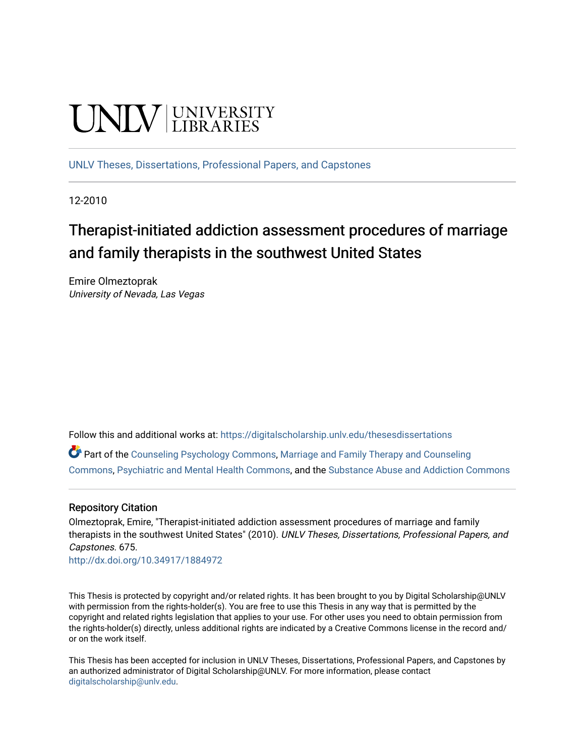UNLV | UNIVERSITY LIBRARIES

UNLV Theses, Dissertations, Professional Papers, and Capstones

12-2010

# Therapist-initiated addiction assessment procedures of marriage and family therapists in the southwest United States

Emire Olmeztoprak
*University of Nevada, Las Vegas*

Follow this and additional works at: https://digitalscholarship.unlv.edu/thesesdissertations

Part of the Counseling Psychology Commons, Marriage and Family Therapy and Counseling Commons, Psychiatric and Mental Health Commons, and the Substance Abuse and Addiction Commons

## Repository Citation

Olmeztoprak, Emire, "Therapist-initiated addiction assessment procedures of marriage and family therapists in the southwest United States" (2010). *UNLV Theses, Dissertations, Professional Papers, and Capstones*. 675.
http://dx.doi.org/10.34917/1884972

This Thesis is protected by copyright and/or related rights. It has been brought to you by Digital Scholarship@UNLV with permission from the rights-holder(s). You are free to use this Thesis in any way that is permitted by the copyright and related rights legislation that applies to your use. For other uses you need to obtain permission from the rights-holder(s) directly, unless additional rights are indicated by a Creative Commons license in the record and/or on the work itself.

This Thesis has been accepted for inclusion in UNLV Theses, Dissertations, Professional Papers, and Capstones by an authorized administrator of Digital Scholarship@UNLV. For more information, please contact digitalscholarship@unlv.edu.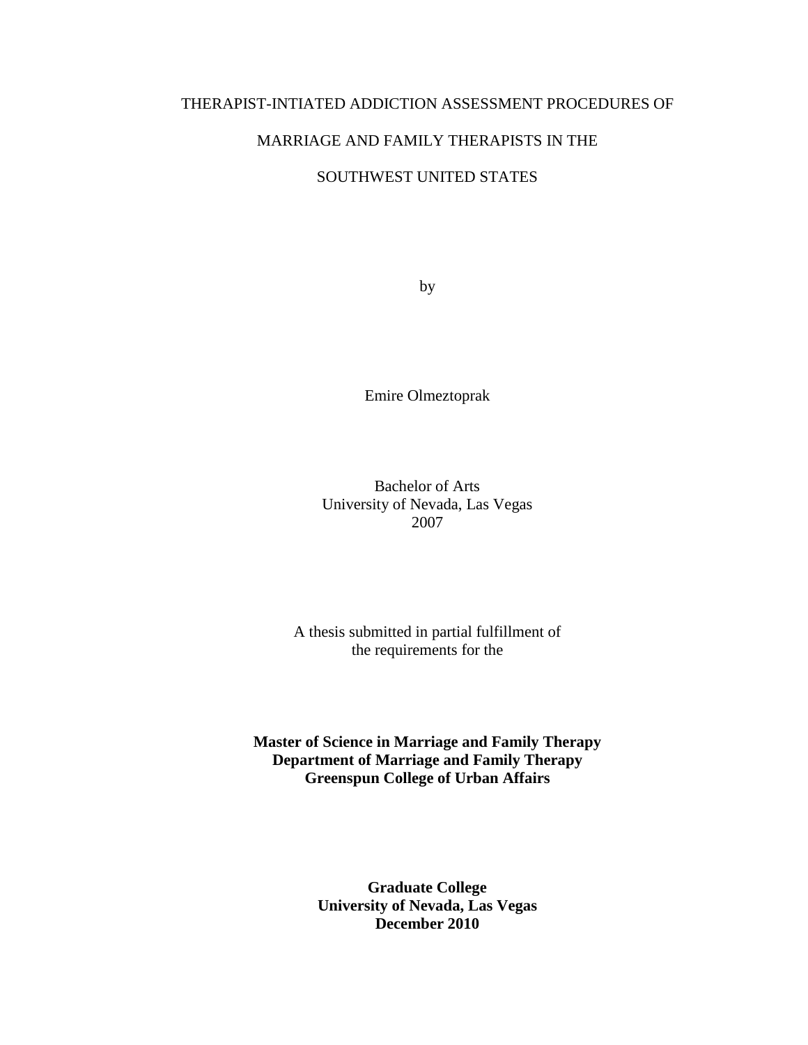THERAPIST-INTIATED ADDICTION ASSESSMENT PROCEDURES OF

MARRIAGE AND FAMILY THERAPISTS IN THE

SOUTHWEST UNITED STATES

by

Emire Olmeztoprak

Bachelor of Arts
University of Nevada, Las Vegas
2007

A thesis submitted in partial fulfillment of
the requirements for the

**Master of Science in Marriage and Family Therapy**
**Department of Marriage and Family Therapy**
**Greenspun College of Urban Affairs**

**Graduate College**
**University of Nevada, Las Vegas**
**December 2010**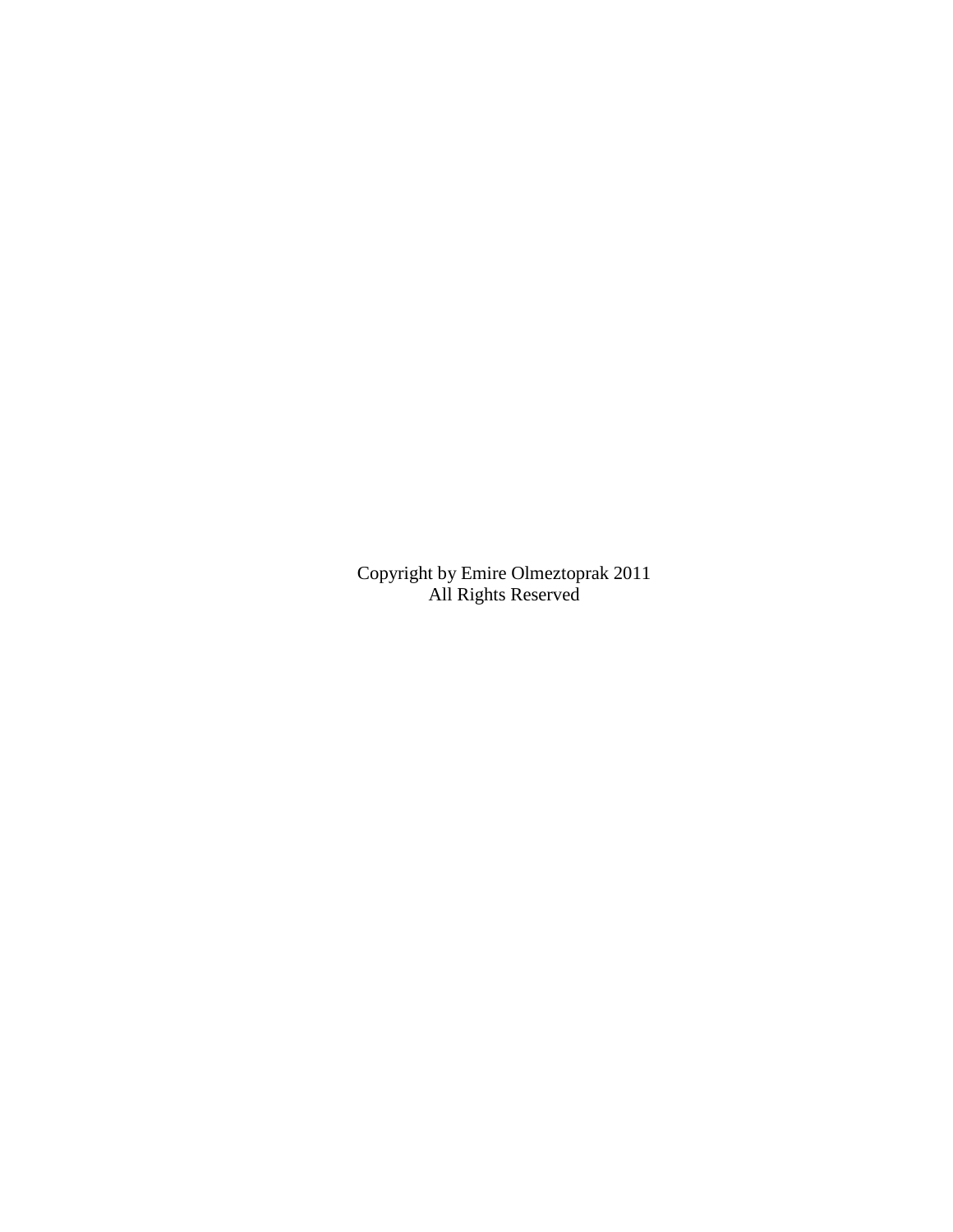Copyright by Emire Olmeztoprak 2011
All Rights Reserved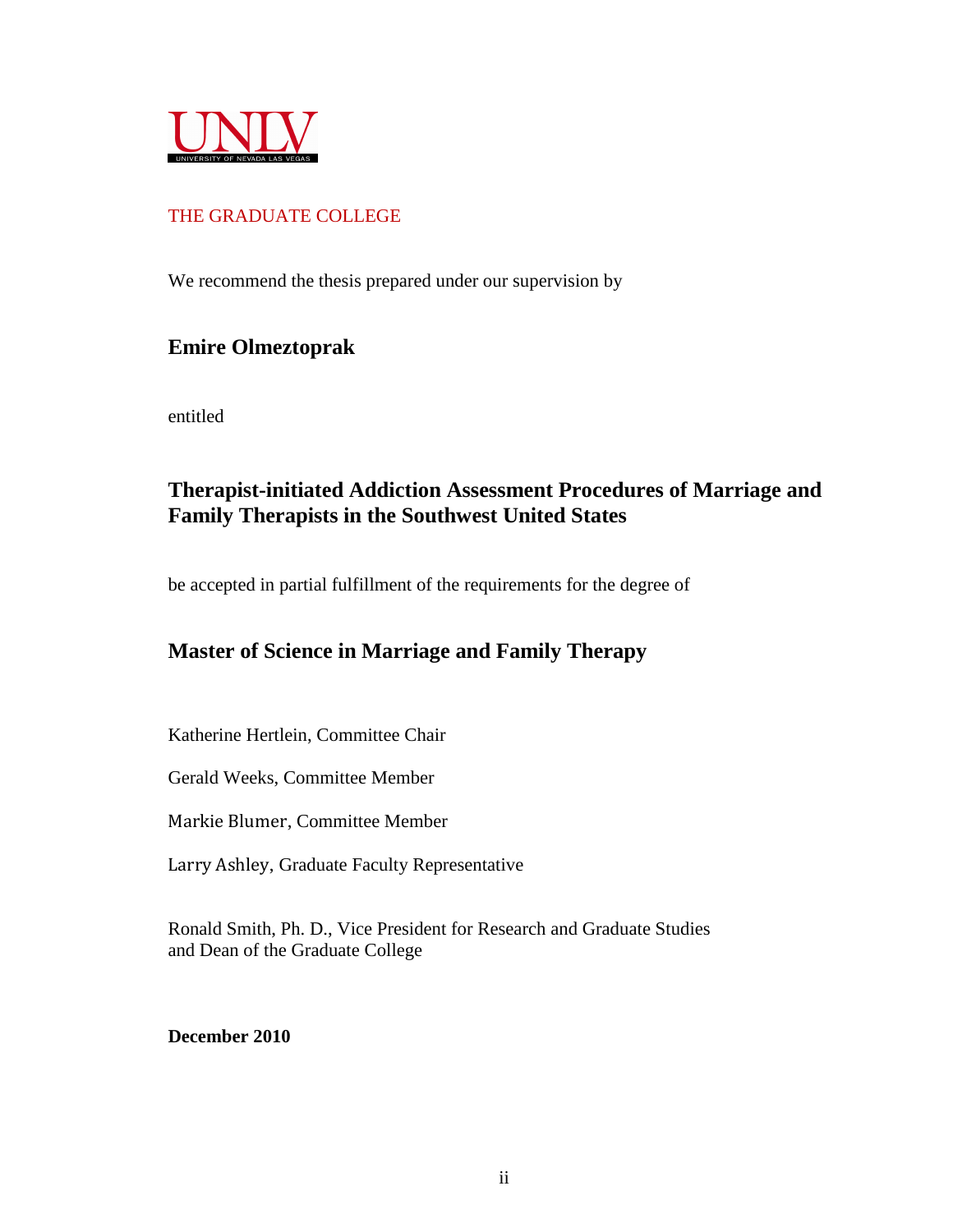UNLV
UNIVERSITY OF NEVADA LAS VEGAS

THE GRADUATE COLLEGE

We recommend the thesis prepared under our supervision by

**Emire Olmeztoprak**

entitled

**Therapist-initiated Addiction Assessment Procedures of Marriage and Family Therapists in the Southwest United States**

be accepted in partial fulfillment of the requirements for the degree of

**Master of Science in Marriage and Family Therapy**

Katherine Hertlein, Committee Chair

Gerald Weeks, Committee Member

Markie Blumer, Committee Member

Larry Ashley, Graduate Faculty Representative

Ronald Smith, Ph. D., Vice President for Research and Graduate Studies
and Dean of the Graduate College

**December 2010**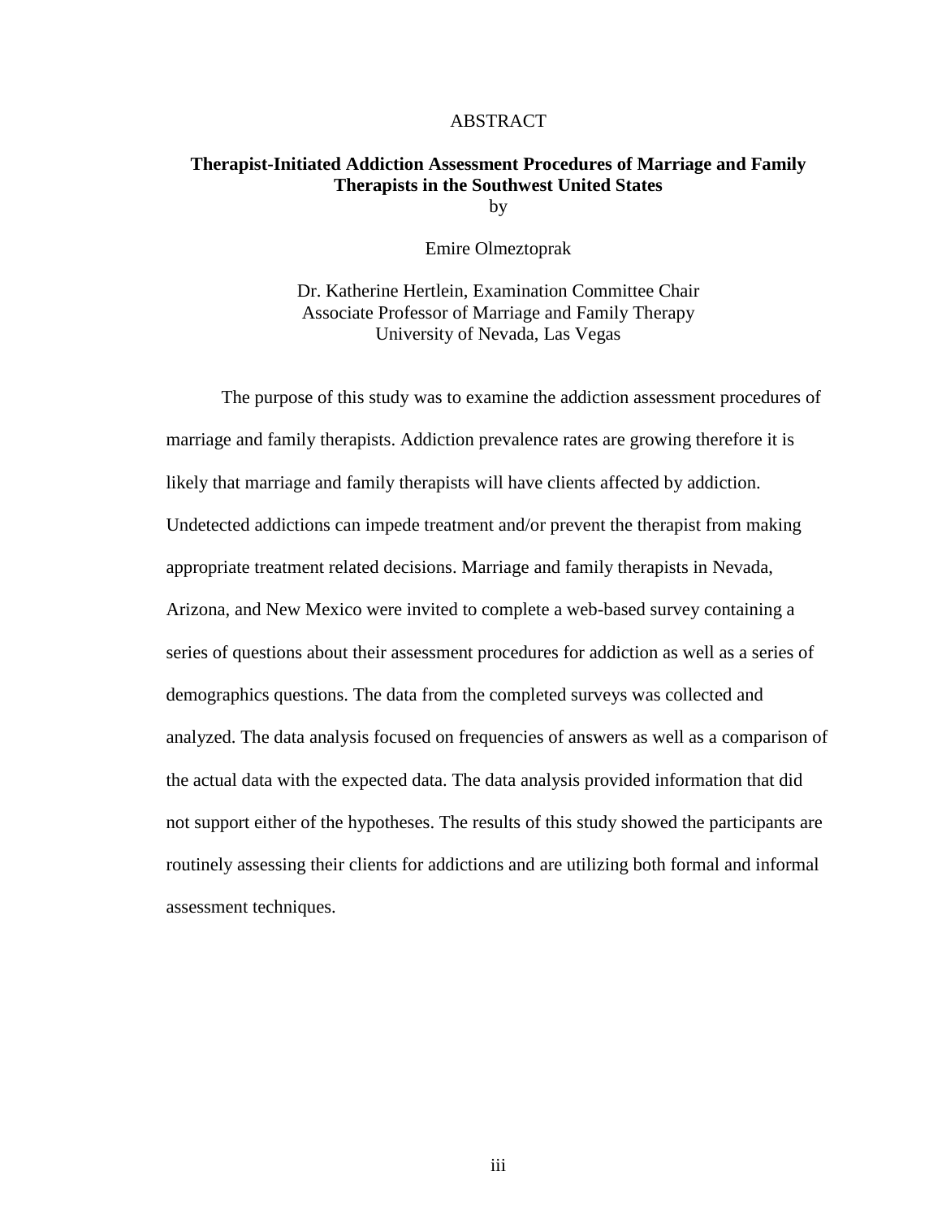# ABSTRACT

**Therapist-Initiated Addiction Assessment Procedures of Marriage and Family Therapists in the Southwest United States**

by

Emire Olmeztoprak

Dr. Katherine Hertlein, Examination Committee Chair
Associate Professor of Marriage and Family Therapy
University of Nevada, Las Vegas

The purpose of this study was to examine the addiction assessment procedures of marriage and family therapists. Addiction prevalence rates are growing therefore it is likely that marriage and family therapists will have clients affected by addiction. Undetected addictions can impede treatment and/or prevent the therapist from making appropriate treatment related decisions. Marriage and family therapists in Nevada, Arizona, and New Mexico were invited to complete a web-based survey containing a series of questions about their assessment procedures for addiction as well as a series of demographics questions. The data from the completed surveys was collected and analyzed. The data analysis focused on frequencies of answers as well as a comparison of the actual data with the expected data. The data analysis provided information that did not support either of the hypotheses. The results of this study showed the participants are routinely assessing their clients for addictions and are utilizing both formal and informal assessment techniques.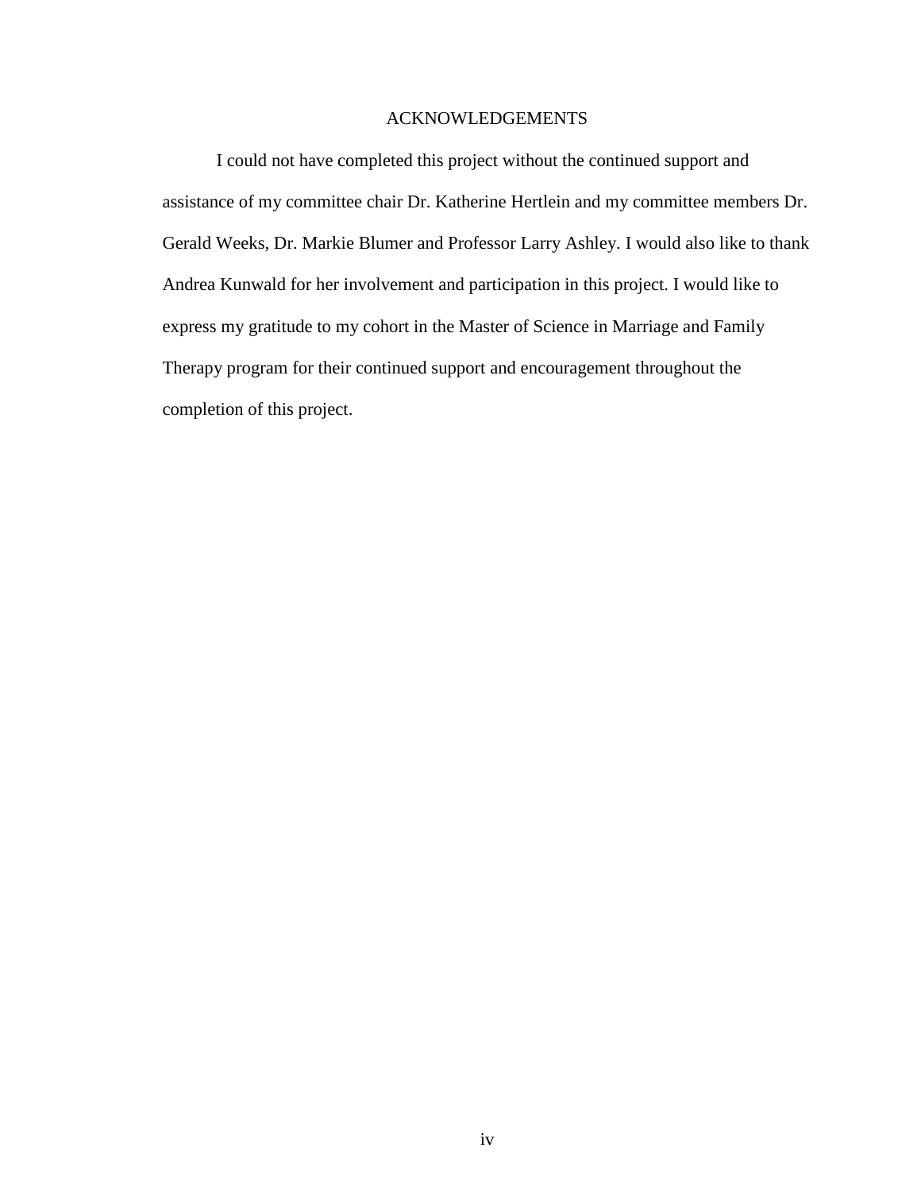# ACKNOWLEDGEMENTS

I could not have completed this project without the continued support and assistance of my committee chair Dr. Katherine Hertlein and my committee members Dr. Gerald Weeks, Dr. Markie Blumer and Professor Larry Ashley. I would also like to thank Andrea Kunwald for her involvement and participation in this project. I would like to express my gratitude to my cohort in the Master of Science in Marriage and Family Therapy program for their continued support and encouragement throughout the completion of this project.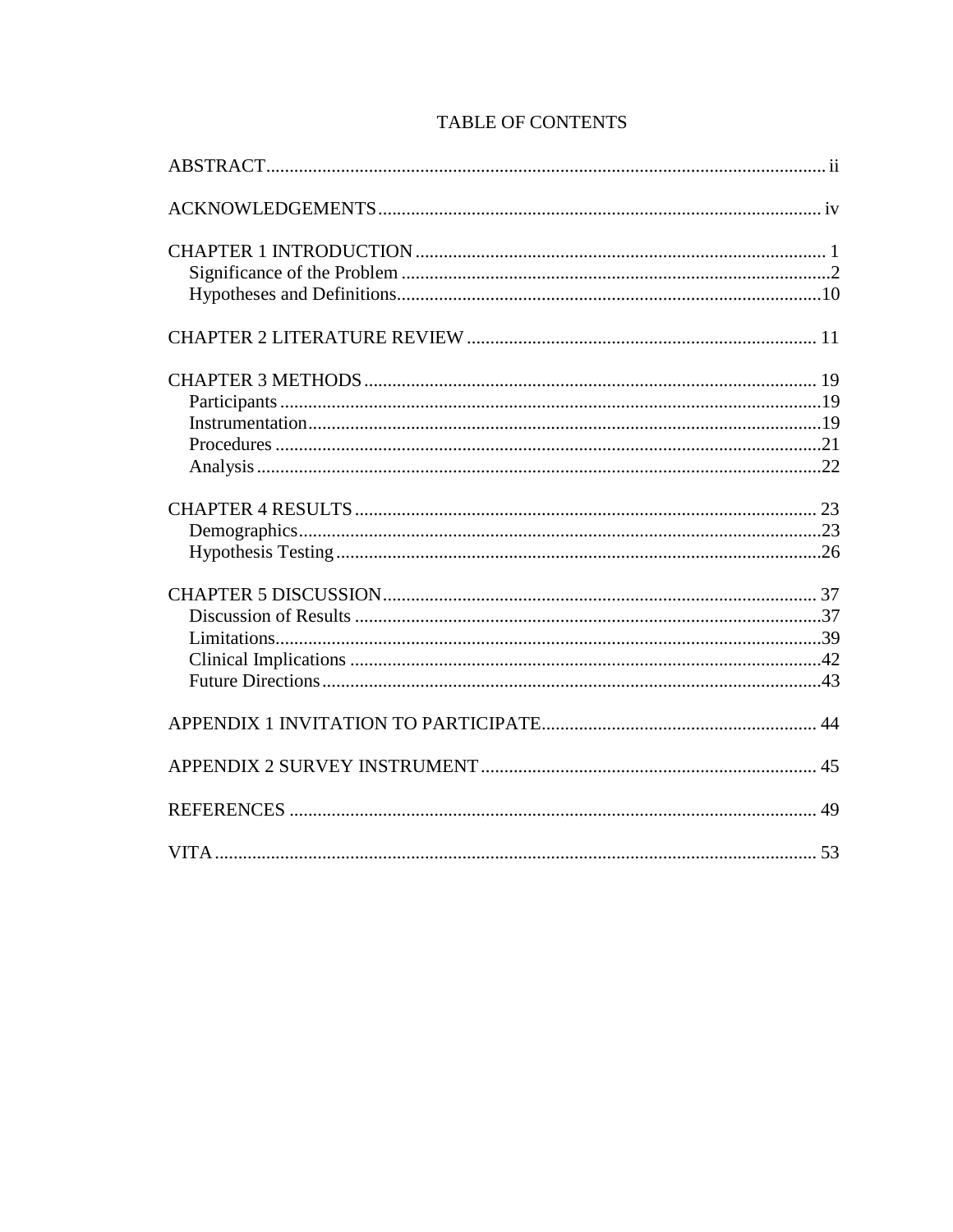# TABLE OF CONTENTS

ABSTRACT ........................................................................................................................ ii

ACKNOWLEDGEMENTS ............................................................................................... iv

CHAPTER 1 INTRODUCTION ........................................................................................ 1
- Significance of the Problem ............................................................................................2
- Hypotheses and Definitions............................................................................................10

CHAPTER 2 LITERATURE REVIEW ........................................................................... 11

CHAPTER 3 METHODS ................................................................................................. 19
- Participants ....................................................................................................................19
- Instrumentation..............................................................................................................19
- Procedures .....................................................................................................................21
- Analysis .........................................................................................................................22

CHAPTER 4 RESULTS ................................................................................................... 23
- Demographics................................................................................................................23
- Hypothesis Testing ........................................................................................................26

CHAPTER 5 DISCUSSION ............................................................................................. 37
- Discussion of Results ....................................................................................................37
- Limitations.....................................................................................................................39
- Clinical Implications .....................................................................................................42
- Future Directions ...........................................................................................................43

APPENDIX 1 INVITATION TO PARTICIPATE........................................................... 44

APPENDIX 2 SURVEY INSTRUMENT ........................................................................ 45

REFERENCES ................................................................................................................. 49

VITA ................................................................................................................................. 53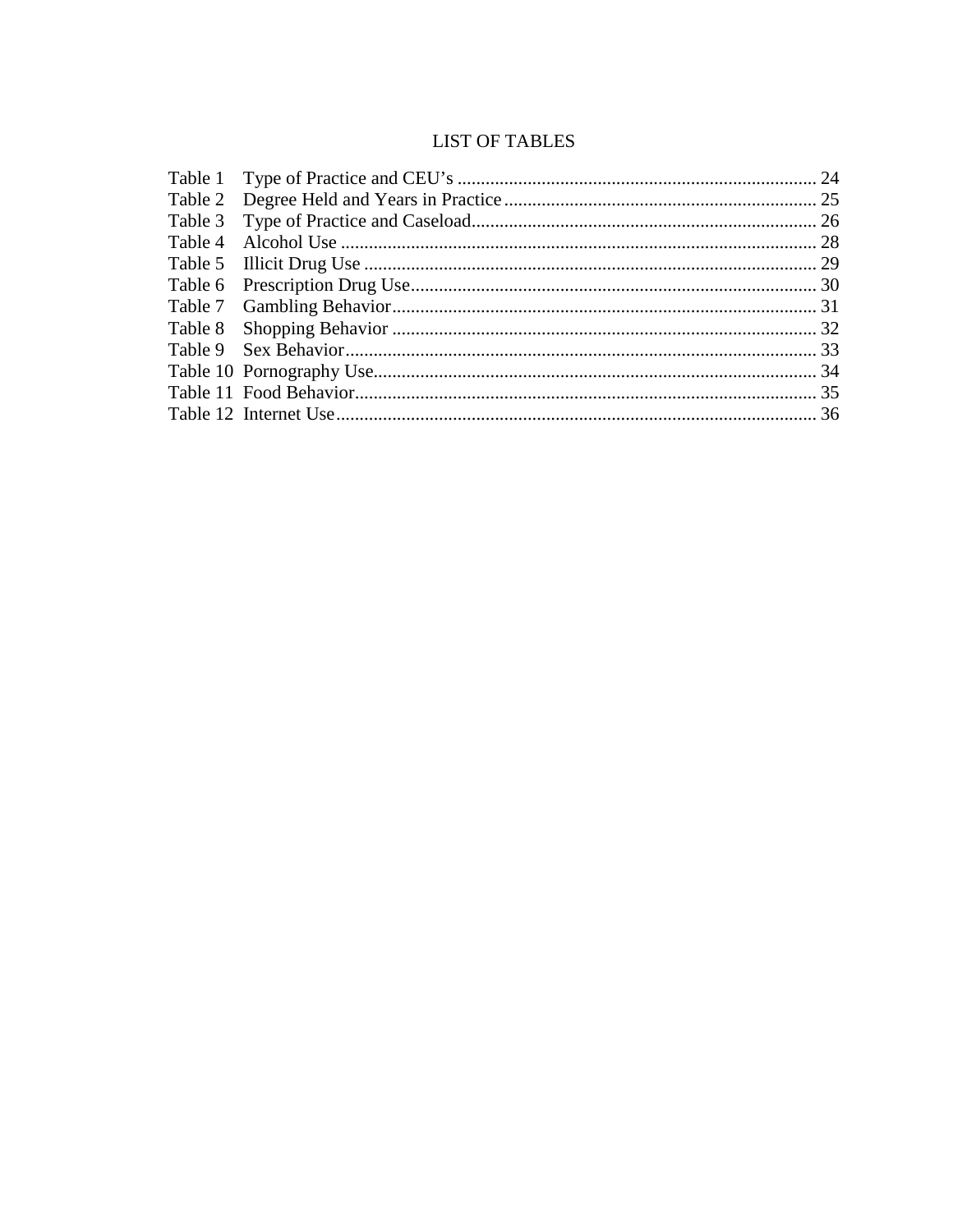# LIST OF TABLES

| Table | Title | Page |
|---|---|---|
| Table 1 | Type of Practice and CEU's | 24 |
| Table 2 | Degree Held and Years in Practice | 25 |
| Table 3 | Type of Practice and Caseload | 26 |
| Table 4 | Alcohol Use | 28 |
| Table 5 | Illicit Drug Use | 29 |
| Table 6 | Prescription Drug Use | 30 |
| Table 7 | Gambling Behavior | 31 |
| Table 8 | Shopping Behavior | 32 |
| Table 9 | Sex Behavior | 33 |
| Table 10 | Pornography Use | 34 |
| Table 11 | Food Behavior | 35 |
| Table 12 | Internet Use | 36 |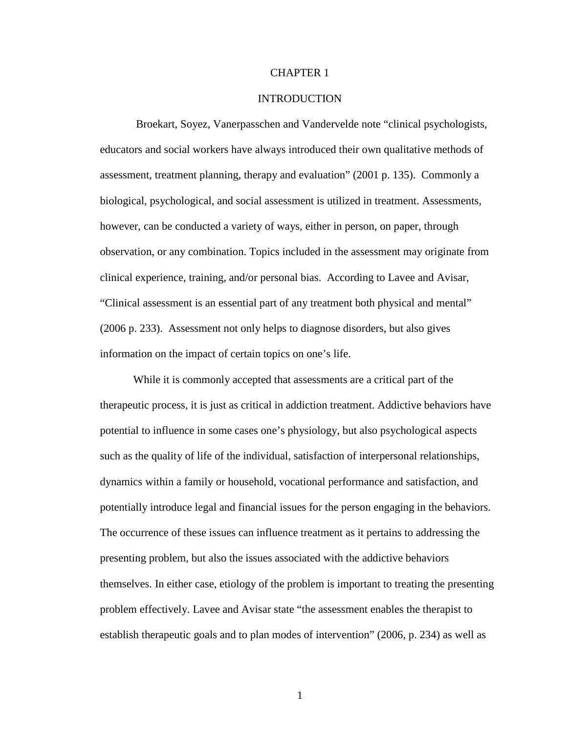# CHAPTER 1

## INTRODUCTION

Broekart, Soyez, Vanerpasschen and Vandervelde note "clinical psychologists, educators and social workers have always introduced their own qualitative methods of assessment, treatment planning, therapy and evaluation" (2001 p. 135). Commonly a biological, psychological, and social assessment is utilized in treatment. Assessments, however, can be conducted a variety of ways, either in person, on paper, through observation, or any combination. Topics included in the assessment may originate from clinical experience, training, and/or personal bias. According to Lavee and Avisar, "Clinical assessment is an essential part of any treatment both physical and mental" (2006 p. 233). Assessment not only helps to diagnose disorders, but also gives information on the impact of certain topics on one's life.

While it is commonly accepted that assessments are a critical part of the therapeutic process, it is just as critical in addiction treatment. Addictive behaviors have potential to influence in some cases one's physiology, but also psychological aspects such as the quality of life of the individual, satisfaction of interpersonal relationships, dynamics within a family or household, vocational performance and satisfaction, and potentially introduce legal and financial issues for the person engaging in the behaviors. The occurrence of these issues can influence treatment as it pertains to addressing the presenting problem, but also the issues associated with the addictive behaviors themselves. In either case, etiology of the problem is important to treating the presenting problem effectively. Lavee and Avisar state "the assessment enables the therapist to establish therapeutic goals and to plan modes of intervention" (2006, p. 234) as well as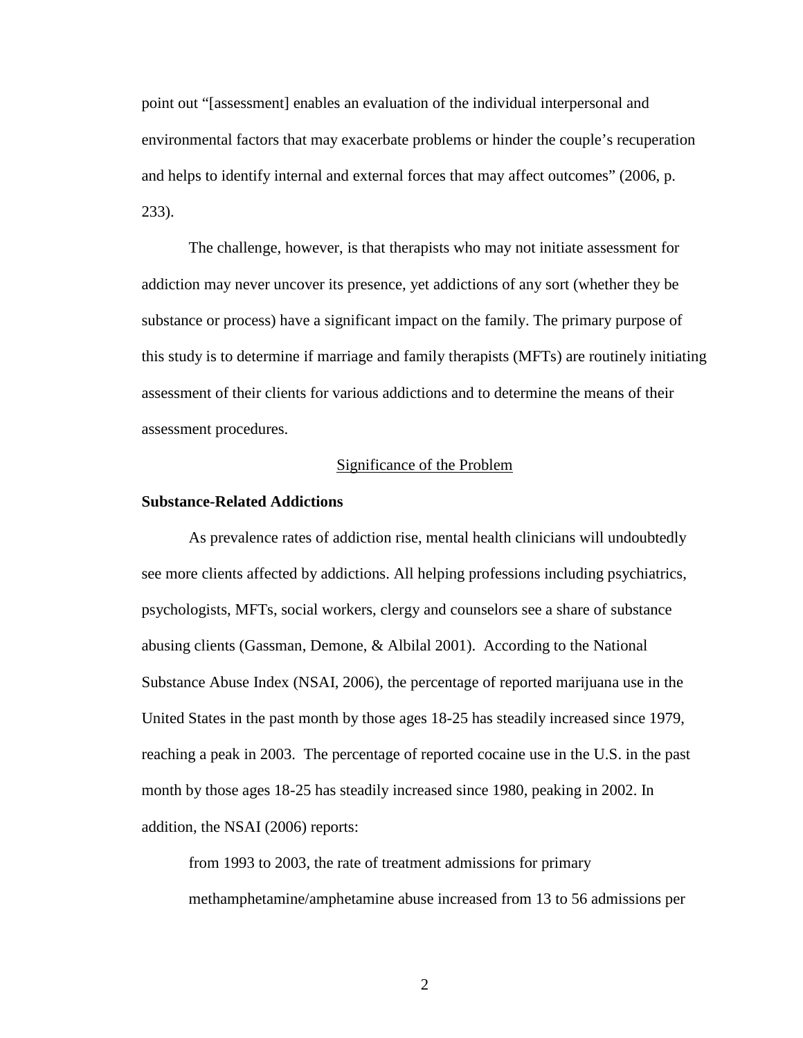point out "[assessment] enables an evaluation of the individual interpersonal and environmental factors that may exacerbate problems or hinder the couple's recuperation and helps to identify internal and external forces that may affect outcomes" (2006, p. 233).

The challenge, however, is that therapists who may not initiate assessment for addiction may never uncover its presence, yet addictions of any sort (whether they be substance or process) have a significant impact on the family. The primary purpose of this study is to determine if marriage and family therapists (MFTs) are routinely initiating assessment of their clients for various addictions and to determine the means of their assessment procedures.

## Significance of the Problem

### Substance-Related Addictions

As prevalence rates of addiction rise, mental health clinicians will undoubtedly see more clients affected by addictions. All helping professions including psychiatrics, psychologists, MFTs, social workers, clergy and counselors see a share of substance abusing clients (Gassman, Demone, & Albilal 2001). According to the National Substance Abuse Index (NSAI, 2006), the percentage of reported marijuana use in the United States in the past month by those ages 18-25 has steadily increased since 1979, reaching a peak in 2003. The percentage of reported cocaine use in the U.S. in the past month by those ages 18-25 has steadily increased since 1980, peaking in 2002. In addition, the NSAI (2006) reports:

> from 1993 to 2003, the rate of treatment admissions for primary methamphetamine/amphetamine abuse increased from 13 to 56 admissions per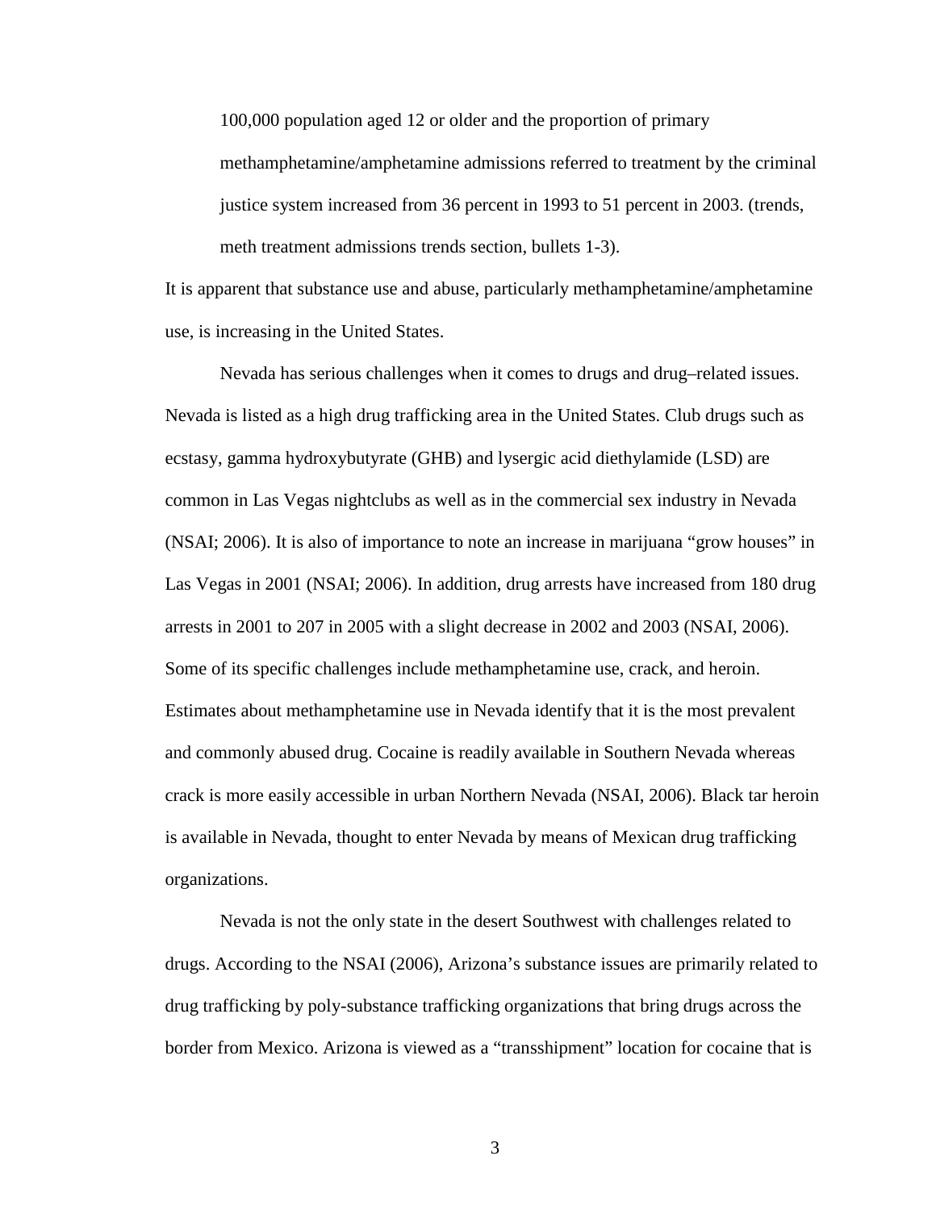> 100,000 population aged 12 or older and the proportion of primary methamphetamine/amphetamine admissions referred to treatment by the criminal justice system increased from 36 percent in 1993 to 51 percent in 2003. (trends, meth treatment admissions trends section, bullets 1-3).

It is apparent that substance use and abuse, particularly methamphetamine/amphetamine use, is increasing in the United States.

Nevada has serious challenges when it comes to drugs and drug–related issues. Nevada is listed as a high drug trafficking area in the United States. Club drugs such as ecstasy, gamma hydroxybutyrate (GHB) and lysergic acid diethylamide (LSD) are common in Las Vegas nightclubs as well as in the commercial sex industry in Nevada (NSAI; 2006). It is also of importance to note an increase in marijuana "grow houses" in Las Vegas in 2001 (NSAI; 2006). In addition, drug arrests have increased from 180 drug arrests in 2001 to 207 in 2005 with a slight decrease in 2002 and 2003 (NSAI, 2006). Some of its specific challenges include methamphetamine use, crack, and heroin. Estimates about methamphetamine use in Nevada identify that it is the most prevalent and commonly abused drug. Cocaine is readily available in Southern Nevada whereas crack is more easily accessible in urban Northern Nevada (NSAI, 2006). Black tar heroin is available in Nevada, thought to enter Nevada by means of Mexican drug trafficking organizations.

Nevada is not the only state in the desert Southwest with challenges related to drugs. According to the NSAI (2006), Arizona's substance issues are primarily related to drug trafficking by poly-substance trafficking organizations that bring drugs across the border from Mexico. Arizona is viewed as a "transshipment" location for cocaine that is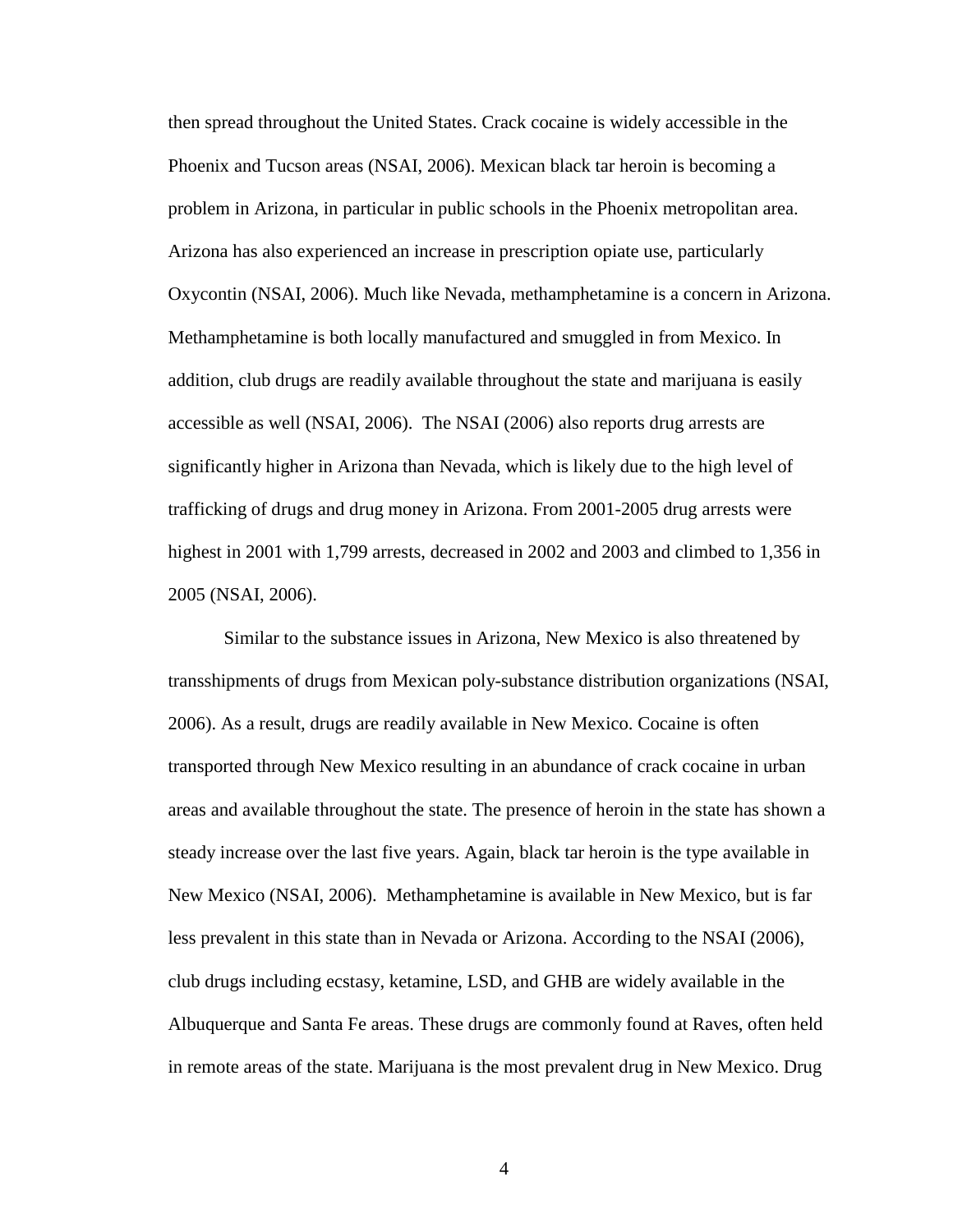then spread throughout the United States. Crack cocaine is widely accessible in the Phoenix and Tucson areas (NSAI, 2006). Mexican black tar heroin is becoming a problem in Arizona, in particular in public schools in the Phoenix metropolitan area. Arizona has also experienced an increase in prescription opiate use, particularly Oxycontin (NSAI, 2006). Much like Nevada, methamphetamine is a concern in Arizona. Methamphetamine is both locally manufactured and smuggled in from Mexico. In addition, club drugs are readily available throughout the state and marijuana is easily accessible as well (NSAI, 2006). The NSAI (2006) also reports drug arrests are significantly higher in Arizona than Nevada, which is likely due to the high level of trafficking of drugs and drug money in Arizona. From 2001-2005 drug arrests were highest in 2001 with 1,799 arrests, decreased in 2002 and 2003 and climbed to 1,356 in 2005 (NSAI, 2006).

Similar to the substance issues in Arizona, New Mexico is also threatened by transshipments of drugs from Mexican poly-substance distribution organizations (NSAI, 2006). As a result, drugs are readily available in New Mexico. Cocaine is often transported through New Mexico resulting in an abundance of crack cocaine in urban areas and available throughout the state. The presence of heroin in the state has shown a steady increase over the last five years. Again, black tar heroin is the type available in New Mexico (NSAI, 2006). Methamphetamine is available in New Mexico, but is far less prevalent in this state than in Nevada or Arizona. According to the NSAI (2006), club drugs including ecstasy, ketamine, LSD, and GHB are widely available in the Albuquerque and Santa Fe areas. These drugs are commonly found at Raves, often held in remote areas of the state. Marijuana is the most prevalent drug in New Mexico. Drug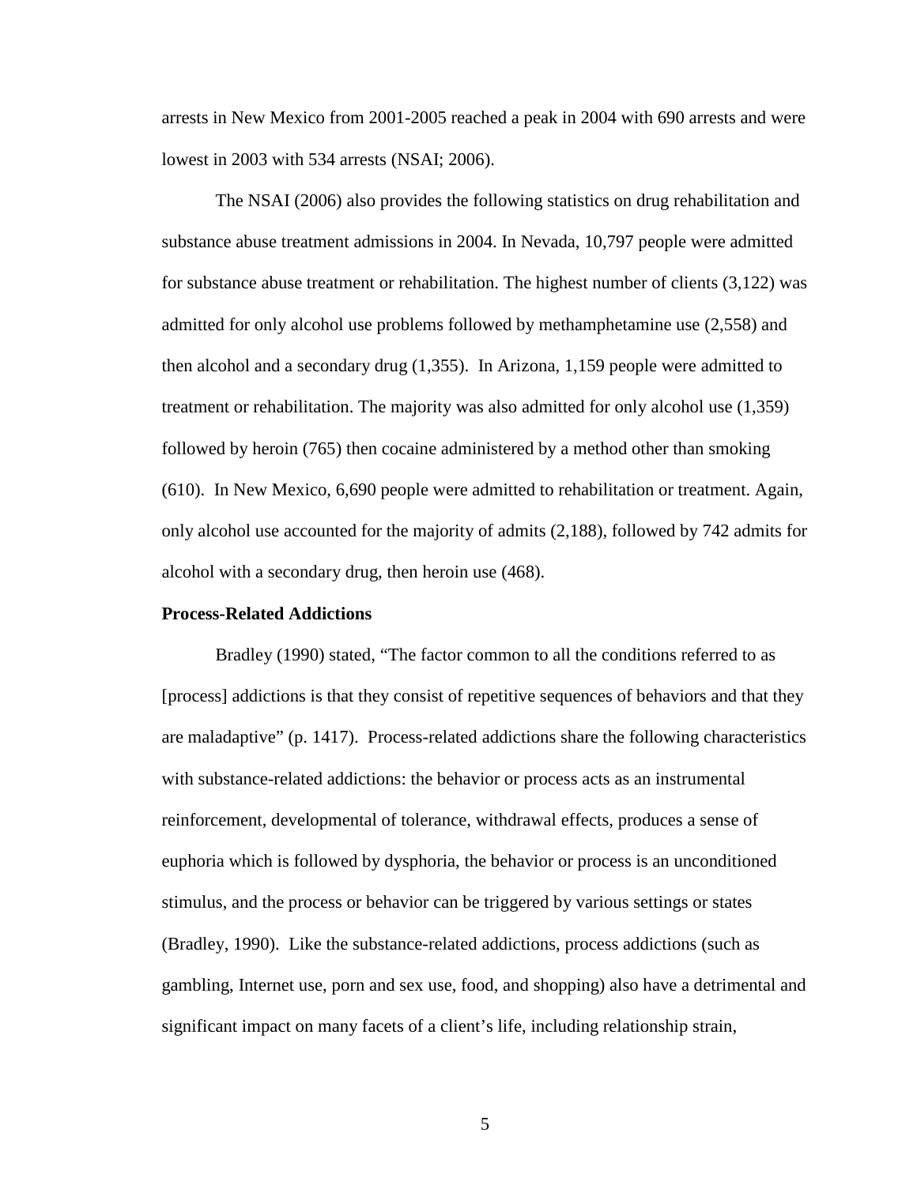arrests in New Mexico from 2001-2005 reached a peak in 2004 with 690 arrests and were lowest in 2003 with 534 arrests (NSAI; 2006).

The NSAI (2006) also provides the following statistics on drug rehabilitation and substance abuse treatment admissions in 2004. In Nevada, 10,797 people were admitted for substance abuse treatment or rehabilitation. The highest number of clients (3,122) was admitted for only alcohol use problems followed by methamphetamine use (2,558) and then alcohol and a secondary drug (1,355). In Arizona, 1,159 people were admitted to treatment or rehabilitation. The majority was also admitted for only alcohol use (1,359) followed by heroin (765) then cocaine administered by a method other than smoking (610). In New Mexico, 6,690 people were admitted to rehabilitation or treatment. Again, only alcohol use accounted for the majority of admits (2,188), followed by 742 admits for alcohol with a secondary drug, then heroin use (468).

**Process-Related Addictions**

Bradley (1990) stated, "The factor common to all the conditions referred to as [process] addictions is that they consist of repetitive sequences of behaviors and that they are maladaptive" (p. 1417). Process-related addictions share the following characteristics with substance-related addictions: the behavior or process acts as an instrumental reinforcement, developmental of tolerance, withdrawal effects, produces a sense of euphoria which is followed by dysphoria, the behavior or process is an unconditioned stimulus, and the process or behavior can be triggered by various settings or states (Bradley, 1990). Like the substance-related addictions, process addictions (such as gambling, Internet use, porn and sex use, food, and shopping) also have a detrimental and significant impact on many facets of a client's life, including relationship strain,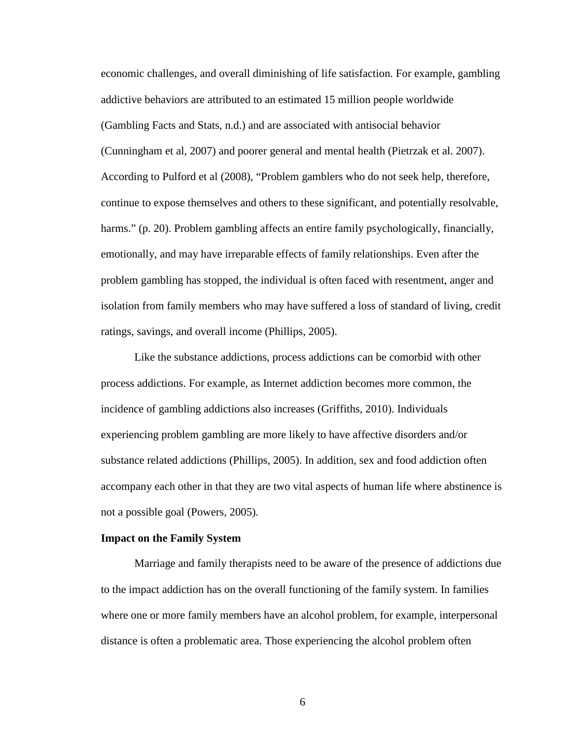economic challenges, and overall diminishing of life satisfaction. For example, gambling addictive behaviors are attributed to an estimated 15 million people worldwide (Gambling Facts and Stats, n.d.) and are associated with antisocial behavior (Cunningham et al, 2007) and poorer general and mental health (Pietrzak et al. 2007). According to Pulford et al (2008), "Problem gamblers who do not seek help, therefore, continue to expose themselves and others to these significant, and potentially resolvable, harms." (p. 20). Problem gambling affects an entire family psychologically, financially, emotionally, and may have irreparable effects of family relationships. Even after the problem gambling has stopped, the individual is often faced with resentment, anger and isolation from family members who may have suffered a loss of standard of living, credit ratings, savings, and overall income (Phillips, 2005).

Like the substance addictions, process addictions can be comorbid with other process addictions. For example, as Internet addiction becomes more common, the incidence of gambling addictions also increases (Griffiths, 2010). Individuals experiencing problem gambling are more likely to have affective disorders and/or substance related addictions (Phillips, 2005). In addition, sex and food addiction often accompany each other in that they are two vital aspects of human life where abstinence is not a possible goal (Powers, 2005).

**Impact on the Family System**

Marriage and family therapists need to be aware of the presence of addictions due to the impact addiction has on the overall functioning of the family system. In families where one or more family members have an alcohol problem, for example, interpersonal distance is often a problematic area. Those experiencing the alcohol problem often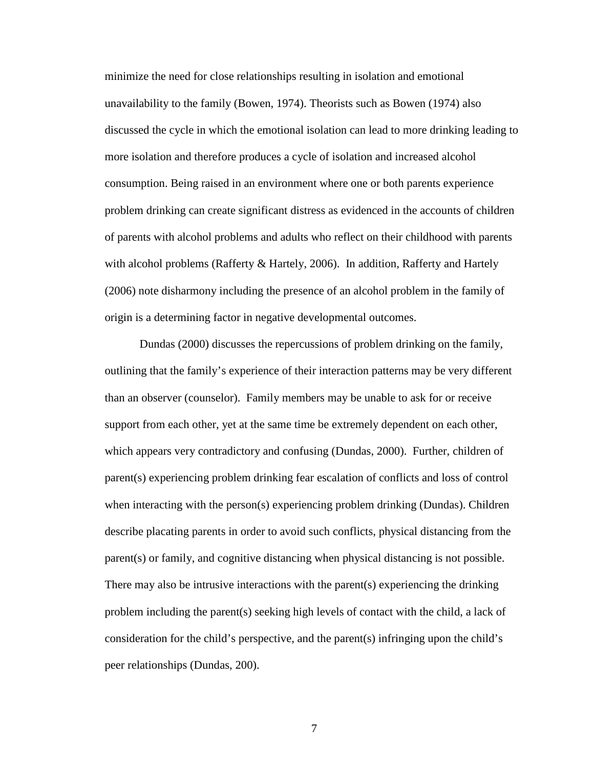minimize the need for close relationships resulting in isolation and emotional unavailability to the family (Bowen, 1974). Theorists such as Bowen (1974) also discussed the cycle in which the emotional isolation can lead to more drinking leading to more isolation and therefore produces a cycle of isolation and increased alcohol consumption. Being raised in an environment where one or both parents experience problem drinking can create significant distress as evidenced in the accounts of children of parents with alcohol problems and adults who reflect on their childhood with parents with alcohol problems (Rafferty & Hartely, 2006). In addition, Rafferty and Hartely (2006) note disharmony including the presence of an alcohol problem in the family of origin is a determining factor in negative developmental outcomes.

Dundas (2000) discusses the repercussions of problem drinking on the family, outlining that the family's experience of their interaction patterns may be very different than an observer (counselor). Family members may be unable to ask for or receive support from each other, yet at the same time be extremely dependent on each other, which appears very contradictory and confusing (Dundas, 2000). Further, children of parent(s) experiencing problem drinking fear escalation of conflicts and loss of control when interacting with the person(s) experiencing problem drinking (Dundas). Children describe placating parents in order to avoid such conflicts, physical distancing from the parent(s) or family, and cognitive distancing when physical distancing is not possible. There may also be intrusive interactions with the parent(s) experiencing the drinking problem including the parent(s) seeking high levels of contact with the child, a lack of consideration for the child's perspective, and the parent(s) infringing upon the child's peer relationships (Dundas, 200).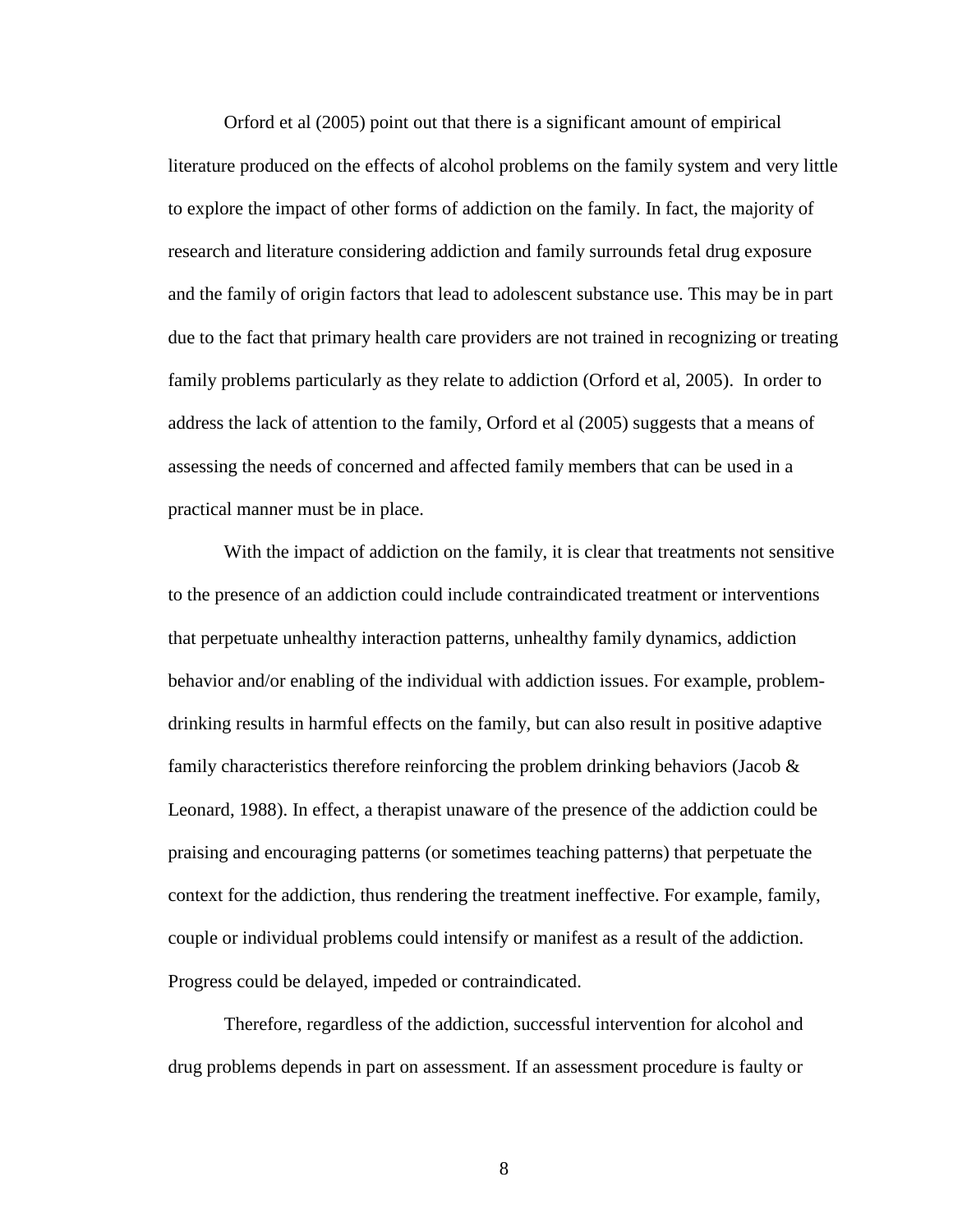Orford et al (2005) point out that there is a significant amount of empirical literature produced on the effects of alcohol problems on the family system and very little to explore the impact of other forms of addiction on the family. In fact, the majority of research and literature considering addiction and family surrounds fetal drug exposure and the family of origin factors that lead to adolescent substance use. This may be in part due to the fact that primary health care providers are not trained in recognizing or treating family problems particularly as they relate to addiction (Orford et al, 2005). In order to address the lack of attention to the family, Orford et al (2005) suggests that a means of assessing the needs of concerned and affected family members that can be used in a practical manner must be in place.

With the impact of addiction on the family, it is clear that treatments not sensitive to the presence of an addiction could include contraindicated treatment or interventions that perpetuate unhealthy interaction patterns, unhealthy family dynamics, addiction behavior and/or enabling of the individual with addiction issues. For example, problem-drinking results in harmful effects on the family, but can also result in positive adaptive family characteristics therefore reinforcing the problem drinking behaviors (Jacob & Leonard, 1988). In effect, a therapist unaware of the presence of the addiction could be praising and encouraging patterns (or sometimes teaching patterns) that perpetuate the context for the addiction, thus rendering the treatment ineffective. For example, family, couple or individual problems could intensify or manifest as a result of the addiction. Progress could be delayed, impeded or contraindicated.

Therefore, regardless of the addiction, successful intervention for alcohol and drug problems depends in part on assessment. If an assessment procedure is faulty or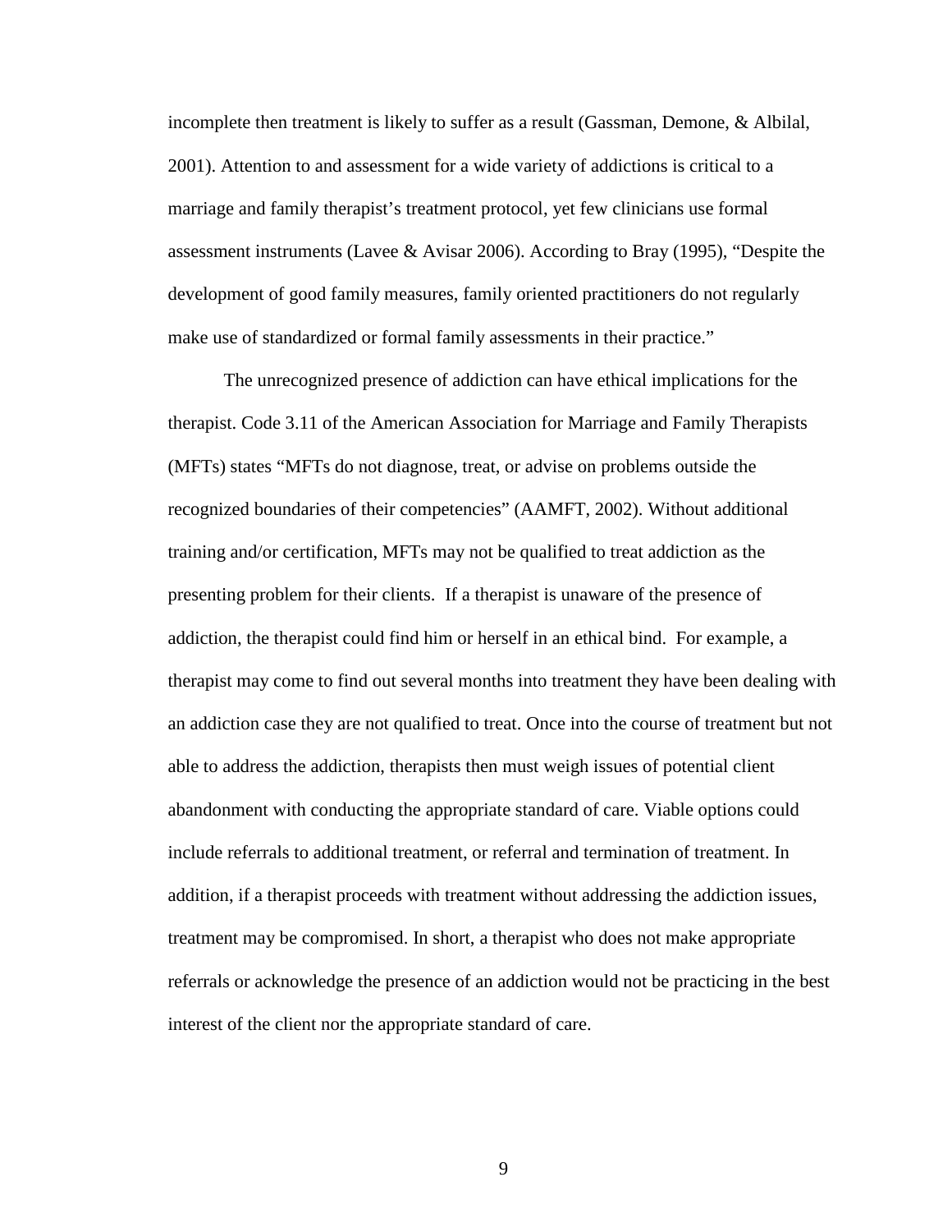incomplete then treatment is likely to suffer as a result (Gassman, Demone, & Albilal, 2001). Attention to and assessment for a wide variety of addictions is critical to a marriage and family therapist's treatment protocol, yet few clinicians use formal assessment instruments (Lavee & Avisar 2006). According to Bray (1995), "Despite the development of good family measures, family oriented practitioners do not regularly make use of standardized or formal family assessments in their practice."

The unrecognized presence of addiction can have ethical implications for the therapist. Code 3.11 of the American Association for Marriage and Family Therapists (MFTs) states "MFTs do not diagnose, treat, or advise on problems outside the recognized boundaries of their competencies" (AAMFT, 2002). Without additional training and/or certification, MFTs may not be qualified to treat addiction as the presenting problem for their clients. If a therapist is unaware of the presence of addiction, the therapist could find him or herself in an ethical bind. For example, a therapist may come to find out several months into treatment they have been dealing with an addiction case they are not qualified to treat. Once into the course of treatment but not able to address the addiction, therapists then must weigh issues of potential client abandonment with conducting the appropriate standard of care. Viable options could include referrals to additional treatment, or referral and termination of treatment. In addition, if a therapist proceeds with treatment without addressing the addiction issues, treatment may be compromised. In short, a therapist who does not make appropriate referrals or acknowledge the presence of an addiction would not be practicing in the best interest of the client nor the appropriate standard of care.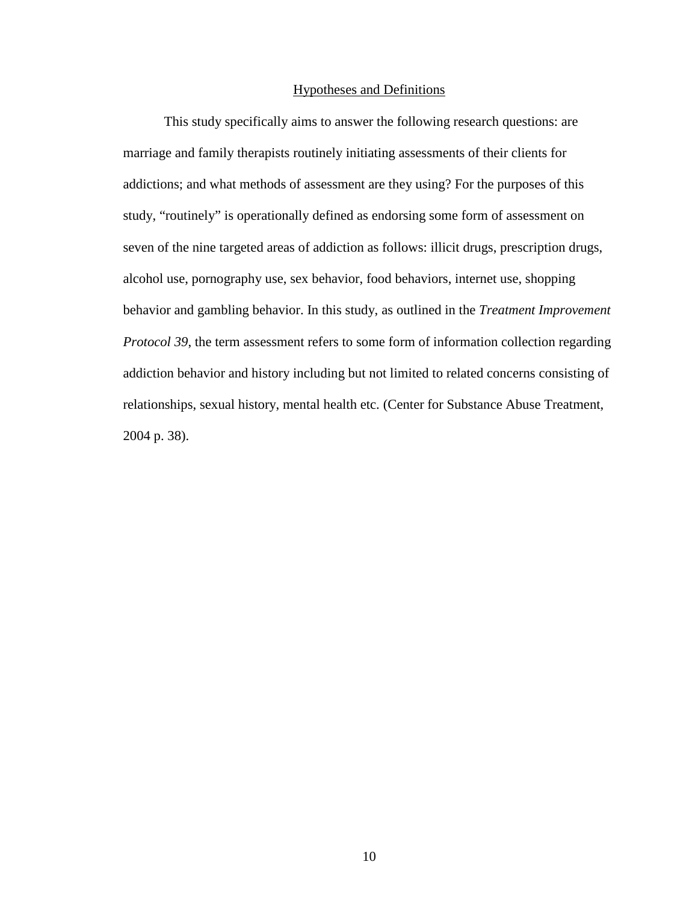## Hypotheses and Definitions

This study specifically aims to answer the following research questions: are marriage and family therapists routinely initiating assessments of their clients for addictions; and what methods of assessment are they using? For the purposes of this study, “routinely” is operationally defined as endorsing some form of assessment on seven of the nine targeted areas of addiction as follows: illicit drugs, prescription drugs, alcohol use, pornography use, sex behavior, food behaviors, internet use, shopping behavior and gambling behavior. In this study, as outlined in the *Treatment Improvement Protocol 39*, the term assessment refers to some form of information collection regarding addiction behavior and history including but not limited to related concerns consisting of relationships, sexual history, mental health etc. (Center for Substance Abuse Treatment, 2004 p. 38).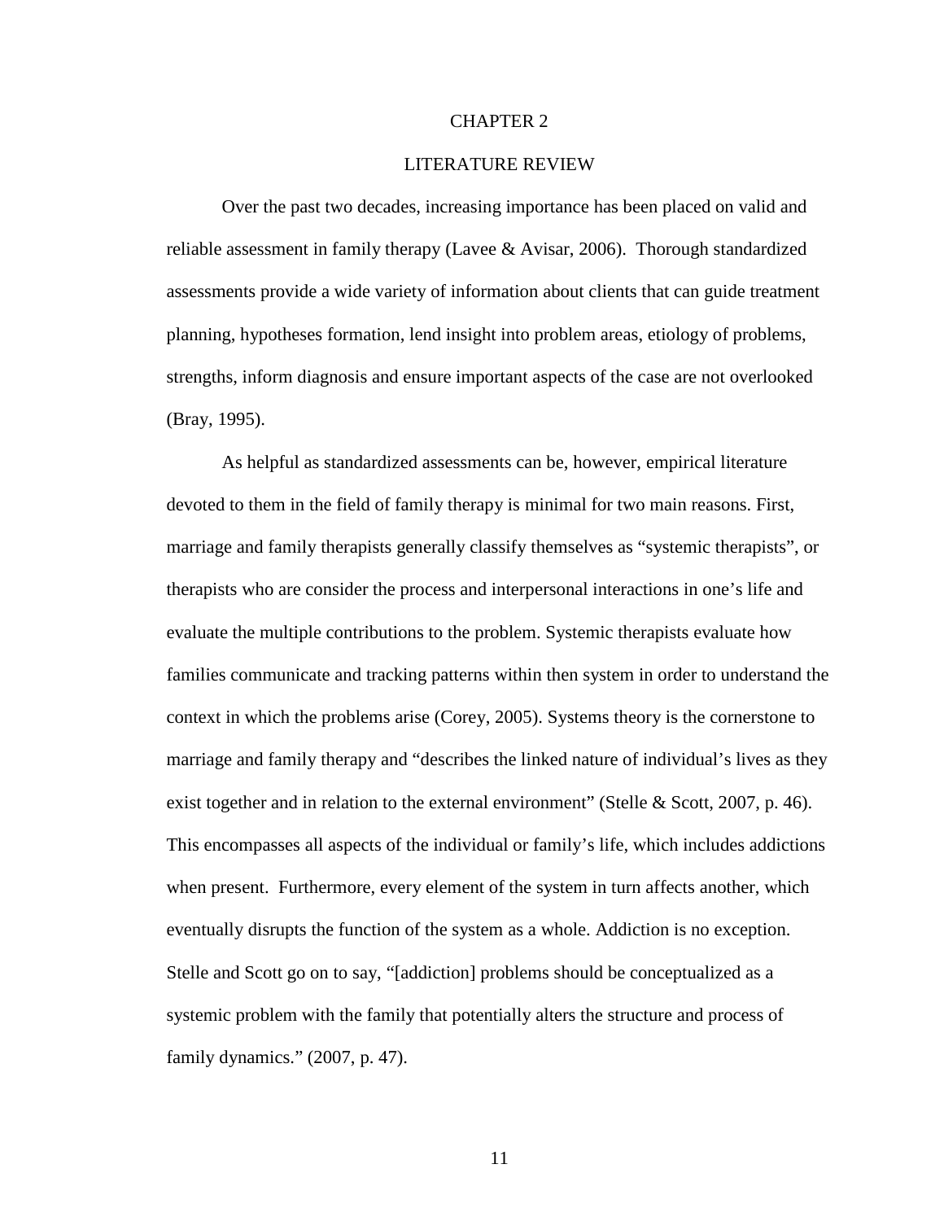# CHAPTER 2

## LITERATURE REVIEW

Over the past two decades, increasing importance has been placed on valid and reliable assessment in family therapy (Lavee & Avisar, 2006). Thorough standardized assessments provide a wide variety of information about clients that can guide treatment planning, hypotheses formation, lend insight into problem areas, etiology of problems, strengths, inform diagnosis and ensure important aspects of the case are not overlooked (Bray, 1995).

As helpful as standardized assessments can be, however, empirical literature devoted to them in the field of family therapy is minimal for two main reasons. First, marriage and family therapists generally classify themselves as "systemic therapists", or therapists who are consider the process and interpersonal interactions in one's life and evaluate the multiple contributions to the problem. Systemic therapists evaluate how families communicate and tracking patterns within then system in order to understand the context in which the problems arise (Corey, 2005). Systems theory is the cornerstone to marriage and family therapy and "describes the linked nature of individual's lives as they exist together and in relation to the external environment" (Stelle & Scott, 2007, p. 46). This encompasses all aspects of the individual or family's life, which includes addictions when present. Furthermore, every element of the system in turn affects another, which eventually disrupts the function of the system as a whole. Addiction is no exception. Stelle and Scott go on to say, "[addiction] problems should be conceptualized as a systemic problem with the family that potentially alters the structure and process of family dynamics." (2007, p. 47).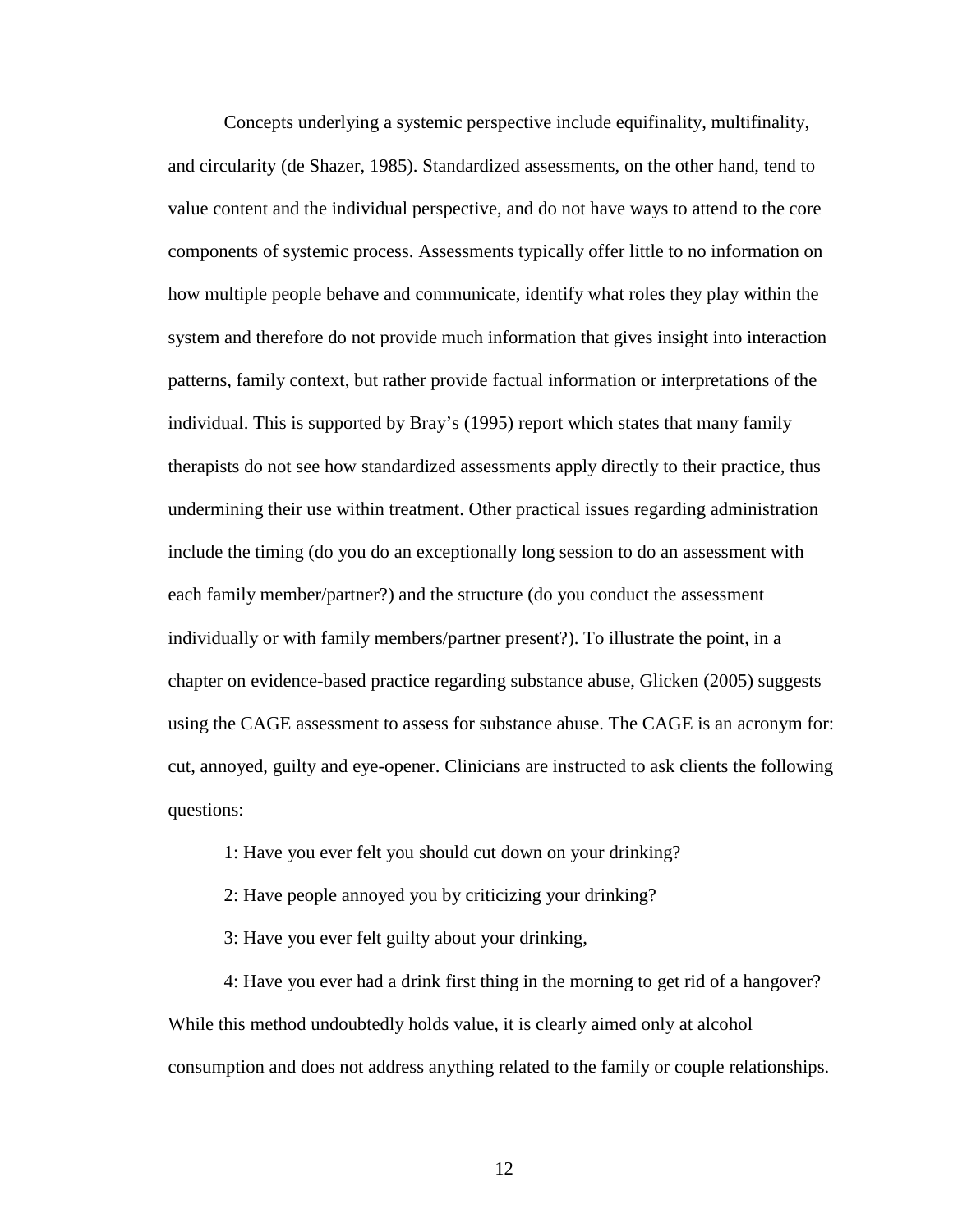Concepts underlying a systemic perspective include equifinality, multifinality, and circularity (de Shazer, 1985). Standardized assessments, on the other hand, tend to value content and the individual perspective, and do not have ways to attend to the core components of systemic process. Assessments typically offer little to no information on how multiple people behave and communicate, identify what roles they play within the system and therefore do not provide much information that gives insight into interaction patterns, family context, but rather provide factual information or interpretations of the individual. This is supported by Bray's (1995) report which states that many family therapists do not see how standardized assessments apply directly to their practice, thus undermining their use within treatment. Other practical issues regarding administration include the timing (do you do an exceptionally long session to do an assessment with each family member/partner?) and the structure (do you conduct the assessment individually or with family members/partner present?). To illustrate the point, in a chapter on evidence-based practice regarding substance abuse, Glicken (2005) suggests using the CAGE assessment to assess for substance abuse. The CAGE is an acronym for: cut, annoyed, guilty and eye-opener. Clinicians are instructed to ask clients the following questions:

1: Have you ever felt you should cut down on your drinking?

2: Have people annoyed you by criticizing your drinking?

3: Have you ever felt guilty about your drinking,

4: Have you ever had a drink first thing in the morning to get rid of a hangover?

While this method undoubtedly holds value, it is clearly aimed only at alcohol consumption and does not address anything related to the family or couple relationships.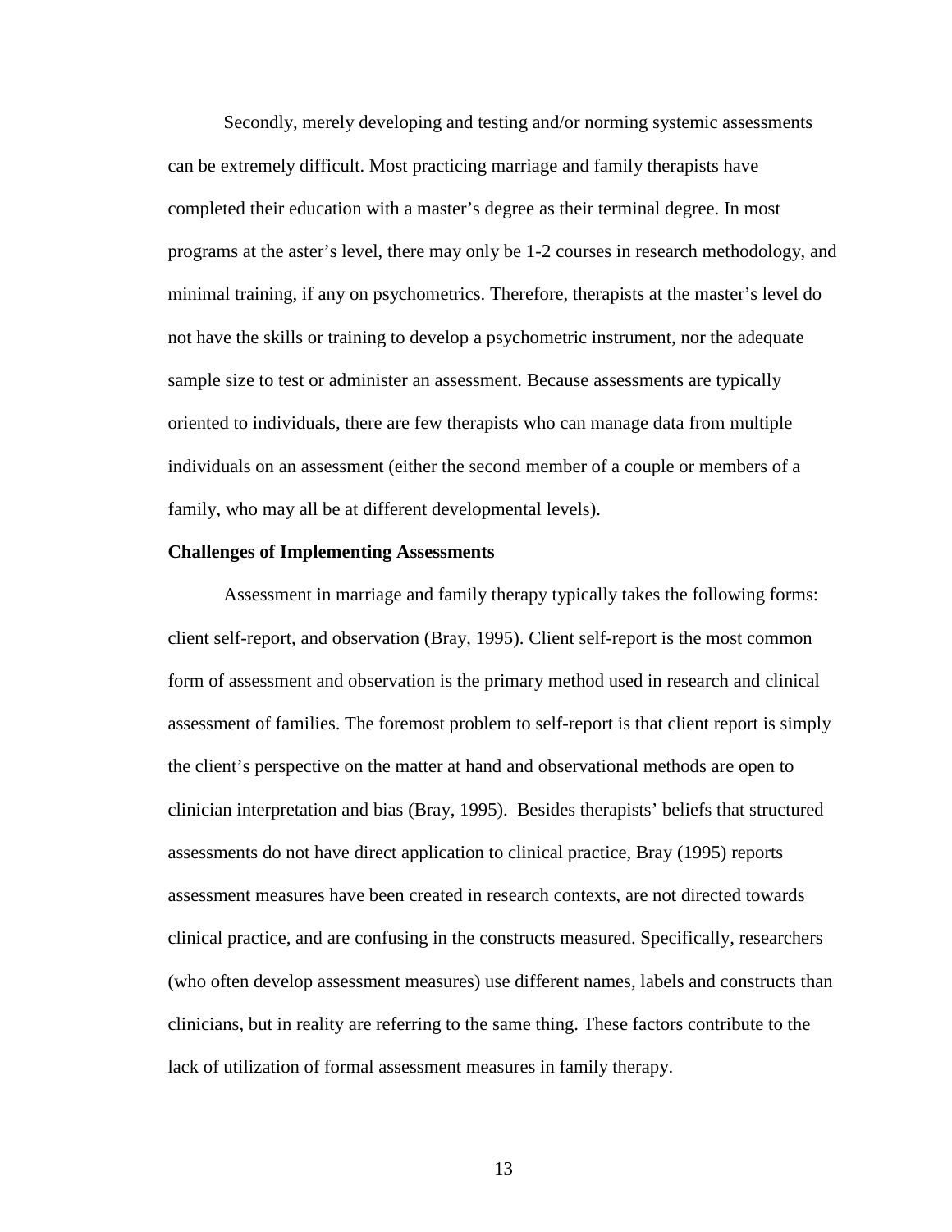Secondly, merely developing and testing and/or norming systemic assessments can be extremely difficult. Most practicing marriage and family therapists have completed their education with a master's degree as their terminal degree. In most programs at the aster's level, there may only be 1-2 courses in research methodology, and minimal training, if any on psychometrics. Therefore, therapists at the master's level do not have the skills or training to develop a psychometric instrument, nor the adequate sample size to test or administer an assessment. Because assessments are typically oriented to individuals, there are few therapists who can manage data from multiple individuals on an assessment (either the second member of a couple or members of a family, who may all be at different developmental levels).

**Challenges of Implementing Assessments**

Assessment in marriage and family therapy typically takes the following forms: client self-report, and observation (Bray, 1995). Client self-report is the most common form of assessment and observation is the primary method used in research and clinical assessment of families. The foremost problem to self-report is that client report is simply the client's perspective on the matter at hand and observational methods are open to clinician interpretation and bias (Bray, 1995). Besides therapists' beliefs that structured assessments do not have direct application to clinical practice, Bray (1995) reports assessment measures have been created in research contexts, are not directed towards clinical practice, and are confusing in the constructs measured. Specifically, researchers (who often develop assessment measures) use different names, labels and constructs than clinicians, but in reality are referring to the same thing. These factors contribute to the lack of utilization of formal assessment measures in family therapy.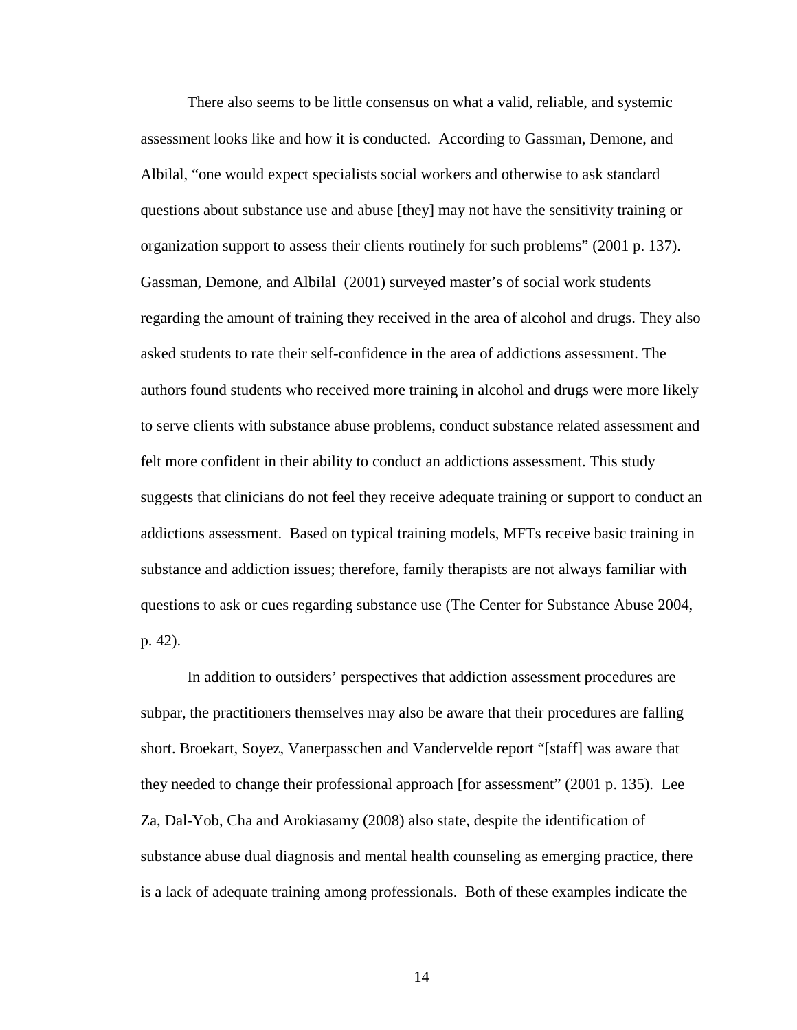There also seems to be little consensus on what a valid, reliable, and systemic assessment looks like and how it is conducted. According to Gassman, Demone, and Albilal, "one would expect specialists social workers and otherwise to ask standard questions about substance use and abuse [they] may not have the sensitivity training or organization support to assess their clients routinely for such problems" (2001 p. 137). Gassman, Demone, and Albilal (2001) surveyed master's of social work students regarding the amount of training they received in the area of alcohol and drugs. They also asked students to rate their self-confidence in the area of addictions assessment. The authors found students who received more training in alcohol and drugs were more likely to serve clients with substance abuse problems, conduct substance related assessment and felt more confident in their ability to conduct an addictions assessment. This study suggests that clinicians do not feel they receive adequate training or support to conduct an addictions assessment. Based on typical training models, MFTs receive basic training in substance and addiction issues; therefore, family therapists are not always familiar with questions to ask or cues regarding substance use (The Center for Substance Abuse 2004, p. 42).

In addition to outsiders' perspectives that addiction assessment procedures are subpar, the practitioners themselves may also be aware that their procedures are falling short. Broekart, Soyez, Vanerpasschen and Vandervelde report "[staff] was aware that they needed to change their professional approach [for assessment" (2001 p. 135). Lee Za, Dal-Yob, Cha and Arokiasamy (2008) also state, despite the identification of substance abuse dual diagnosis and mental health counseling as emerging practice, there is a lack of adequate training among professionals. Both of these examples indicate the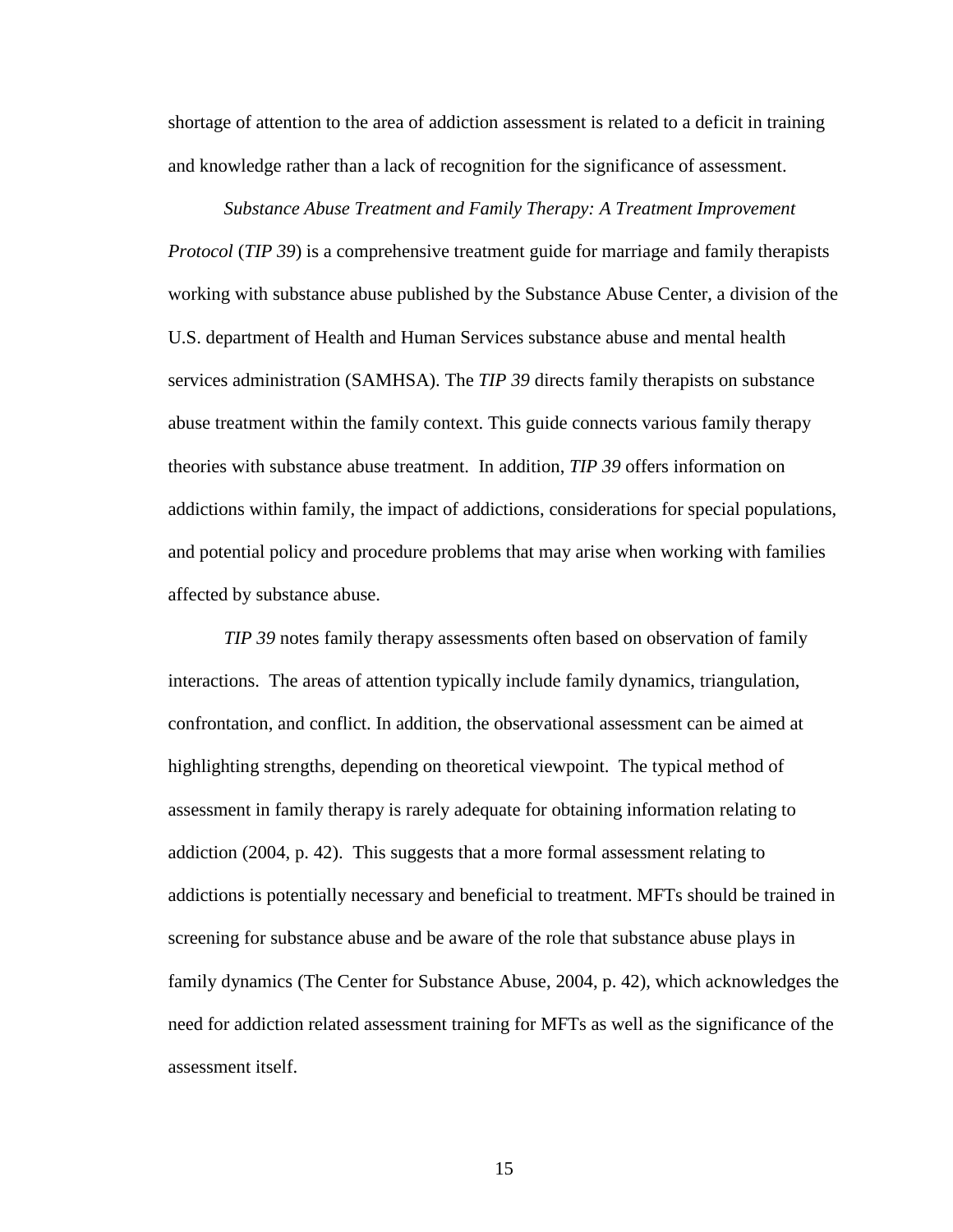shortage of attention to the area of addiction assessment is related to a deficit in training and knowledge rather than a lack of recognition for the significance of assessment.

*Substance Abuse Treatment and Family Therapy: A Treatment Improvement Protocol* (*TIP 39*) is a comprehensive treatment guide for marriage and family therapists working with substance abuse published by the Substance Abuse Center, a division of the U.S. department of Health and Human Services substance abuse and mental health services administration (SAMHSA). The *TIP 39* directs family therapists on substance abuse treatment within the family context. This guide connects various family therapy theories with substance abuse treatment. In addition, *TIP 39* offers information on addictions within family, the impact of addictions, considerations for special populations, and potential policy and procedure problems that may arise when working with families affected by substance abuse.

*TIP 39* notes family therapy assessments often based on observation of family interactions. The areas of attention typically include family dynamics, triangulation, confrontation, and conflict. In addition, the observational assessment can be aimed at highlighting strengths, depending on theoretical viewpoint. The typical method of assessment in family therapy is rarely adequate for obtaining information relating to addiction (2004, p. 42). This suggests that a more formal assessment relating to addictions is potentially necessary and beneficial to treatment. MFTs should be trained in screening for substance abuse and be aware of the role that substance abuse plays in family dynamics (The Center for Substance Abuse, 2004, p. 42), which acknowledges the need for addiction related assessment training for MFTs as well as the significance of the assessment itself.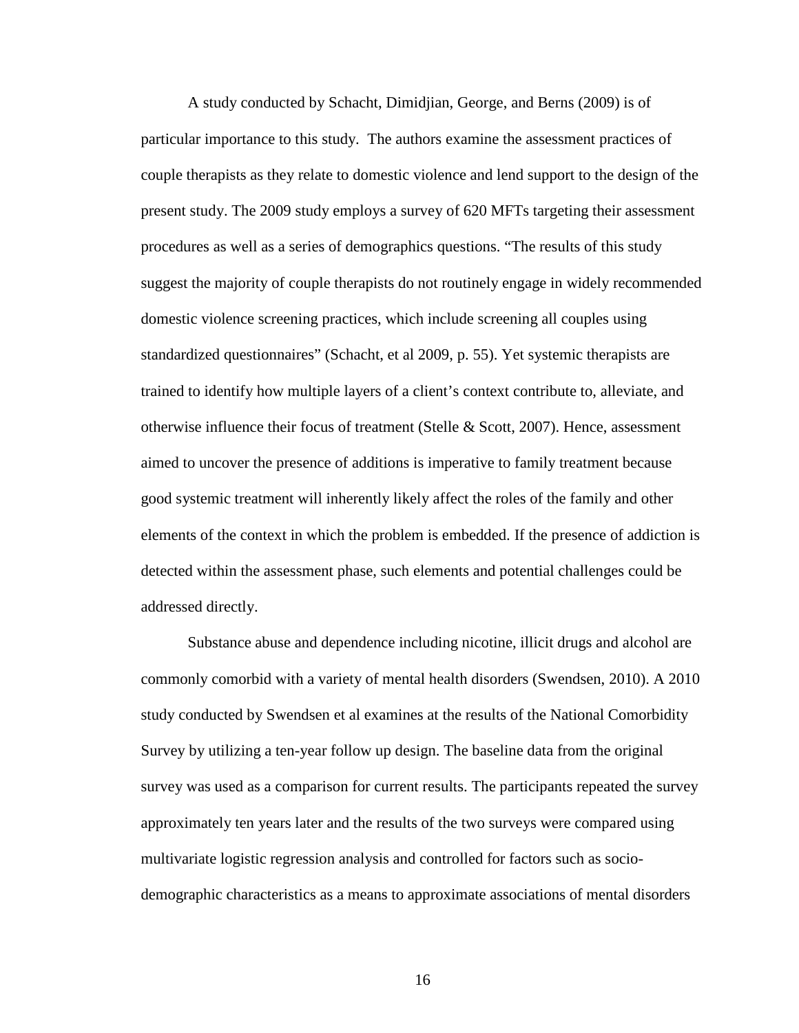A study conducted by Schacht, Dimidjian, George, and Berns (2009) is of particular importance to this study. The authors examine the assessment practices of couple therapists as they relate to domestic violence and lend support to the design of the present study. The 2009 study employs a survey of 620 MFTs targeting their assessment procedures as well as a series of demographics questions. "The results of this study suggest the majority of couple therapists do not routinely engage in widely recommended domestic violence screening practices, which include screening all couples using standardized questionnaires" (Schacht, et al 2009, p. 55). Yet systemic therapists are trained to identify how multiple layers of a client's context contribute to, alleviate, and otherwise influence their focus of treatment (Stelle & Scott, 2007). Hence, assessment aimed to uncover the presence of additions is imperative to family treatment because good systemic treatment will inherently likely affect the roles of the family and other elements of the context in which the problem is embedded. If the presence of addiction is detected within the assessment phase, such elements and potential challenges could be addressed directly.

Substance abuse and dependence including nicotine, illicit drugs and alcohol are commonly comorbid with a variety of mental health disorders (Swendsen, 2010). A 2010 study conducted by Swendsen et al examines at the results of the National Comorbidity Survey by utilizing a ten-year follow up design. The baseline data from the original survey was used as a comparison for current results. The participants repeated the survey approximately ten years later and the results of the two surveys were compared using multivariate logistic regression analysis and controlled for factors such as socio-demographic characteristics as a means to approximate associations of mental disorders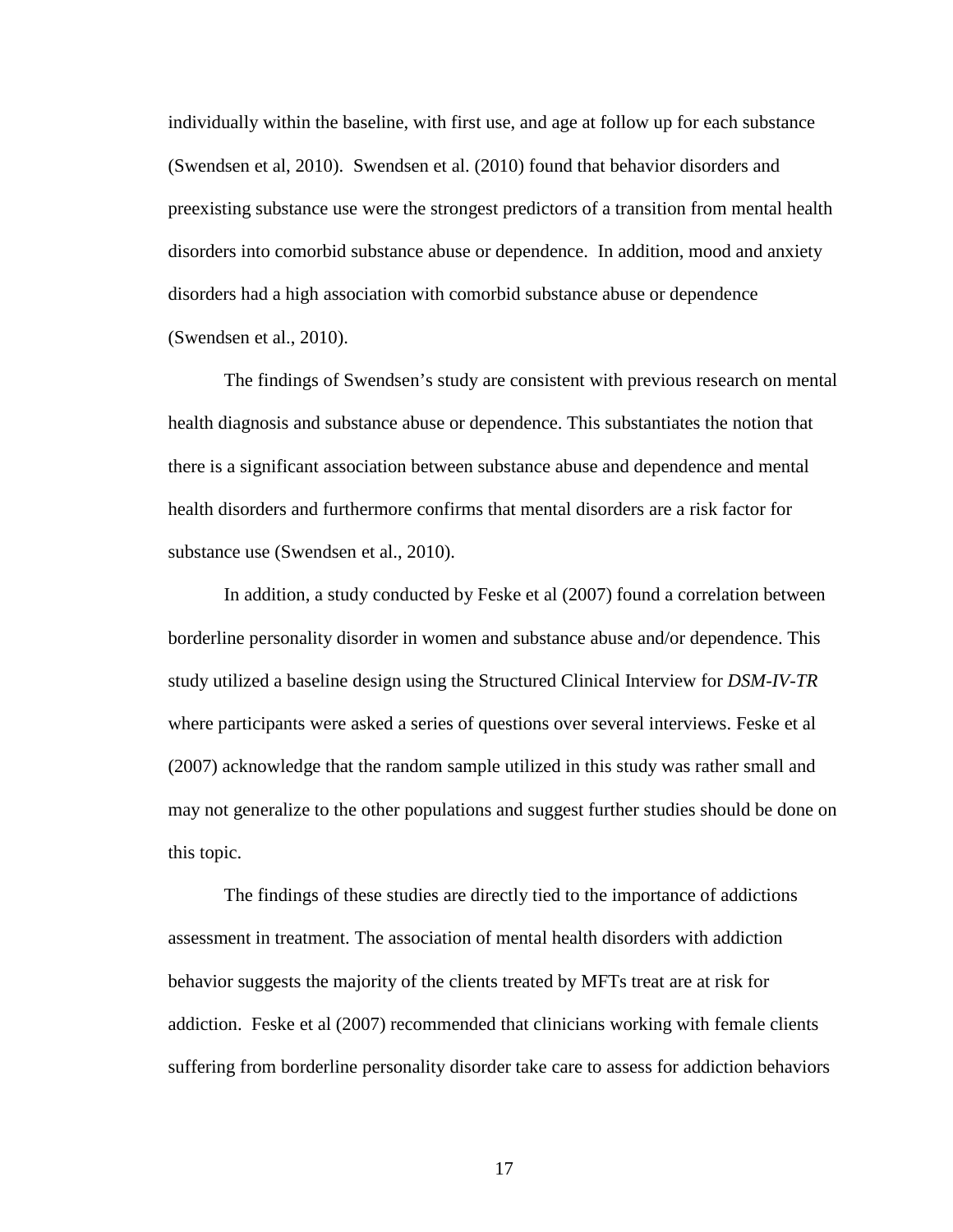individually within the baseline, with first use, and age at follow up for each substance (Swendsen et al, 2010). Swendsen et al. (2010) found that behavior disorders and preexisting substance use were the strongest predictors of a transition from mental health disorders into comorbid substance abuse or dependence. In addition, mood and anxiety disorders had a high association with comorbid substance abuse or dependence (Swendsen et al., 2010).

The findings of Swendsen's study are consistent with previous research on mental health diagnosis and substance abuse or dependence. This substantiates the notion that there is a significant association between substance abuse and dependence and mental health disorders and furthermore confirms that mental disorders are a risk factor for substance use (Swendsen et al., 2010).

In addition, a study conducted by Feske et al (2007) found a correlation between borderline personality disorder in women and substance abuse and/or dependence. This study utilized a baseline design using the Structured Clinical Interview for *DSM-IV-TR* where participants were asked a series of questions over several interviews. Feske et al (2007) acknowledge that the random sample utilized in this study was rather small and may not generalize to the other populations and suggest further studies should be done on this topic.

The findings of these studies are directly tied to the importance of addictions assessment in treatment. The association of mental health disorders with addiction behavior suggests the majority of the clients treated by MFTs treat are at risk for addiction. Feske et al (2007) recommended that clinicians working with female clients suffering from borderline personality disorder take care to assess for addiction behaviors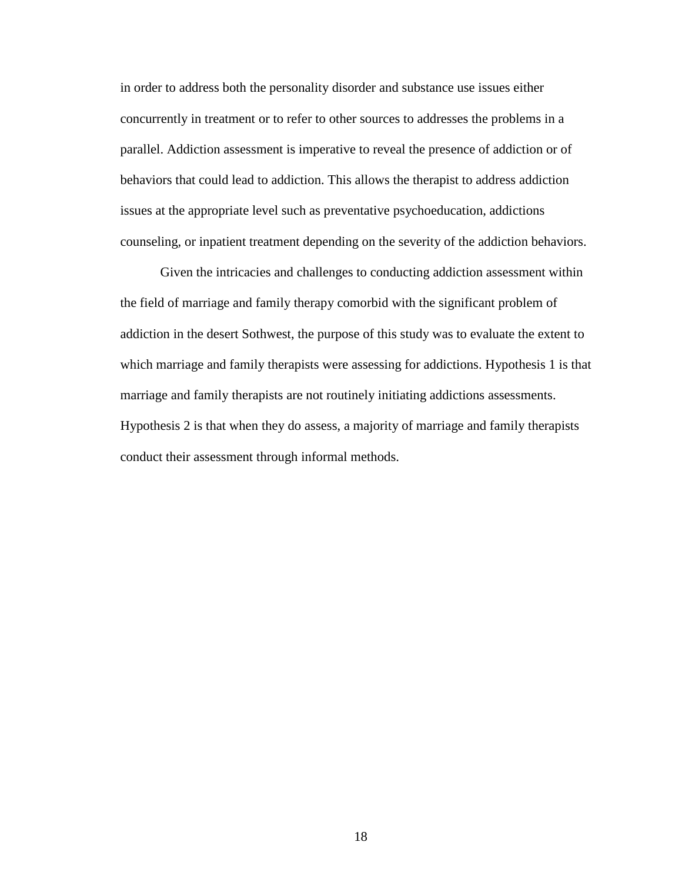in order to address both the personality disorder and substance use issues either concurrently in treatment or to refer to other sources to addresses the problems in a parallel. Addiction assessment is imperative to reveal the presence of addiction or of behaviors that could lead to addiction. This allows the therapist to address addiction issues at the appropriate level such as preventative psychoeducation, addictions counseling, or inpatient treatment depending on the severity of the addiction behaviors.

Given the intricacies and challenges to conducting addiction assessment within the field of marriage and family therapy comorbid with the significant problem of addiction in the desert Sothwest, the purpose of this study was to evaluate the extent to which marriage and family therapists were assessing for addictions. Hypothesis 1 is that marriage and family therapists are not routinely initiating addictions assessments. Hypothesis 2 is that when they do assess, a majority of marriage and family therapists conduct their assessment through informal methods.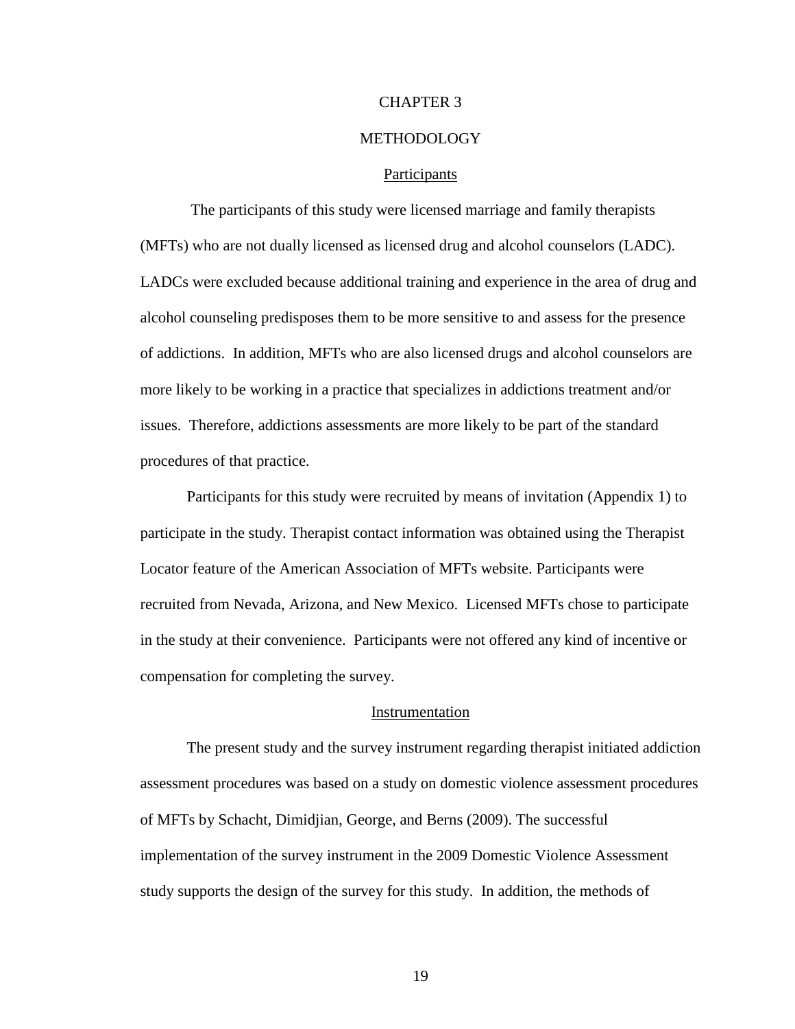# CHAPTER 3

# METHODOLOGY

## Participants

The participants of this study were licensed marriage and family therapists (MFTs) who are not dually licensed as licensed drug and alcohol counselors (LADC). LADCs were excluded because additional training and experience in the area of drug and alcohol counseling predisposes them to be more sensitive to and assess for the presence of addictions. In addition, MFTs who are also licensed drugs and alcohol counselors are more likely to be working in a practice that specializes in addictions treatment and/or issues. Therefore, addictions assessments are more likely to be part of the standard procedures of that practice.

Participants for this study were recruited by means of invitation (Appendix 1) to participate in the study. Therapist contact information was obtained using the Therapist Locator feature of the American Association of MFTs website. Participants were recruited from Nevada, Arizona, and New Mexico. Licensed MFTs chose to participate in the study at their convenience. Participants were not offered any kind of incentive or compensation for completing the survey.

## Instrumentation

The present study and the survey instrument regarding therapist initiated addiction assessment procedures was based on a study on domestic violence assessment procedures of MFTs by Schacht, Dimidjian, George, and Berns (2009). The successful implementation of the survey instrument in the 2009 Domestic Violence Assessment study supports the design of the survey for this study. In addition, the methods of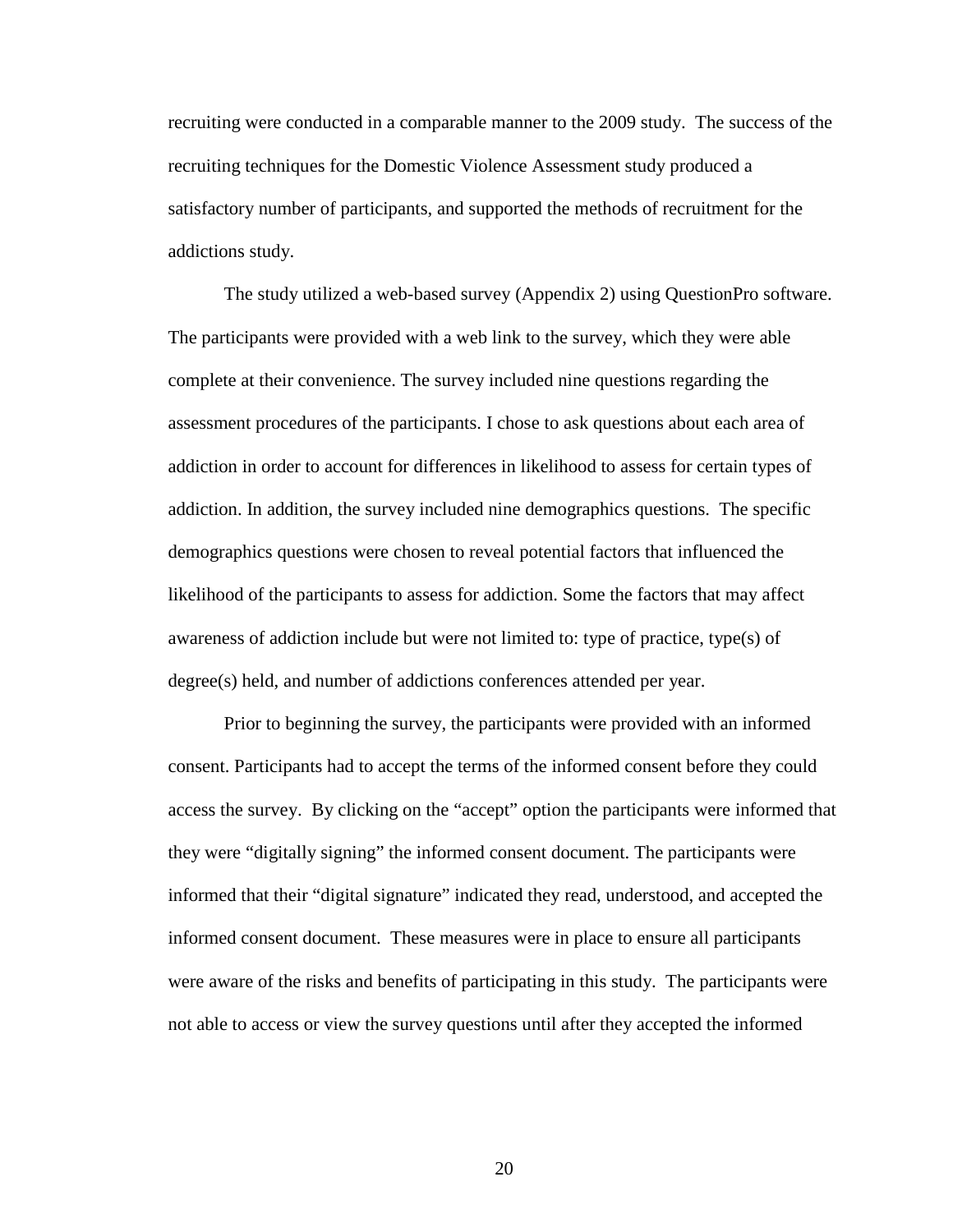recruiting were conducted in a comparable manner to the 2009 study. The success of the recruiting techniques for the Domestic Violence Assessment study produced a satisfactory number of participants, and supported the methods of recruitment for the addictions study.

The study utilized a web-based survey (Appendix 2) using QuestionPro software. The participants were provided with a web link to the survey, which they were able complete at their convenience. The survey included nine questions regarding the assessment procedures of the participants. I chose to ask questions about each area of addiction in order to account for differences in likelihood to assess for certain types of addiction. In addition, the survey included nine demographics questions. The specific demographics questions were chosen to reveal potential factors that influenced the likelihood of the participants to assess for addiction. Some the factors that may affect awareness of addiction include but were not limited to: type of practice, type(s) of degree(s) held, and number of addictions conferences attended per year.

Prior to beginning the survey, the participants were provided with an informed consent. Participants had to accept the terms of the informed consent before they could access the survey. By clicking on the "accept" option the participants were informed that they were "digitally signing" the informed consent document. The participants were informed that their "digital signature" indicated they read, understood, and accepted the informed consent document. These measures were in place to ensure all participants were aware of the risks and benefits of participating in this study. The participants were not able to access or view the survey questions until after they accepted the informed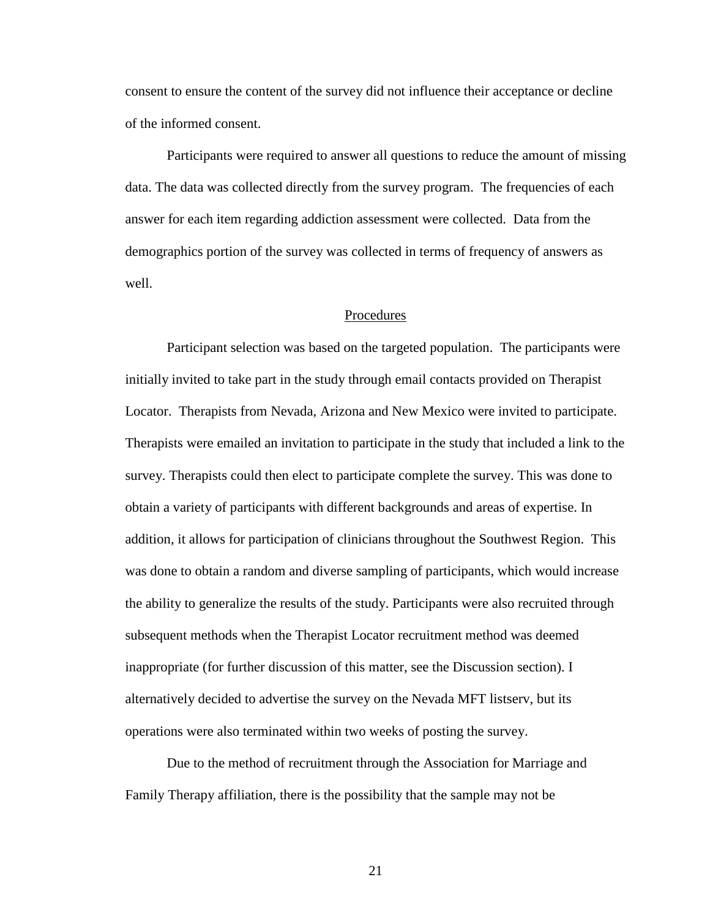consent to ensure the content of the survey did not influence their acceptance or decline of the informed consent.

Participants were required to answer all questions to reduce the amount of missing data. The data was collected directly from the survey program. The frequencies of each answer for each item regarding addiction assessment were collected. Data from the demographics portion of the survey was collected in terms of frequency of answers as well.

## Procedures

Participant selection was based on the targeted population. The participants were initially invited to take part in the study through email contacts provided on Therapist Locator. Therapists from Nevada, Arizona and New Mexico were invited to participate. Therapists were emailed an invitation to participate in the study that included a link to the survey. Therapists could then elect to participate complete the survey. This was done to obtain a variety of participants with different backgrounds and areas of expertise. In addition, it allows for participation of clinicians throughout the Southwest Region. This was done to obtain a random and diverse sampling of participants, which would increase the ability to generalize the results of the study. Participants were also recruited through subsequent methods when the Therapist Locator recruitment method was deemed inappropriate (for further discussion of this matter, see the Discussion section). I alternatively decided to advertise the survey on the Nevada MFT listserv, but its operations were also terminated within two weeks of posting the survey.

Due to the method of recruitment through the Association for Marriage and Family Therapy affiliation, there is the possibility that the sample may not be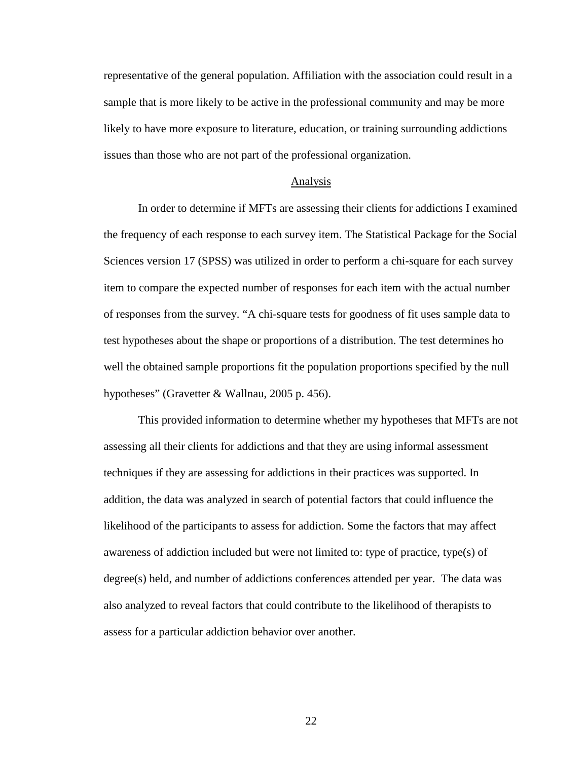representative of the general population. Affiliation with the association could result in a sample that is more likely to be active in the professional community and may be more likely to have more exposure to literature, education, or training surrounding addictions issues than those who are not part of the professional organization.

## Analysis

In order to determine if MFTs are assessing their clients for addictions I examined the frequency of each response to each survey item. The Statistical Package for the Social Sciences version 17 (SPSS) was utilized in order to perform a chi-square for each survey item to compare the expected number of responses for each item with the actual number of responses from the survey. “A chi-square tests for goodness of fit uses sample data to test hypotheses about the shape or proportions of a distribution. The test determines ho well the obtained sample proportions fit the population proportions specified by the null hypotheses” (Gravetter & Wallnau, 2005 p. 456).

This provided information to determine whether my hypotheses that MFTs are not assessing all their clients for addictions and that they are using informal assessment techniques if they are assessing for addictions in their practices was supported. In addition, the data was analyzed in search of potential factors that could influence the likelihood of the participants to assess for addiction. Some the factors that may affect awareness of addiction included but were not limited to: type of practice, type(s) of degree(s) held, and number of addictions conferences attended per year. The data was also analyzed to reveal factors that could contribute to the likelihood of therapists to assess for a particular addiction behavior over another.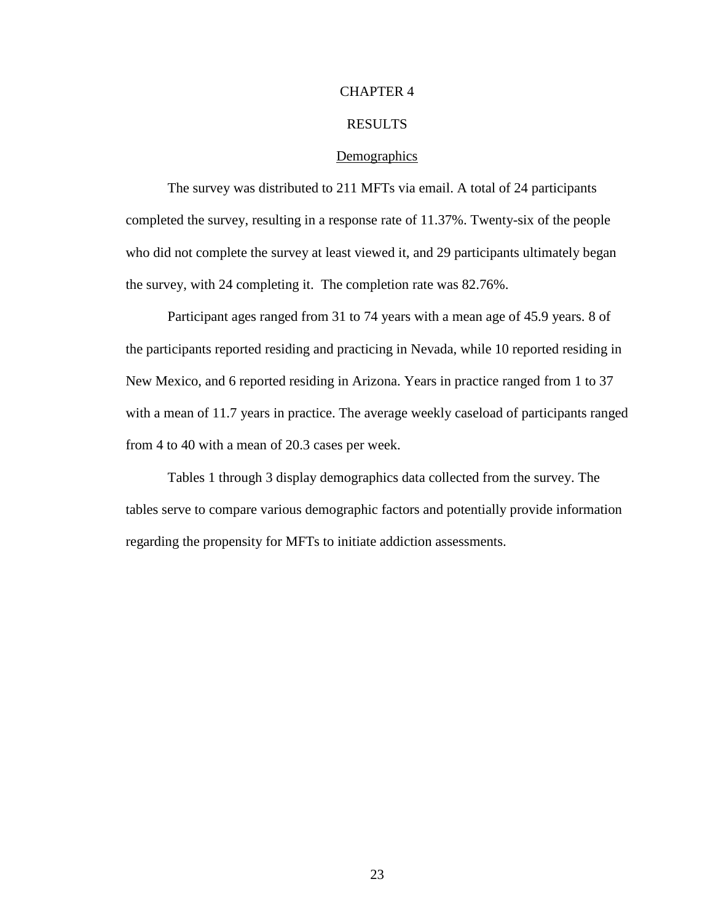# CHAPTER 4

# RESULTS

## Demographics

The survey was distributed to 211 MFTs via email. A total of 24 participants completed the survey, resulting in a response rate of 11.37%. Twenty-six of the people who did not complete the survey at least viewed it, and 29 participants ultimately began the survey, with 24 completing it. The completion rate was 82.76%.

Participant ages ranged from 31 to 74 years with a mean age of 45.9 years. 8 of the participants reported residing and practicing in Nevada, while 10 reported residing in New Mexico, and 6 reported residing in Arizona. Years in practice ranged from 1 to 37 with a mean of 11.7 years in practice. The average weekly caseload of participants ranged from 4 to 40 with a mean of 20.3 cases per week.

Tables 1 through 3 display demographics data collected from the survey. The tables serve to compare various demographic factors and potentially provide information regarding the propensity for MFTs to initiate addiction assessments.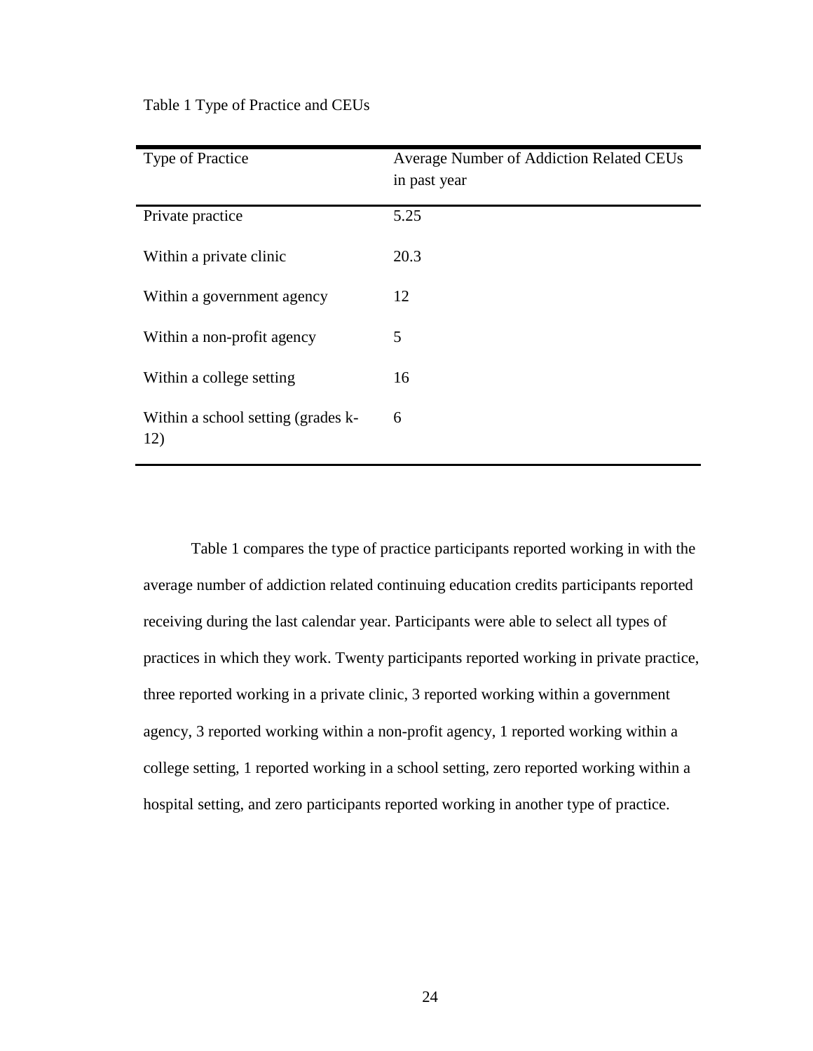Table 1 Type of Practice and CEUs

| Type of Practice | Average Number of Addiction Related CEUs in past year |
|---|---|
| Private practice | 5.25 |
| Within a private clinic | 20.3 |
| Within a government agency | 12 |
| Within a non-profit agency | 5 |
| Within a college setting | 16 |
| Within a school setting (grades k-12) | 6 |

Table 1 compares the type of practice participants reported working in with the average number of addiction related continuing education credits participants reported receiving during the last calendar year. Participants were able to select all types of practices in which they work. Twenty participants reported working in private practice, three reported working in a private clinic, 3 reported working within a government agency, 3 reported working within a non-profit agency, 1 reported working within a college setting, 1 reported working in a school setting, zero reported working within a hospital setting, and zero participants reported working in another type of practice.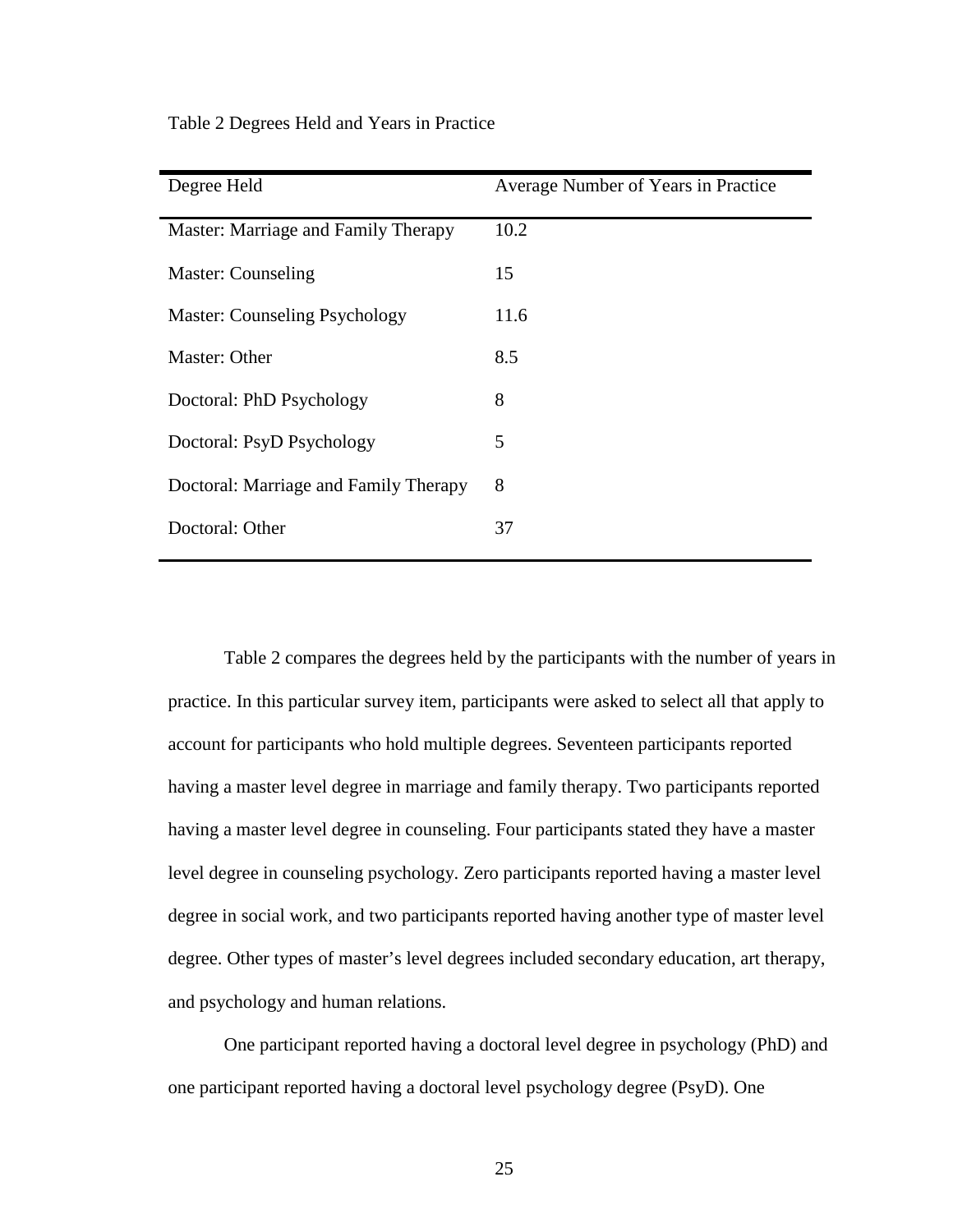Table 2 Degrees Held and Years in Practice

| Degree Held | Average Number of Years in Practice |
|---|---|
| Master: Marriage and Family Therapy | 10.2 |
| Master: Counseling | 15 |
| Master: Counseling Psychology | 11.6 |
| Master: Other | 8.5 |
| Doctoral: PhD Psychology | 8 |
| Doctoral: PsyD Psychology | 5 |
| Doctoral: Marriage and Family Therapy | 8 |
| Doctoral: Other | 37 |

Table 2 compares the degrees held by the participants with the number of years in practice. In this particular survey item, participants were asked to select all that apply to account for participants who hold multiple degrees. Seventeen participants reported having a master level degree in marriage and family therapy. Two participants reported having a master level degree in counseling. Four participants stated they have a master level degree in counseling psychology. Zero participants reported having a master level degree in social work, and two participants reported having another type of master level degree. Other types of master's level degrees included secondary education, art therapy, and psychology and human relations.

One participant reported having a doctoral level degree in psychology (PhD) and one participant reported having a doctoral level psychology degree (PsyD). One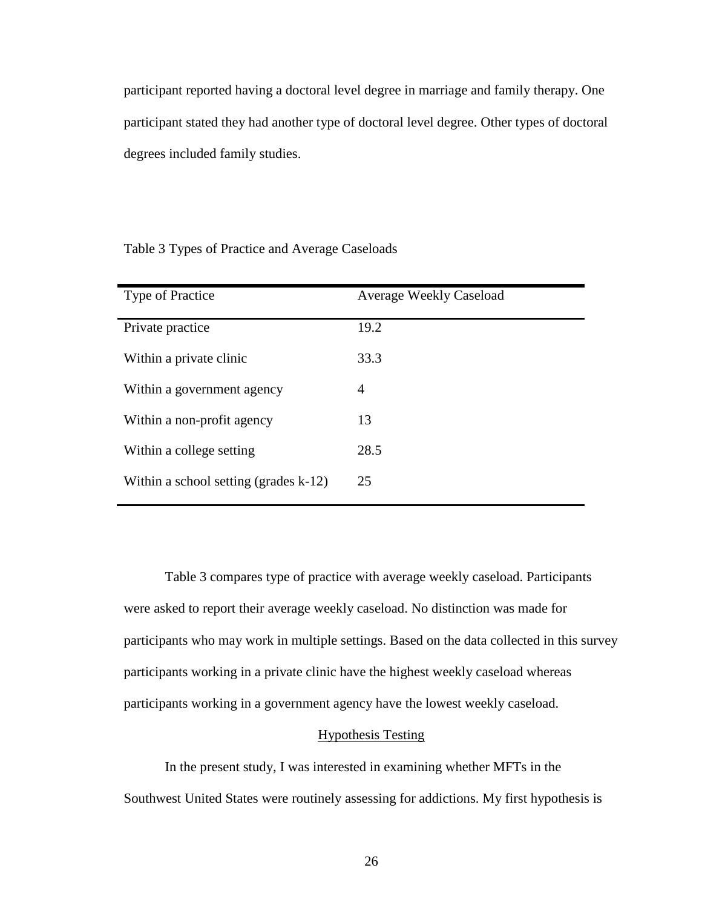participant reported having a doctoral level degree in marriage and family therapy. One participant stated they had another type of doctoral level degree. Other types of doctoral degrees included family studies.

Table 3 Types of Practice and Average Caseloads

| Type of Practice | Average Weekly Caseload |
| --- | --- |
| Private practice | 19.2 |
| Within a private clinic | 33.3 |
| Within a government agency | 4 |
| Within a non-profit agency | 13 |
| Within a college setting | 28.5 |
| Within a school setting (grades k-12) | 25 |

Table 3 compares type of practice with average weekly caseload. Participants were asked to report their average weekly caseload. No distinction was made for participants who may work in multiple settings. Based on the data collected in this survey participants working in a private clinic have the highest weekly caseload whereas participants working in a government agency have the lowest weekly caseload.

## Hypothesis Testing

In the present study, I was interested in examining whether MFTs in the Southwest United States were routinely assessing for addictions. My first hypothesis is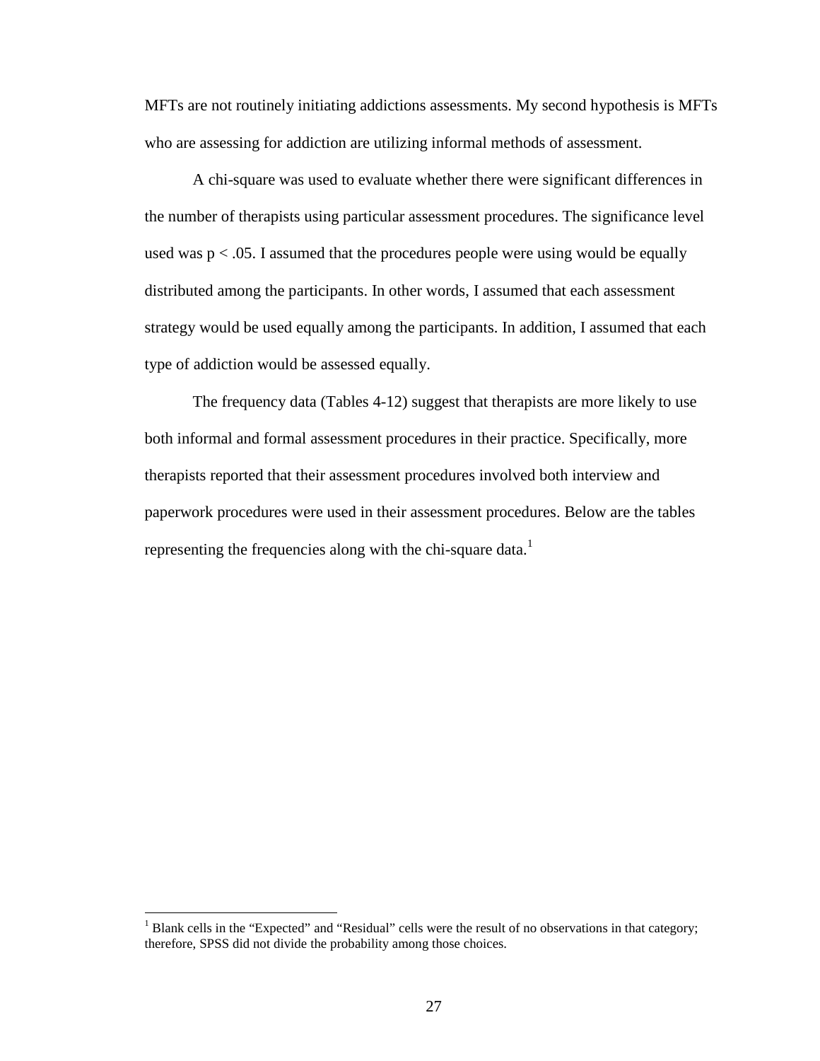MFTs are not routinely initiating addictions assessments. My second hypothesis is MFTs who are assessing for addiction are utilizing informal methods of assessment.

A chi-square was used to evaluate whether there were significant differences in the number of therapists using particular assessment procedures. The significance level used was $p < .05$. I assumed that the procedures people were using would be equally distributed among the participants. In other words, I assumed that each assessment strategy would be used equally among the participants. In addition, I assumed that each type of addiction would be assessed equally.

The frequency data (Tables 4-12) suggest that therapists are more likely to use both informal and formal assessment procedures in their practice. Specifically, more therapists reported that their assessment procedures involved both interview and paperwork procedures were used in their assessment procedures. Below are the tables representing the frequencies along with the chi-square data.[1]

---

[1] Blank cells in the "Expected" and "Residual" cells were the result of no observations in that category; therefore, SPSS did not divide the probability among those choices.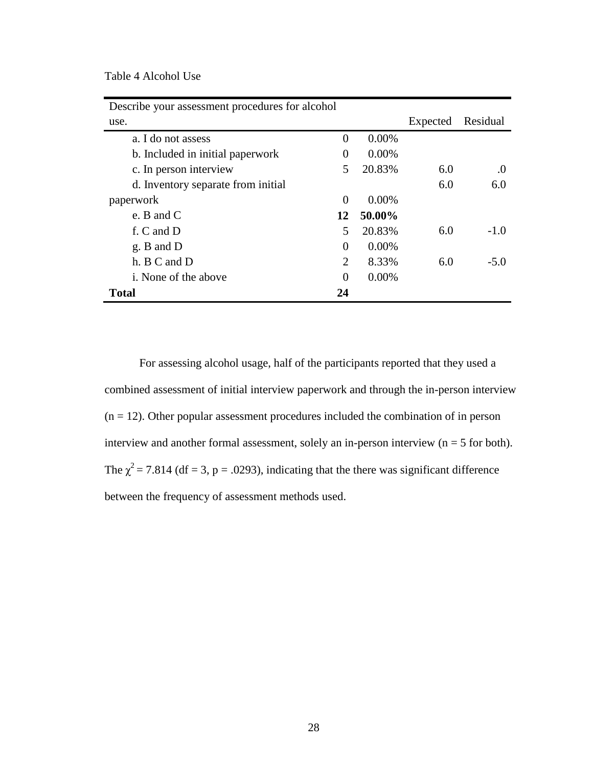Table 4 Alcohol Use

| Describe your assessment procedures for alcohol use. | | | Expected | Residual |
|---|---|---|---|---|
| a. I do not assess | 0 | 0.00% | | |
| b. Included in initial paperwork | 0 | 0.00% | | |
| c. In person interview | 5 | 20.83% | 6.0 | .0 |
| d. Inventory separate from initial paperwork | 0 | 0.00% | 6.0 | 6.0 |
| e. B and C | **12** | **50.00%** | | |
| f. C and D | 5 | 20.83% | 6.0 | -1.0 |
| g. B and D | 0 | 0.00% | | |
| h. B C and D | 2 | 8.33% | 6.0 | -5.0 |
| i. None of the above | 0 | 0.00% | | |
| **Total** | **24** | | | |

For assessing alcohol usage, half of the participants reported that they used a combined assessment of initial interview paperwork and through the in-person interview ($n = 12$). Other popular assessment procedures included the combination of in person interview and another formal assessment, solely an in-person interview ($n = 5$ for both). The $\chi^2 = 7.814$ ($df = 3$, $p = .0293$), indicating that the there was significant difference between the frequency of assessment methods used.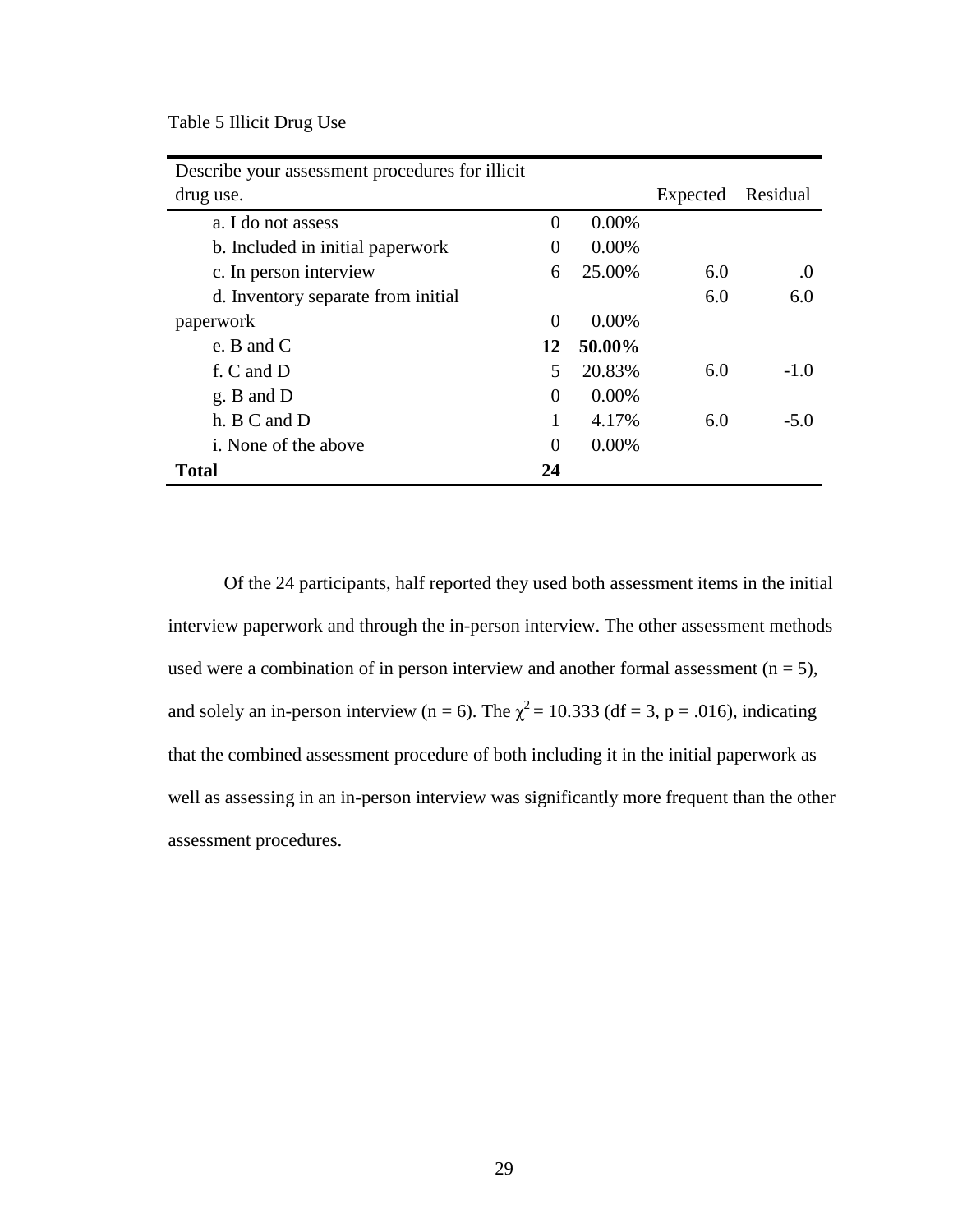Table 5 Illicit Drug Use

| Describe your assessment procedures for illicit drug use. | | | Expected | Residual |
|---|---|---|---|---|
| a. I do not assess | 0 | 0.00% | | |
| b. Included in initial paperwork | 0 | 0.00% | | |
| c. In person interview | 6 | 25.00% | 6.0 | .0 |
| d. Inventory separate from initial paperwork | 0 | 0.00% | 6.0 | 6.0 |
| e. B and C | **12** | **50.00%** | | |
| f. C and D | 5 | 20.83% | 6.0 | -1.0 |
| g. B and D | 0 | 0.00% | | |
| h. B C and D | 1 | 4.17% | 6.0 | -5.0 |
| i. None of the above | 0 | 0.00% | | |
| **Total** | **24** | | | |

Of the 24 participants, half reported they used both assessment items in the initial interview paperwork and through the in-person interview. The other assessment methods used were a combination of in person interview and another formal assessment ($n = 5$), and solely an in-person interview ($n = 6$). The $\chi^2 = 10.333$ ($df = 3$, $p = .016$), indicating that the combined assessment procedure of both including it in the initial paperwork as well as assessing in an in-person interview was significantly more frequent than the other assessment procedures.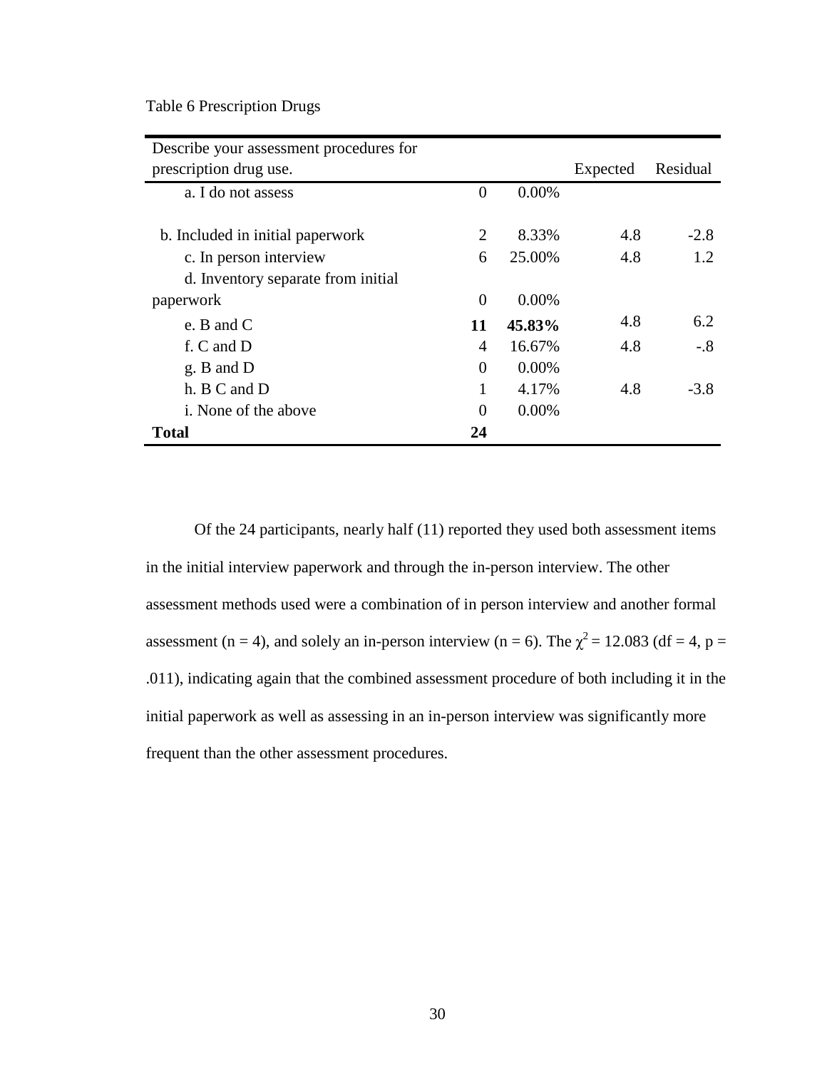Table 6 Prescription Drugs

| Describe your assessment procedures for prescription drug use. | | | Expected | Residual |
|---|---|---|---|---|
| a. I do not assess | 0 | 0.00% | | |
| b. Included in initial paperwork | 2 | 8.33% | 4.8 | -2.8 |
| c. In person interview | 6 | 25.00% | 4.8 | 1.2 |
| d. Inventory separate from initial paperwork | 0 | 0.00% | | |
| e. B and C | **11** | **45.83%** | 4.8 | 6.2 |
| f. C and D | 4 | 16.67% | 4.8 | -.8 |
| g. B and D | 0 | 0.00% | | |
| h. B C and D | 1 | 4.17% | 4.8 | -3.8 |
| i. None of the above | 0 | 0.00% | | |
| **Total** | **24** | | | |

Of the 24 participants, nearly half (11) reported they used both assessment items in the initial interview paperwork and through the in-person interview. The other assessment methods used were a combination of in person interview and another formal assessment (n = 4), and solely an in-person interview (n = 6). The $\chi^2 = 12.083$ (df = 4, p = .011), indicating again that the combined assessment procedure of both including it in the initial paperwork as well as assessing in an in-person interview was significantly more frequent than the other assessment procedures.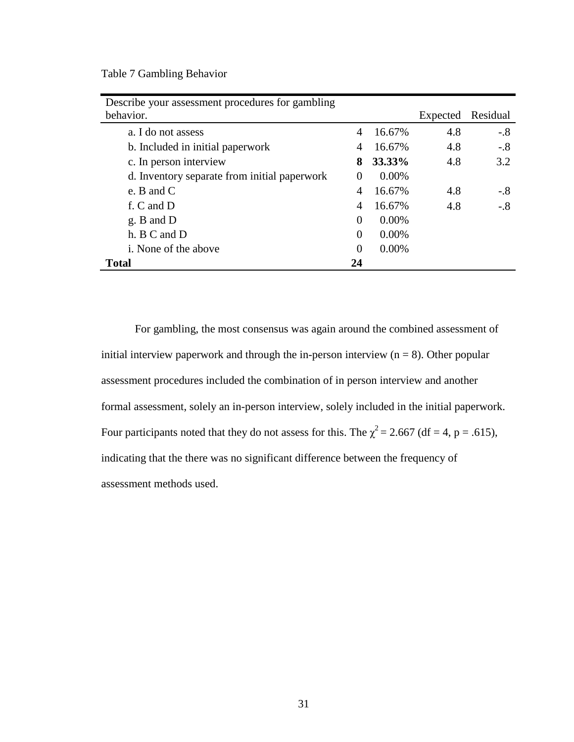Table 7 Gambling Behavior

| Describe your assessment procedures for gambling behavior. | | | Expected | Residual |
|---|---|---|---|---|
| a. I do not assess | 4 | 16.67% | 4.8 | -.8 |
| b. Included in initial paperwork | 4 | 16.67% | 4.8 | -.8 |
| c. In person interview | **8** | **33.33%** | 4.8 | 3.2 |
| d. Inventory separate from initial paperwork | 0 | 0.00% | | |
| e. B and C | 4 | 16.67% | 4.8 | -.8 |
| f. C and D | 4 | 16.67% | 4.8 | -.8 |
| g. B and D | 0 | 0.00% | | |
| h. B C and D | 0 | 0.00% | | |
| i. None of the above | 0 | 0.00% | | |
| **Total** | **24** | | | |

For gambling, the most consensus was again around the combined assessment of initial interview paperwork and through the in-person interview (n = 8). Other popular assessment procedures included the combination of in person interview and another formal assessment, solely an in-person interview, solely included in the initial paperwork. Four participants noted that they do not assess for this. The $\chi^2 = 2.667$ (df = 4, p = .615), indicating that the there was no significant difference between the frequency of assessment methods used.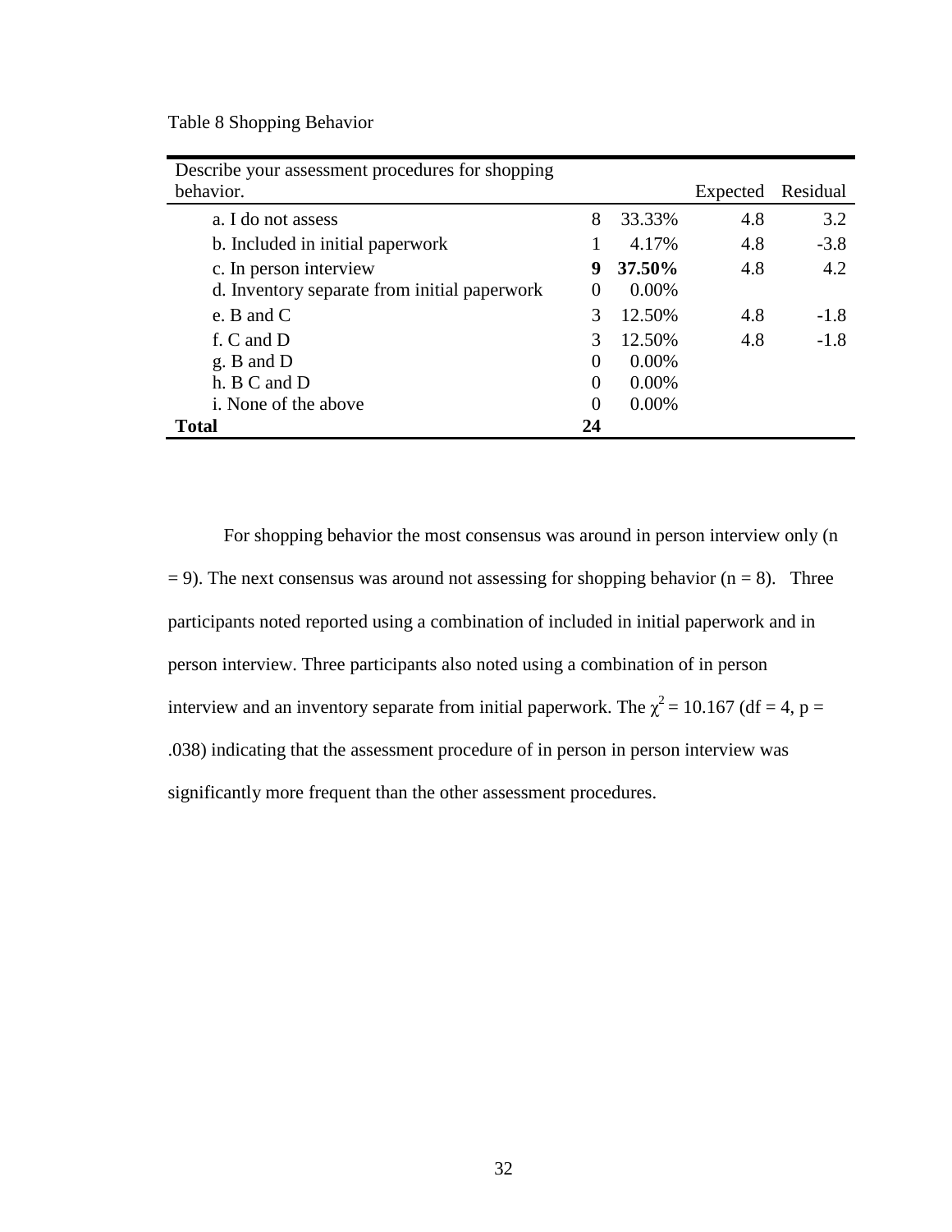Table 8 Shopping Behavior

| Describe your assessment procedures for shopping behavior. | | | Expected | Residual |
|---|---|---|---|---|
| a. I do not assess | 8 | 33.33% | 4.8 | 3.2 |
| b. Included in initial paperwork | 1 | 4.17% | 4.8 | -3.8 |
| c. In person interview | **9** | **37.50%** | 4.8 | 4.2 |
| d. Inventory separate from initial paperwork | 0 | 0.00% | | |
| e. B and C | 3 | 12.50% | 4.8 | -1.8 |
| f. C and D | 3 | 12.50% | 4.8 | -1.8 |
| g. B and D | 0 | 0.00% | | |
| h. B C and D | 0 | 0.00% | | |
| i. None of the above | 0 | 0.00% | | |
| **Total** | **24** | | | |

For shopping behavior the most consensus was around in person interview only (n = 9). The next consensus was around not assessing for shopping behavior (n = 8). Three participants noted reported using a combination of included in initial paperwork and in person interview. Three participants also noted using a combination of in person interview and an inventory separate from initial paperwork. The $\chi^2 = 10.167$ (df = 4, p = .038) indicating that the assessment procedure of in person in person interview was significantly more frequent than the other assessment procedures.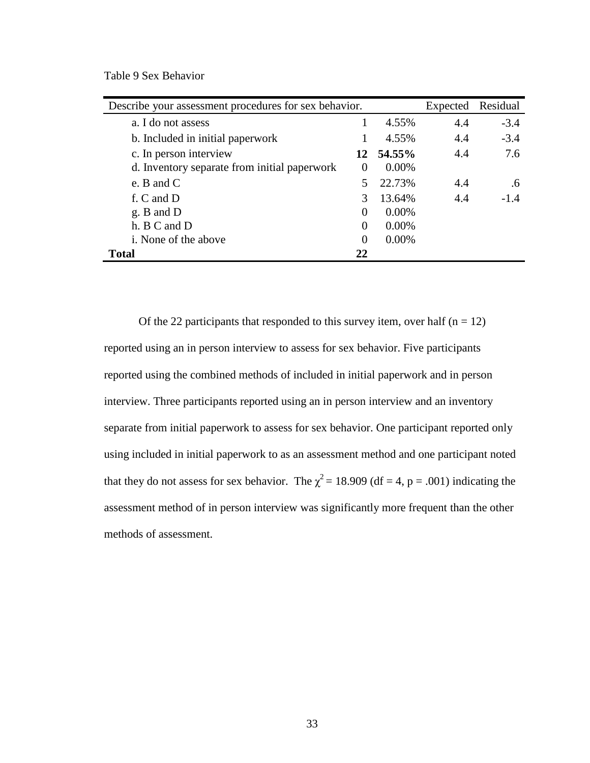Table 9 Sex Behavior

| Describe your assessment procedures for sex behavior. | | | Expected | Residual |
|---|---|---|---|---|
| a. I do not assess | 1 | 4.55% | 4.4 | -3.4 |
| b. Included in initial paperwork | 1 | 4.55% | 4.4 | -3.4 |
| c. In person interview | **12** | **54.55%** | 4.4 | 7.6 |
| d. Inventory separate from initial paperwork | 0 | 0.00% | | |
| e. B and C | 5 | 22.73% | 4.4 | .6 |
| f. C and D | 3 | 13.64% | 4.4 | -1.4 |
| g. B and D | 0 | 0.00% | | |
| h. B C and D | 0 | 0.00% | | |
| i. None of the above | 0 | 0.00% | | |
| **Total** | **22** | | | |

Of the 22 participants that responded to this survey item, over half (n = 12) reported using an in person interview to assess for sex behavior. Five participants reported using the combined methods of included in initial paperwork and in person interview. Three participants reported using an in person interview and an inventory separate from initial paperwork to assess for sex behavior. One participant reported only using included in initial paperwork to as an assessment method and one participant noted that they do not assess for sex behavior. The $\chi^2 = 18.909$ (df = 4, p = .001) indicating the assessment method of in person interview was significantly more frequent than the other methods of assessment.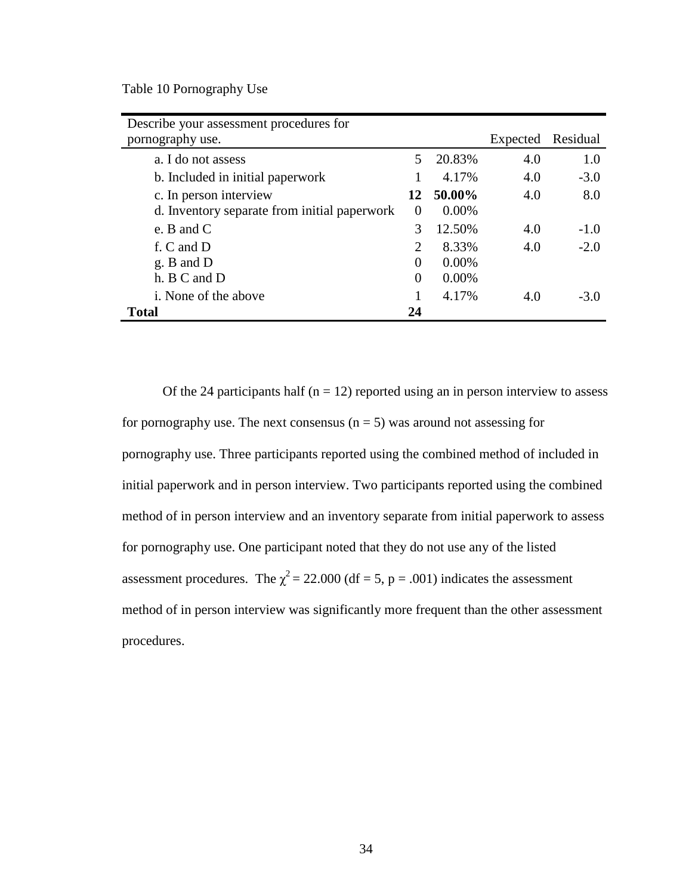Table 10 Pornography Use

| Describe your assessment procedures for pornography use. | | | Expected | Residual |
|---|---|---|---|---|
| a. I do not assess | 5 | 20.83% | 4.0 | 1.0 |
| b. Included in initial paperwork | 1 | 4.17% | 4.0 | -3.0 |
| c. In person interview | **12** | **50.00%** | 4.0 | 8.0 |
| d. Inventory separate from initial paperwork | 0 | 0.00% | | |
| e. B and C | 3 | 12.50% | 4.0 | -1.0 |
| f. C and D | 2 | 8.33% | 4.0 | -2.0 |
| g. B and D | 0 | 0.00% | | |
| h. B C and D | 0 | 0.00% | | |
| i. None of the above | 1 | 4.17% | 4.0 | -3.0 |
| **Total** | **24** | | | |

Of the 24 participants half ($n = 12$) reported using an in person interview to assess for pornography use. The next consensus ($n = 5$) was around not assessing for pornography use. Three participants reported using the combined method of included in initial paperwork and in person interview. Two participants reported using the combined method of in person interview and an inventory separate from initial paperwork to assess for pornography use. One participant noted that they do not use any of the listed assessment procedures. The $\chi^2 = 22.000$ ($df = 5$, $p = .001$) indicates the assessment method of in person interview was significantly more frequent than the other assessment procedures.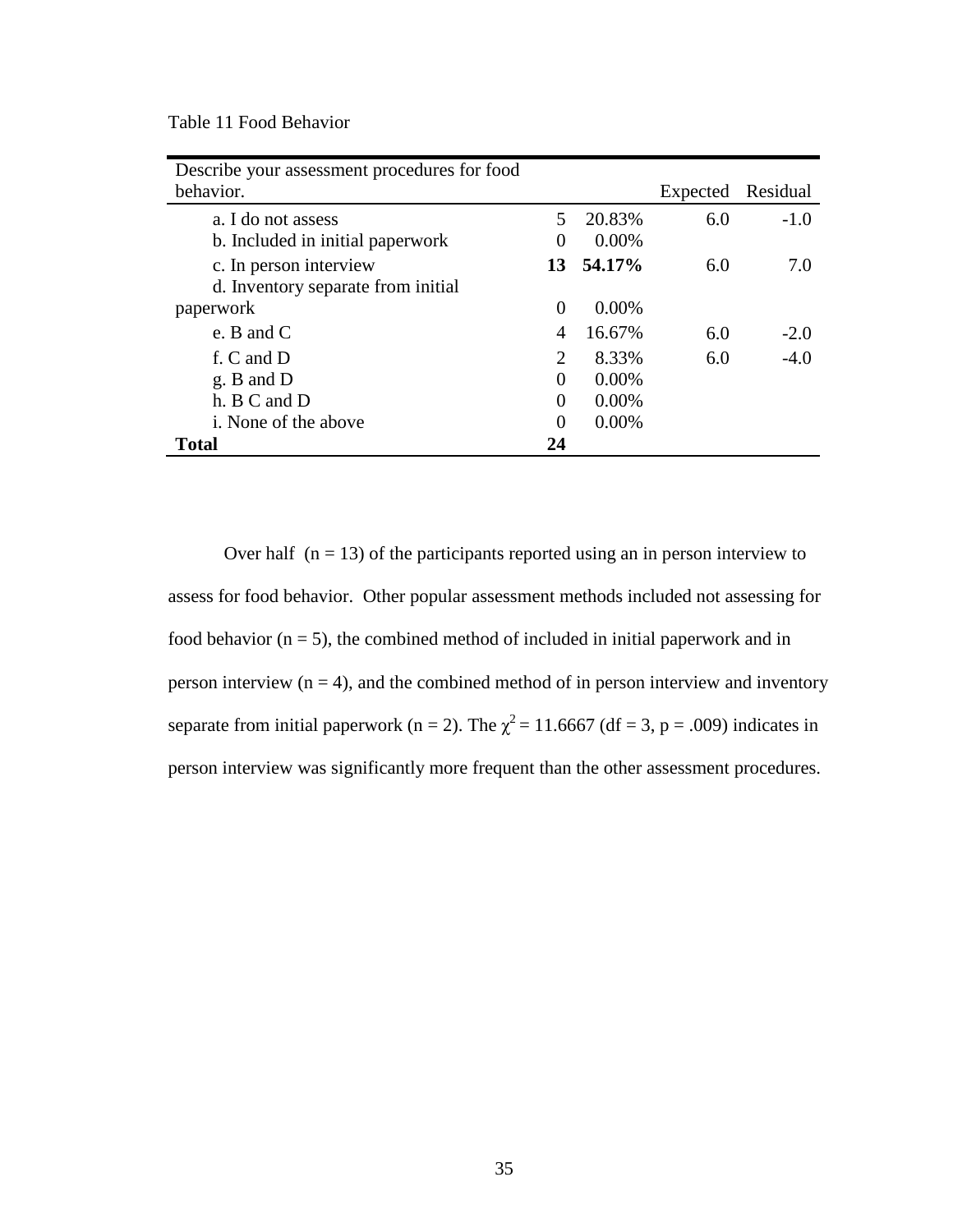Table 11 Food Behavior

| Describe your assessment procedures for food behavior. | | | Expected | Residual |
|---|---|---|---|---|
| a. I do not assess | 5 | 20.83% | 6.0 | -1.0 |
| b. Included in initial paperwork | 0 | 0.00% | | |
| c. In person interview | **13** | **54.17%** | 6.0 | 7.0 |
| d. Inventory separate from initial paperwork | 0 | 0.00% | | |
| e. B and C | 4 | 16.67% | 6.0 | -2.0 |
| f. C and D | 2 | 8.33% | 6.0 | -4.0 |
| g. B and D | 0 | 0.00% | | |
| h. B C and D | 0 | 0.00% | | |
| i. None of the above | 0 | 0.00% | | |
| **Total** | **24** | | | |

Over half (n = 13) of the participants reported using an in person interview to assess for food behavior. Other popular assessment methods included not assessing for food behavior (n = 5), the combined method of included in initial paperwork and in person interview (n = 4), and the combined method of in person interview and inventory separate from initial paperwork (n = 2). The $\chi^2 = 11.6667$ (df = 3, p = .009) indicates in person interview was significantly more frequent than the other assessment procedures.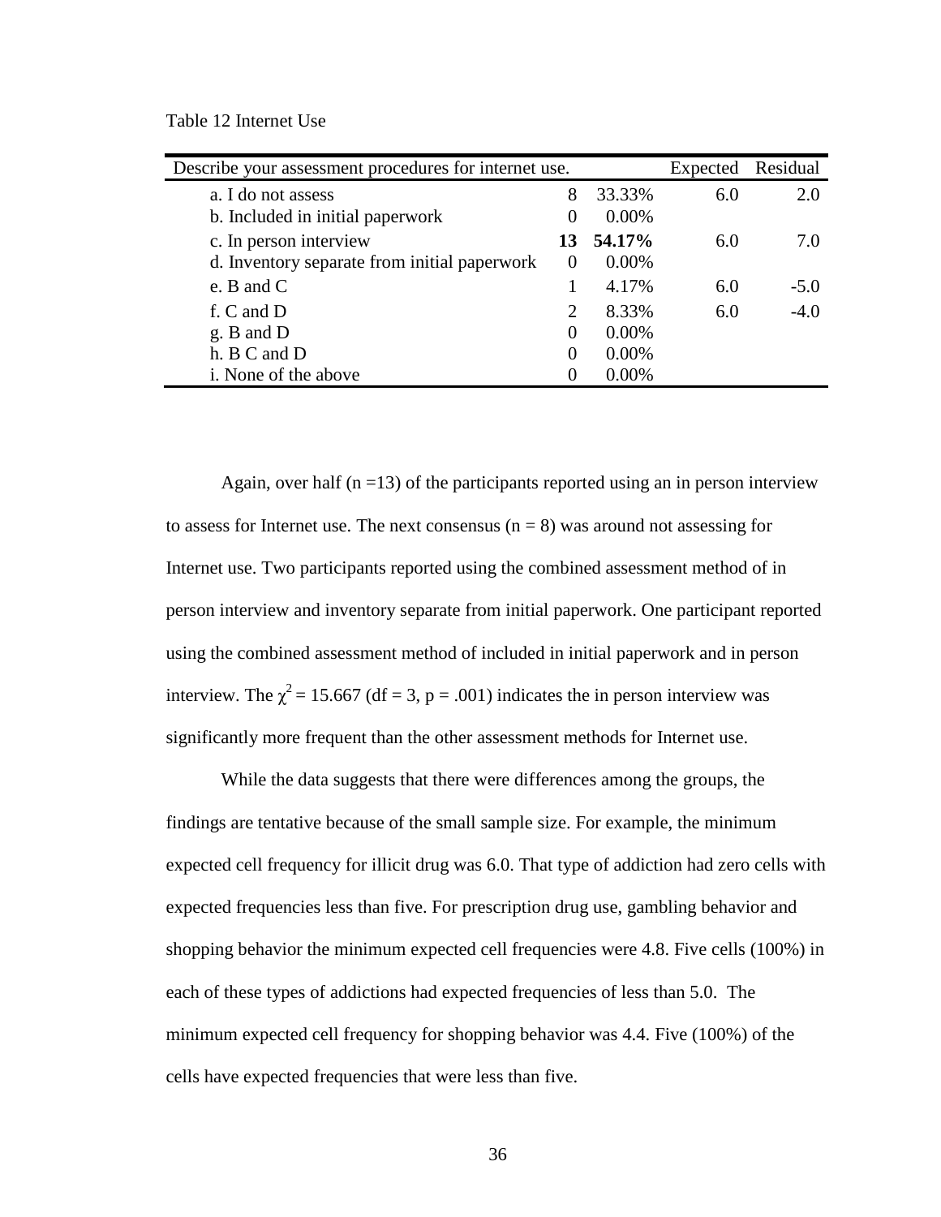Table 12 Internet Use

| Describe your assessment procedures for internet use. | | | Expected | Residual |
|---|---|---|---|---|
| a. I do not assess | 8 | 33.33% | 6.0 | 2.0 |
| b. Included in initial paperwork | 0 | 0.00% | | |
| c. In person interview | **13** | **54.17%** | 6.0 | 7.0 |
| d. Inventory separate from initial paperwork | 0 | 0.00% | | |
| e. B and C | 1 | 4.17% | 6.0 | -5.0 |
| f. C and D | 2 | 8.33% | 6.0 | -4.0 |
| g. B and D | 0 | 0.00% | | |
| h. B C and D | 0 | 0.00% | | |
| i. None of the above | 0 | 0.00% | | |

Again, over half (n =13) of the participants reported using an in person interview to assess for Internet use. The next consensus (n = 8) was around not assessing for Internet use. Two participants reported using the combined assessment method of in person interview and inventory separate from initial paperwork. One participant reported using the combined assessment method of included in initial paperwork and in person interview. The $\chi^2 = 15.667$ (df = 3, p = .001) indicates the in person interview was significantly more frequent than the other assessment methods for Internet use.

While the data suggests that there were differences among the groups, the findings are tentative because of the small sample size. For example, the minimum expected cell frequency for illicit drug was 6.0. That type of addiction had zero cells with expected frequencies less than five. For prescription drug use, gambling behavior and shopping behavior the minimum expected cell frequencies were 4.8. Five cells (100%) in each of these types of addictions had expected frequencies of less than 5.0. The minimum expected cell frequency for shopping behavior was 4.4. Five (100%) of the cells have expected frequencies that were less than five.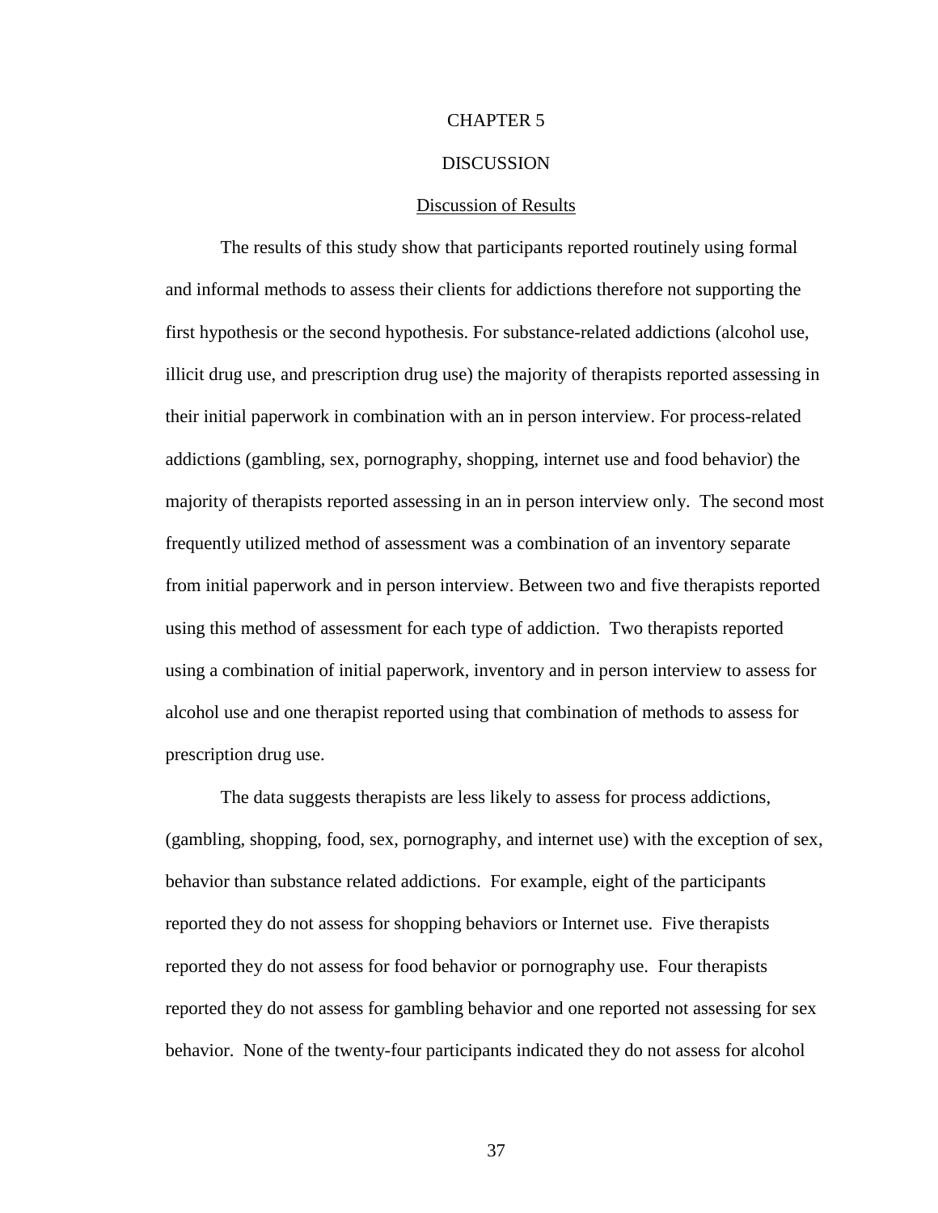# CHAPTER 5

# DISCUSSION

## Discussion of Results

The results of this study show that participants reported routinely using formal and informal methods to assess their clients for addictions therefore not supporting the first hypothesis or the second hypothesis. For substance-related addictions (alcohol use, illicit drug use, and prescription drug use) the majority of therapists reported assessing in their initial paperwork in combination with an in person interview. For process-related addictions (gambling, sex, pornography, shopping, internet use and food behavior) the majority of therapists reported assessing in an in person interview only. The second most frequently utilized method of assessment was a combination of an inventory separate from initial paperwork and in person interview. Between two and five therapists reported using this method of assessment for each type of addiction. Two therapists reported using a combination of initial paperwork, inventory and in person interview to assess for alcohol use and one therapist reported using that combination of methods to assess for prescription drug use.

The data suggests therapists are less likely to assess for process addictions, (gambling, shopping, food, sex, pornography, and internet use) with the exception of sex, behavior than substance related addictions. For example, eight of the participants reported they do not assess for shopping behaviors or Internet use. Five therapists reported they do not assess for food behavior or pornography use. Four therapists reported they do not assess for gambling behavior and one reported not assessing for sex behavior. None of the twenty-four participants indicated they do not assess for alcohol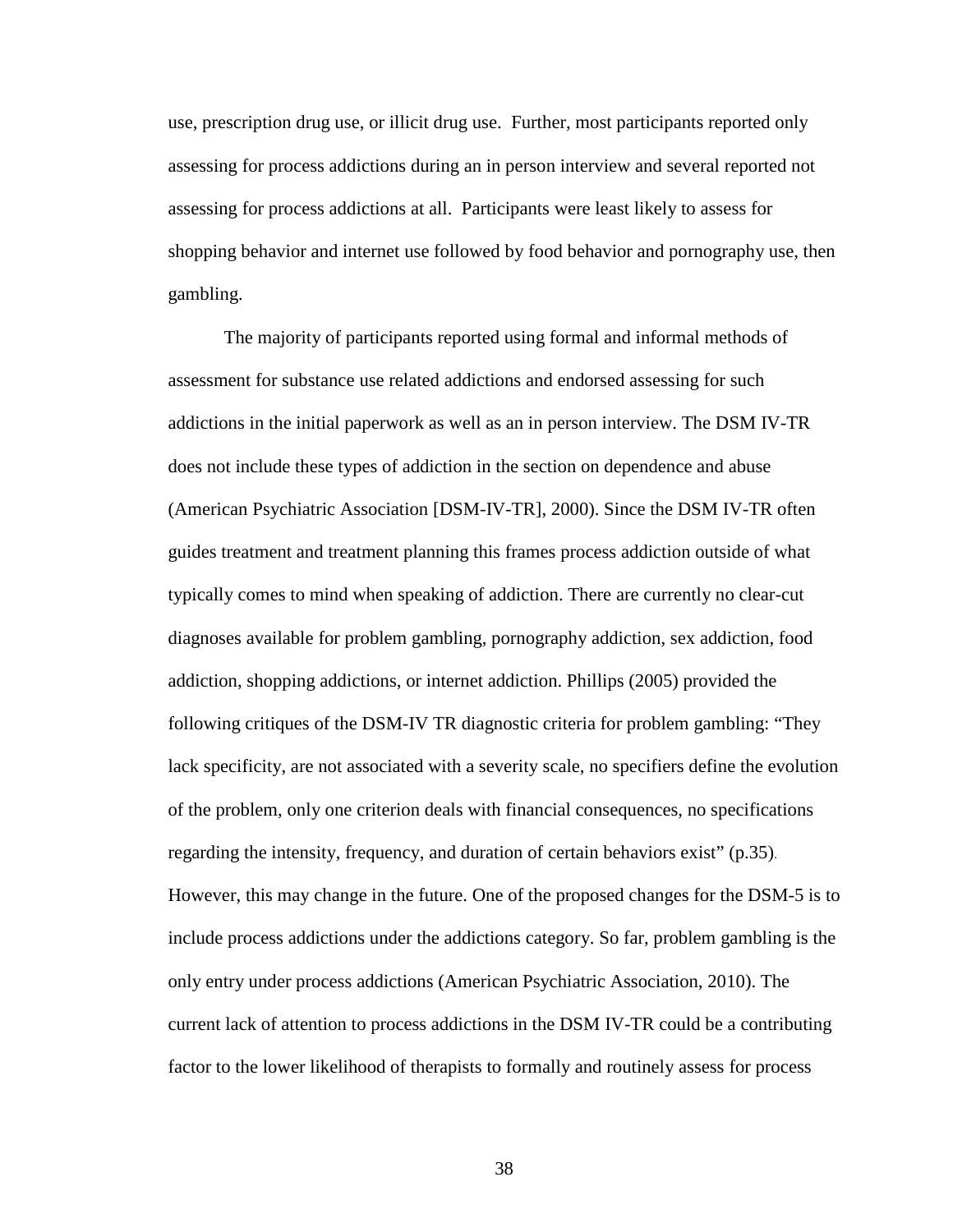use, prescription drug use, or illicit drug use. Further, most participants reported only assessing for process addictions during an in person interview and several reported not assessing for process addictions at all. Participants were least likely to assess for shopping behavior and internet use followed by food behavior and pornography use, then gambling.

The majority of participants reported using formal and informal methods of assessment for substance use related addictions and endorsed assessing for such addictions in the initial paperwork as well as an in person interview. The DSM IV-TR does not include these types of addiction in the section on dependence and abuse (American Psychiatric Association [DSM-IV-TR], 2000). Since the DSM IV-TR often guides treatment and treatment planning this frames process addiction outside of what typically comes to mind when speaking of addiction. There are currently no clear-cut diagnoses available for problem gambling, pornography addiction, sex addiction, food addiction, shopping addictions, or internet addiction. Phillips (2005) provided the following critiques of the DSM-IV TR diagnostic criteria for problem gambling: "They lack specificity, are not associated with a severity scale, no specifiers define the evolution of the problem, only one criterion deals with financial consequences, no specifications regarding the intensity, frequency, and duration of certain behaviors exist" (p.35). However, this may change in the future. One of the proposed changes for the DSM-5 is to include process addictions under the addictions category. So far, problem gambling is the only entry under process addictions (American Psychiatric Association, 2010). The current lack of attention to process addictions in the DSM IV-TR could be a contributing factor to the lower likelihood of therapists to formally and routinely assess for process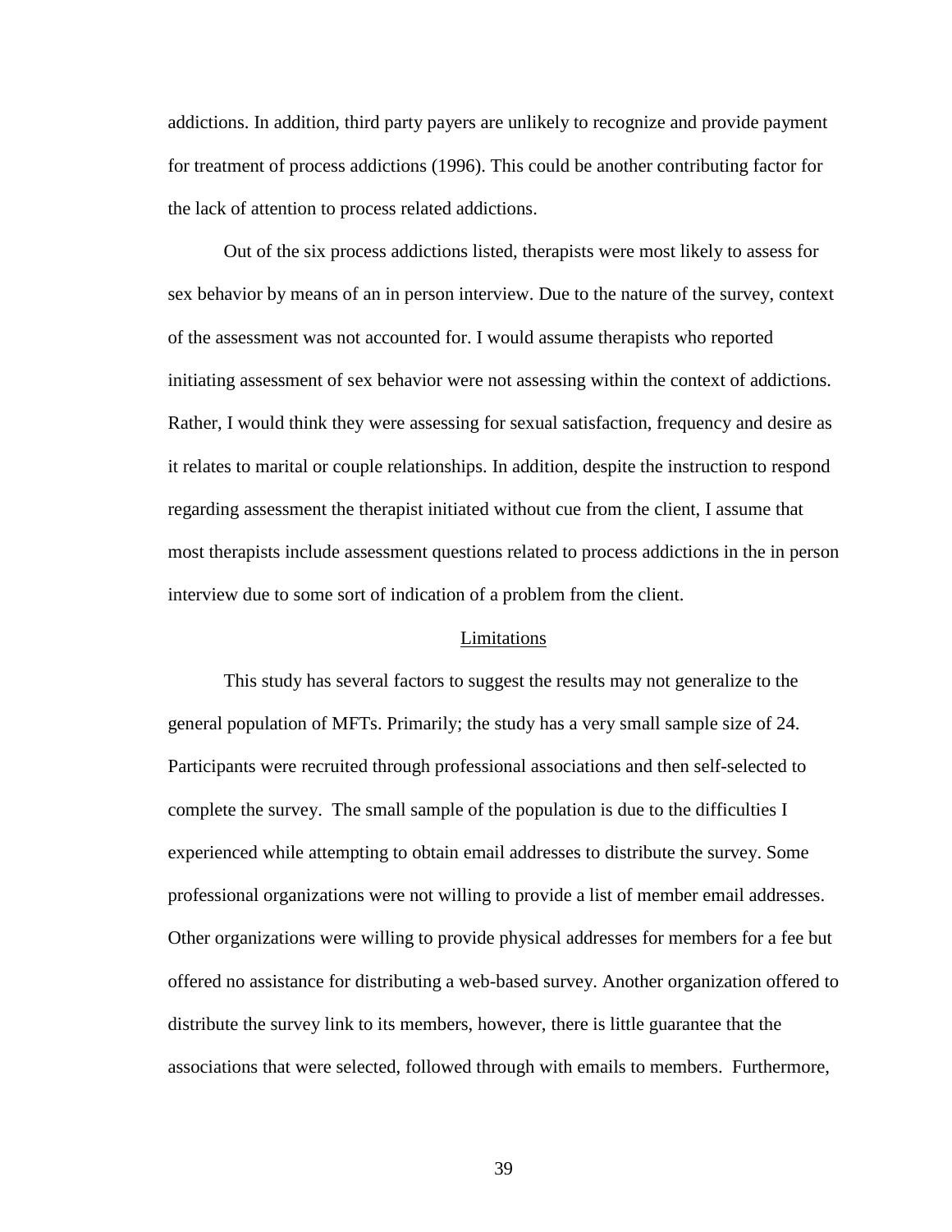addictions. In addition, third party payers are unlikely to recognize and provide payment for treatment of process addictions (1996). This could be another contributing factor for the lack of attention to process related addictions.

Out of the six process addictions listed, therapists were most likely to assess for sex behavior by means of an in person interview. Due to the nature of the survey, context of the assessment was not accounted for. I would assume therapists who reported initiating assessment of sex behavior were not assessing within the context of addictions. Rather, I would think they were assessing for sexual satisfaction, frequency and desire as it relates to marital or couple relationships. In addition, despite the instruction to respond regarding assessment the therapist initiated without cue from the client, I assume that most therapists include assessment questions related to process addictions in the in person interview due to some sort of indication of a problem from the client.

## Limitations

This study has several factors to suggest the results may not generalize to the general population of MFTs. Primarily; the study has a very small sample size of 24. Participants were recruited through professional associations and then self-selected to complete the survey. The small sample of the population is due to the difficulties I experienced while attempting to obtain email addresses to distribute the survey. Some professional organizations were not willing to provide a list of member email addresses. Other organizations were willing to provide physical addresses for members for a fee but offered no assistance for distributing a web-based survey. Another organization offered to distribute the survey link to its members, however, there is little guarantee that the associations that were selected, followed through with emails to members. Furthermore,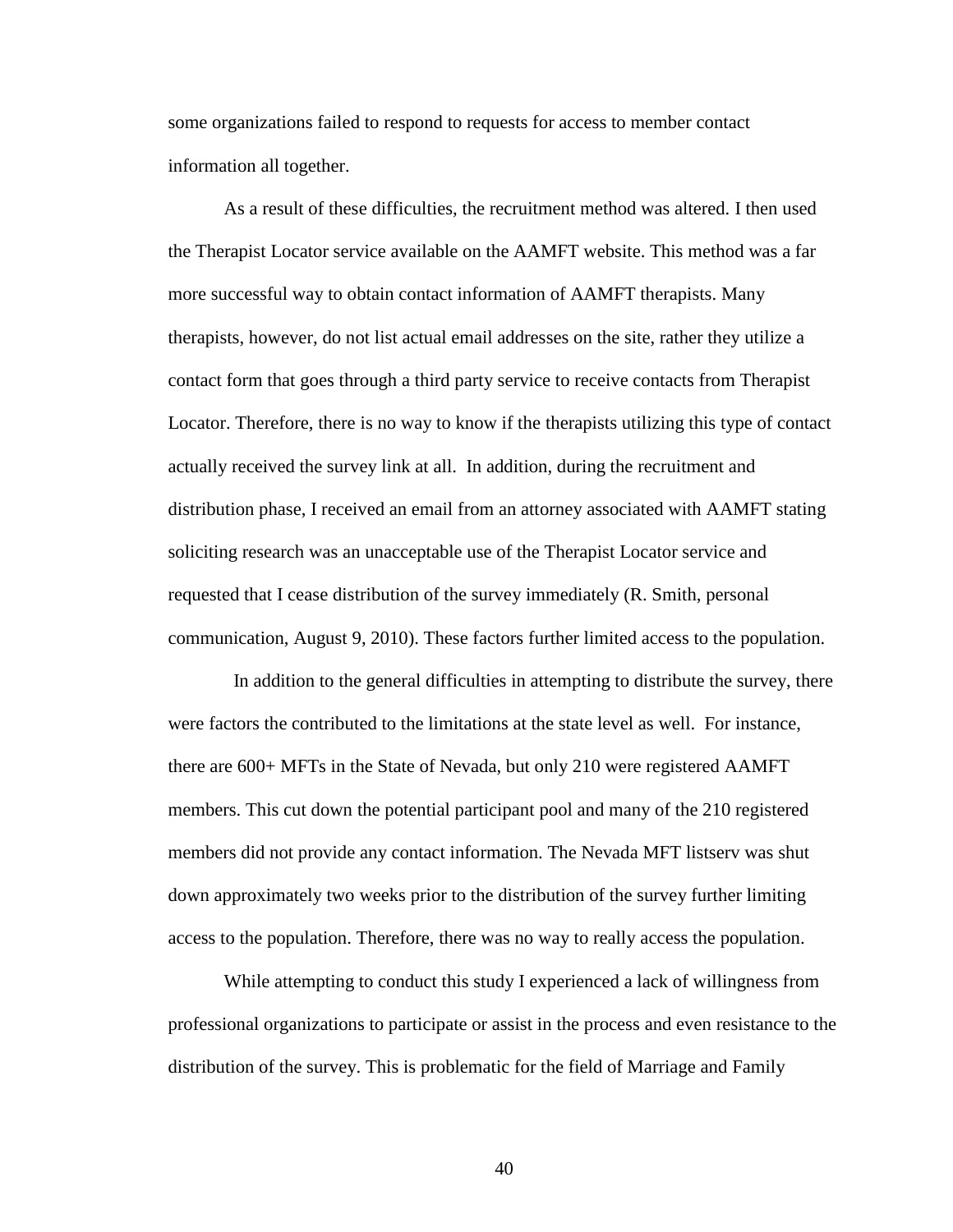some organizations failed to respond to requests for access to member contact information all together.

As a result of these difficulties, the recruitment method was altered. I then used the Therapist Locator service available on the AAMFT website. This method was a far more successful way to obtain contact information of AAMFT therapists. Many therapists, however, do not list actual email addresses on the site, rather they utilize a contact form that goes through a third party service to receive contacts from Therapist Locator. Therefore, there is no way to know if the therapists utilizing this type of contact actually received the survey link at all. In addition, during the recruitment and distribution phase, I received an email from an attorney associated with AAMFT stating soliciting research was an unacceptable use of the Therapist Locator service and requested that I cease distribution of the survey immediately (R. Smith, personal communication, August 9, 2010). These factors further limited access to the population.

In addition to the general difficulties in attempting to distribute the survey, there were factors the contributed to the limitations at the state level as well. For instance, there are 600+ MFTs in the State of Nevada, but only 210 were registered AAMFT members. This cut down the potential participant pool and many of the 210 registered members did not provide any contact information. The Nevada MFT listserv was shut down approximately two weeks prior to the distribution of the survey further limiting access to the population. Therefore, there was no way to really access the population.

While attempting to conduct this study I experienced a lack of willingness from professional organizations to participate or assist in the process and even resistance to the distribution of the survey. This is problematic for the field of Marriage and Family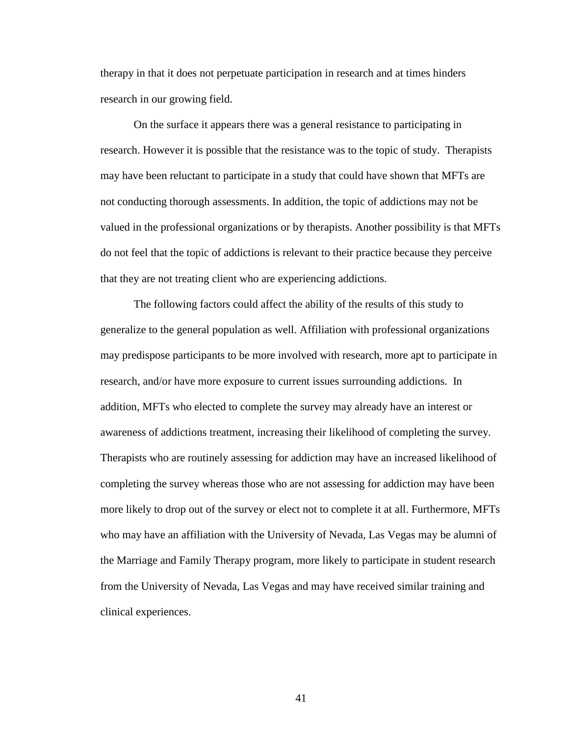therapy in that it does not perpetuate participation in research and at times hinders research in our growing field.

On the surface it appears there was a general resistance to participating in research. However it is possible that the resistance was to the topic of study. Therapists may have been reluctant to participate in a study that could have shown that MFTs are not conducting thorough assessments. In addition, the topic of addictions may not be valued in the professional organizations or by therapists. Another possibility is that MFTs do not feel that the topic of addictions is relevant to their practice because they perceive that they are not treating client who are experiencing addictions.

The following factors could affect the ability of the results of this study to generalize to the general population as well. Affiliation with professional organizations may predispose participants to be more involved with research, more apt to participate in research, and/or have more exposure to current issues surrounding addictions. In addition, MFTs who elected to complete the survey may already have an interest or awareness of addictions treatment, increasing their likelihood of completing the survey. Therapists who are routinely assessing for addiction may have an increased likelihood of completing the survey whereas those who are not assessing for addiction may have been more likely to drop out of the survey or elect not to complete it at all. Furthermore, MFTs who may have an affiliation with the University of Nevada, Las Vegas may be alumni of the Marriage and Family Therapy program, more likely to participate in student research from the University of Nevada, Las Vegas and may have received similar training and clinical experiences.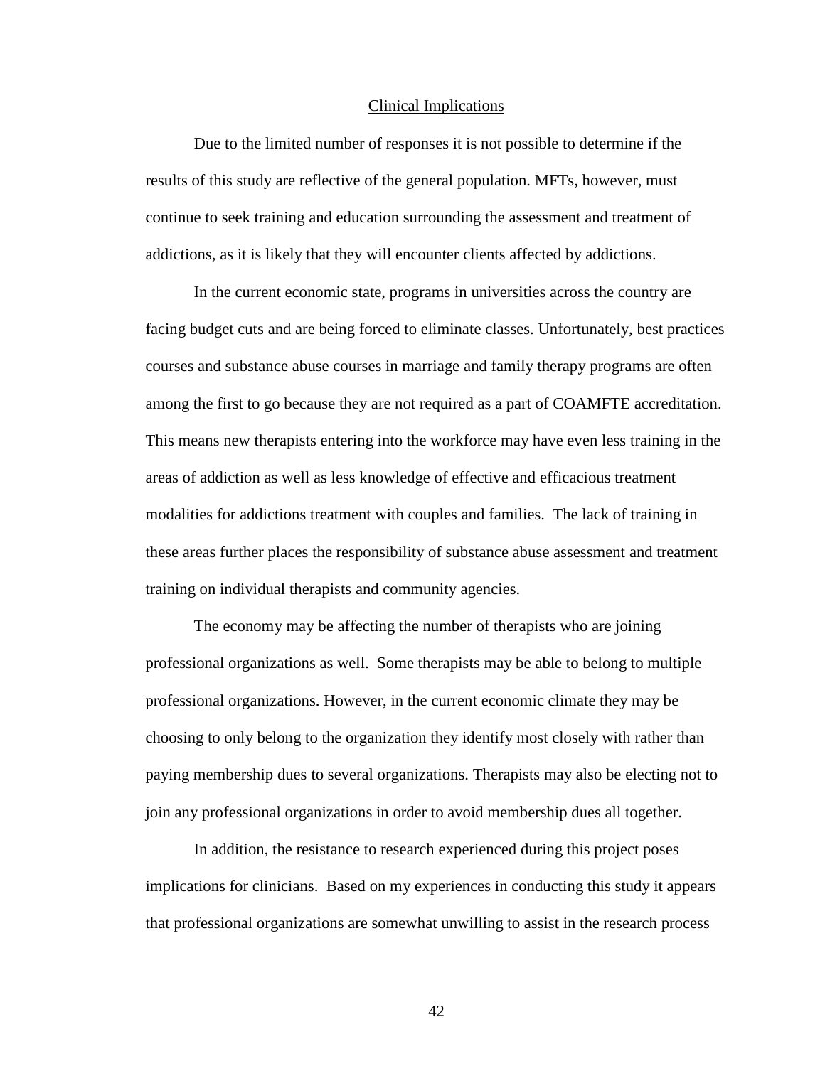## Clinical Implications

Due to the limited number of responses it is not possible to determine if the results of this study are reflective of the general population. MFTs, however, must continue to seek training and education surrounding the assessment and treatment of addictions, as it is likely that they will encounter clients affected by addictions.

In the current economic state, programs in universities across the country are facing budget cuts and are being forced to eliminate classes. Unfortunately, best practices courses and substance abuse courses in marriage and family therapy programs are often among the first to go because they are not required as a part of COAMFTE accreditation. This means new therapists entering into the workforce may have even less training in the areas of addiction as well as less knowledge of effective and efficacious treatment modalities for addictions treatment with couples and families. The lack of training in these areas further places the responsibility of substance abuse assessment and treatment training on individual therapists and community agencies.

The economy may be affecting the number of therapists who are joining professional organizations as well. Some therapists may be able to belong to multiple professional organizations. However, in the current economic climate they may be choosing to only belong to the organization they identify most closely with rather than paying membership dues to several organizations. Therapists may also be electing not to join any professional organizations in order to avoid membership dues all together.

In addition, the resistance to research experienced during this project poses implications for clinicians. Based on my experiences in conducting this study it appears that professional organizations are somewhat unwilling to assist in the research process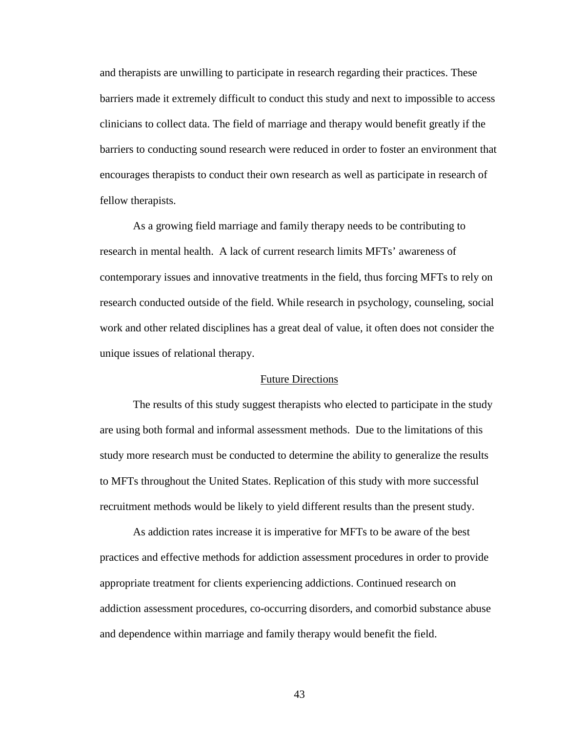and therapists are unwilling to participate in research regarding their practices. These barriers made it extremely difficult to conduct this study and next to impossible to access clinicians to collect data. The field of marriage and therapy would benefit greatly if the barriers to conducting sound research were reduced in order to foster an environment that encourages therapists to conduct their own research as well as participate in research of fellow therapists.

As a growing field marriage and family therapy needs to be contributing to research in mental health. A lack of current research limits MFTs' awareness of contemporary issues and innovative treatments in the field, thus forcing MFTs to rely on research conducted outside of the field. While research in psychology, counseling, social work and other related disciplines has a great deal of value, it often does not consider the unique issues of relational therapy.

## Future Directions

The results of this study suggest therapists who elected to participate in the study are using both formal and informal assessment methods. Due to the limitations of this study more research must be conducted to determine the ability to generalize the results to MFTs throughout the United States. Replication of this study with more successful recruitment methods would be likely to yield different results than the present study.

As addiction rates increase it is imperative for MFTs to be aware of the best practices and effective methods for addiction assessment procedures in order to provide appropriate treatment for clients experiencing addictions. Continued research on addiction assessment procedures, co-occurring disorders, and comorbid substance abuse and dependence within marriage and family therapy would benefit the field.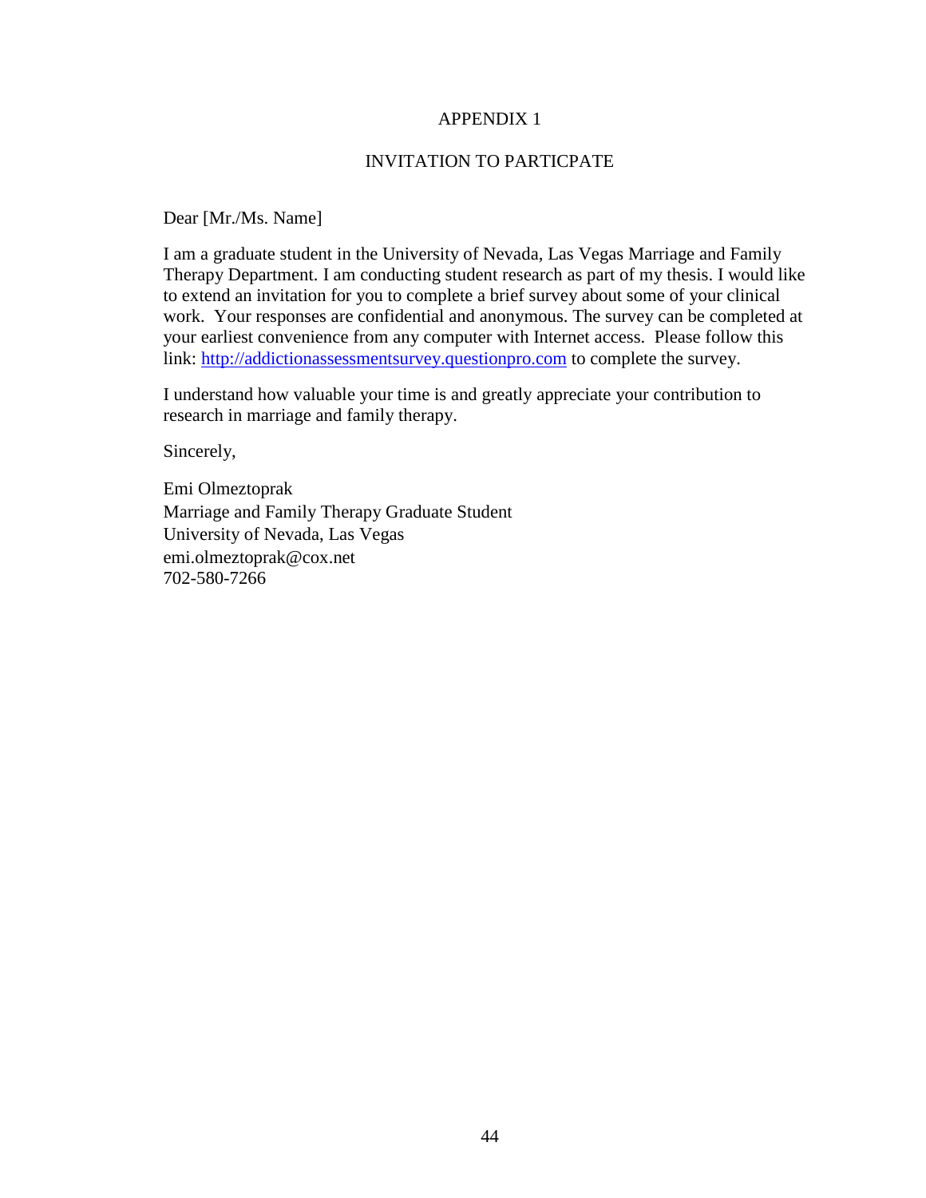# APPENDIX 1

## INVITATION TO PARTICPATE

Dear [Mr./Ms. Name]

I am a graduate student in the University of Nevada, Las Vegas Marriage and Family Therapy Department. I am conducting student research as part of my thesis. I would like to extend an invitation for you to complete a brief survey about some of your clinical work. Your responses are confidential and anonymous. The survey can be completed at your earliest convenience from any computer with Internet access. Please follow this link: http://addictionassessmentsurvey.questionpro.com to complete the survey.

I understand how valuable your time is and greatly appreciate your contribution to research in marriage and family therapy.

Sincerely,

Emi Olmeztoprak
Marriage and Family Therapy Graduate Student
University of Nevada, Las Vegas
emi.olmeztoprak@cox.net
702-580-7266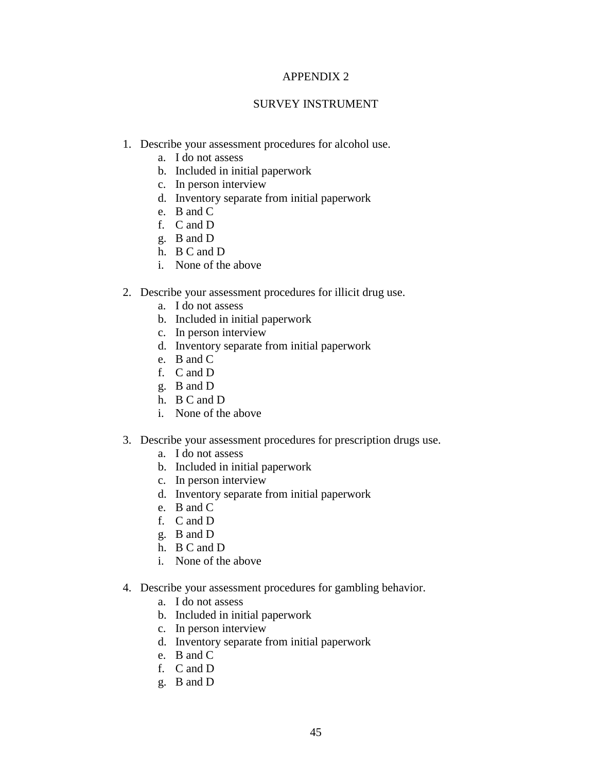# APPENDIX 2

## SURVEY INSTRUMENT

1. Describe your assessment procedures for alcohol use.
    a. I do not assess
    b. Included in initial paperwork
    c. In person interview
    d. Inventory separate from initial paperwork
    e. B and C
    f. C and D
    g. B and D
    h. B C and D
    i. None of the above

2. Describe your assessment procedures for illicit drug use.
    a. I do not assess
    b. Included in initial paperwork
    c. In person interview
    d. Inventory separate from initial paperwork
    e. B and C
    f. C and D
    g. B and D
    h. B C and D
    i. None of the above

3. Describe your assessment procedures for prescription drugs use.
    a. I do not assess
    b. Included in initial paperwork
    c. In person interview
    d. Inventory separate from initial paperwork
    e. B and C
    f. C and D
    g. B and D
    h. B C and D
    i. None of the above

4. Describe your assessment procedures for gambling behavior.
    a. I do not assess
    b. Included in initial paperwork
    c. In person interview
    d. Inventory separate from initial paperwork
    e. B and C
    f. C and D
    g. B and D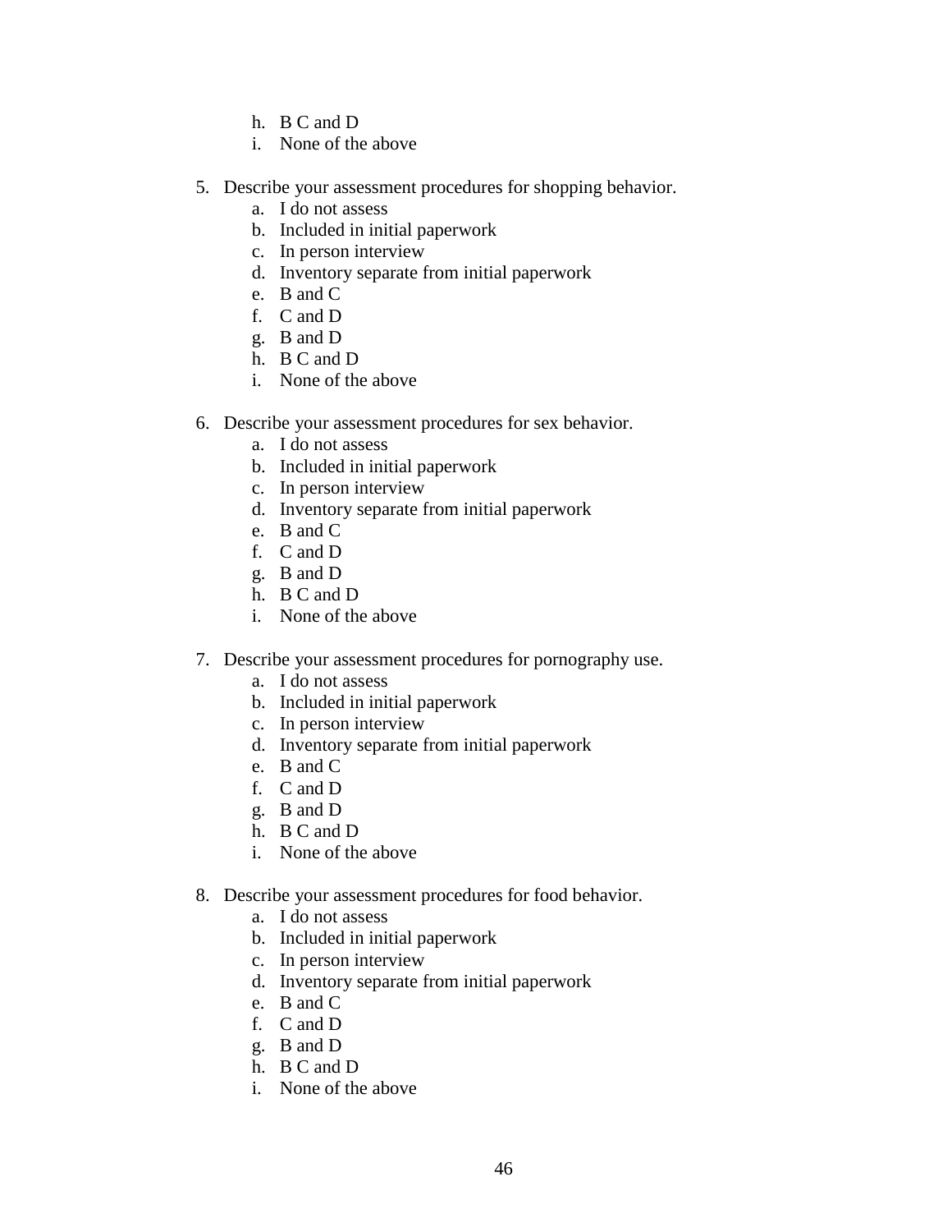h. B C and D
   i. None of the above

5. Describe your assessment procedures for shopping behavior.
   a. I do not assess
   b. Included in initial paperwork
   c. In person interview
   d. Inventory separate from initial paperwork
   e. B and C
   f. C and D
   g. B and D
   h. B C and D
   i. None of the above

6. Describe your assessment procedures for sex behavior.
   a. I do not assess
   b. Included in initial paperwork
   c. In person interview
   d. Inventory separate from initial paperwork
   e. B and C
   f. C and D
   g. B and D
   h. B C and D
   i. None of the above

7. Describe your assessment procedures for pornography use.
   a. I do not assess
   b. Included in initial paperwork
   c. In person interview
   d. Inventory separate from initial paperwork
   e. B and C
   f. C and D
   g. B and D
   h. B C and D
   i. None of the above

8. Describe your assessment procedures for food behavior.
   a. I do not assess
   b. Included in initial paperwork
   c. In person interview
   d. Inventory separate from initial paperwork
   e. B and C
   f. C and D
   g. B and D
   h. B C and D
   i. None of the above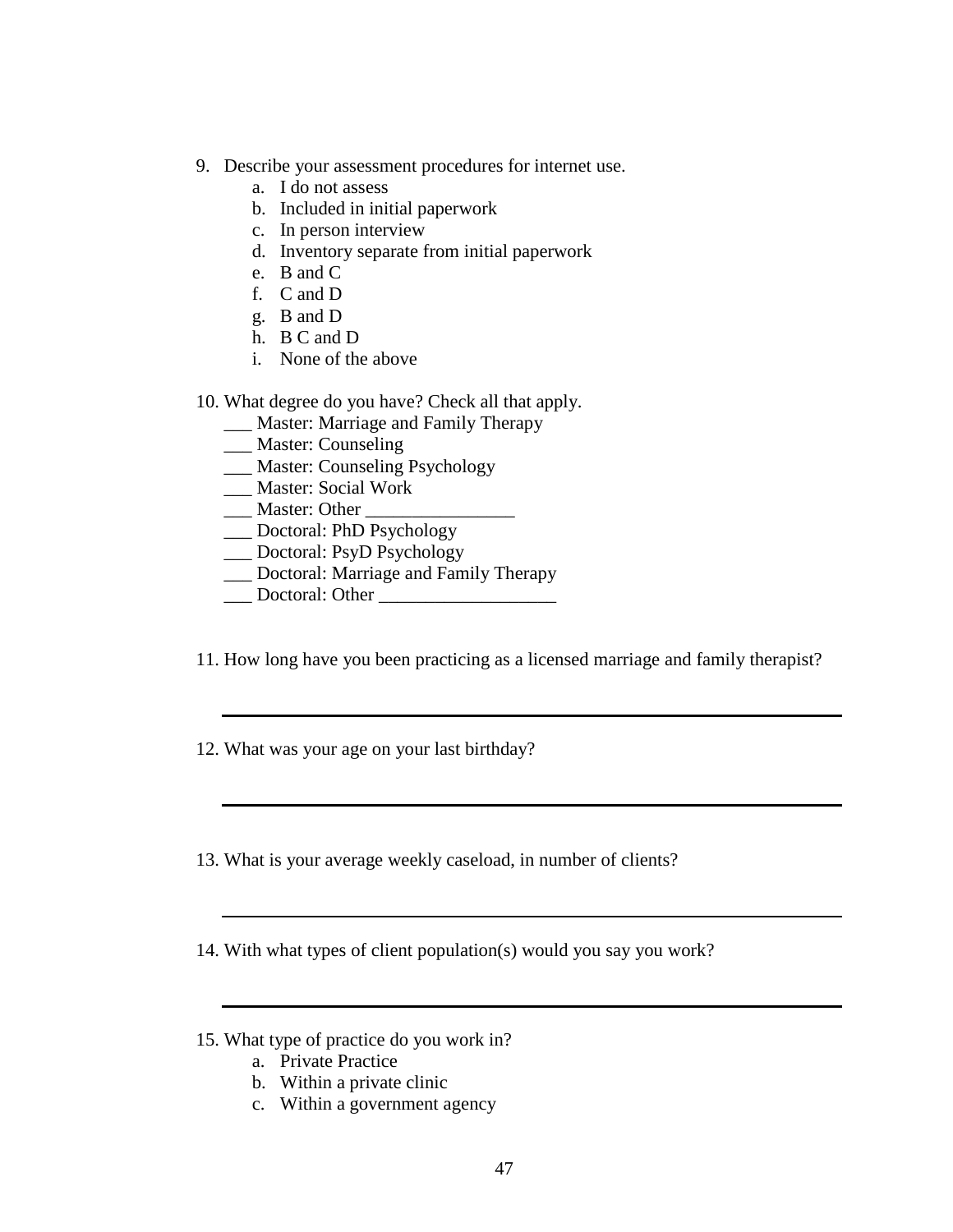9. Describe your assessment procedures for internet use.
   a. I do not assess
   b. Included in initial paperwork
   c. In person interview
   d. Inventory separate from initial paperwork
   e. B and C
   f. C and D
   g. B and D
   h. B C and D
   i. None of the above

10. What degree do you have? Check all that apply.
    ___ Master: Marriage and Family Therapy
    ___ Master: Counseling
    ___ Master: Counseling Psychology
    ___ Master: Social Work
    ___ Master: Other ________________
    ___ Doctoral: PhD Psychology
    ___ Doctoral: PsyD Psychology
    ___ Doctoral: Marriage and Family Therapy
    ___ Doctoral: Other ___________________

11. How long have you been practicing as a licensed marriage and family therapist?

    ______________________________________________________________

12. What was your age on your last birthday?

    ______________________________________________________________

13. What is your average weekly caseload, in number of clients?

    ______________________________________________________________

14. With what types of client population(s) would you say you work?

    ______________________________________________________________

15. What type of practice do you work in?
    a. Private Practice
    b. Within a private clinic
    c. Within a government agency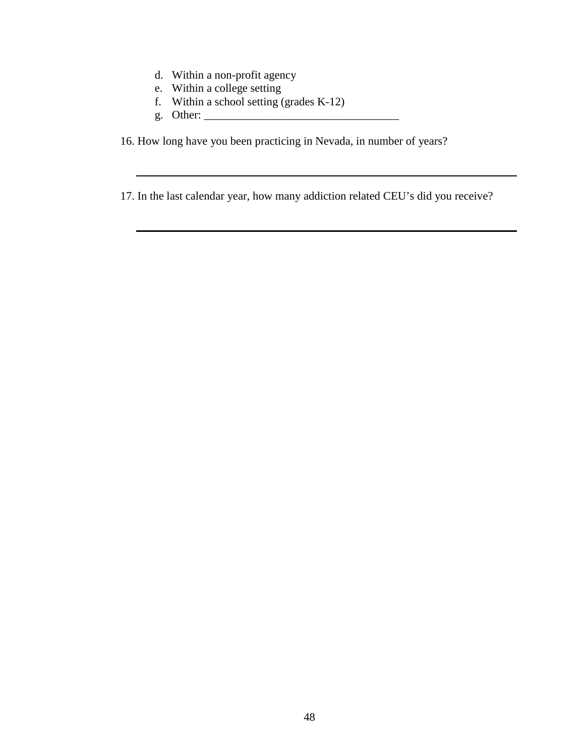d. Within a non-profit agency
e. Within a college setting
f. Within a school setting (grades K-12)
g. Other: __________________________________

16. How long have you been practicing in Nevada, in number of years?

_______________________________________________

17. In the last calendar year, how many addiction related CEU's did you receive?

_______________________________________________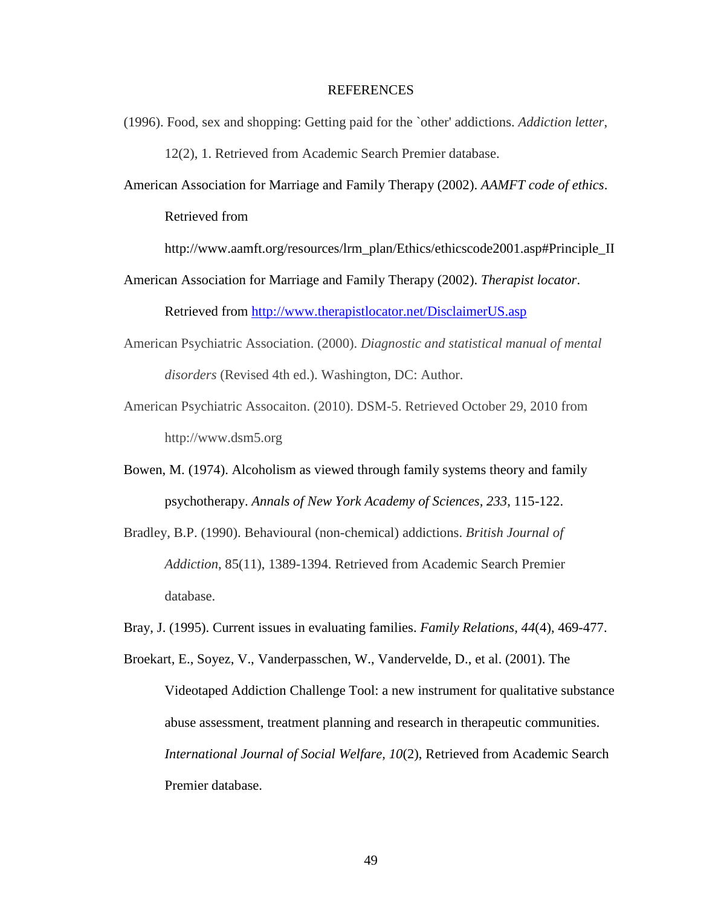# REFERENCES

(1996). Food, sex and shopping: Getting paid for the `other' addictions. *Addiction letter*, 12(2), 1. Retrieved from Academic Search Premier database.

American Association for Marriage and Family Therapy (2002). *AAMFT code of ethics*. Retrieved from http://www.aamft.org/resources/lrm_plan/Ethics/ethicscode2001.asp#Principle_II

American Association for Marriage and Family Therapy (2002). *Therapist locator*. Retrieved from http://www.therapistlocator.net/DisclaimerUS.asp

American Psychiatric Association. (2000). *Diagnostic and statistical manual of mental disorders* (Revised 4th ed.). Washington, DC: Author.

American Psychiatric Assocaiton. (2010). DSM-5. Retrieved October 29, 2010 from http://www.dsm5.org

Bowen, M. (1974). Alcoholism as viewed through family systems theory and family psychotherapy. *Annals of New York Academy of Sciences*, *233*, 115-122.

Bradley, B.P. (1990). Behavioural (non-chemical) addictions. *British Journal of Addiction*, 85(11), 1389-1394. Retrieved from Academic Search Premier database.

Bray, J. (1995). Current issues in evaluating families. *Family Relations, 44*(4), 469-477.

Broekart, E., Soyez, V., Vanderpasschen, W., Vandervelde, D., et al. (2001). The Videotaped Addiction Challenge Tool: a new instrument for qualitative substance abuse assessment, treatment planning and research in therapeutic communities. *International Journal of Social Welfare, 10*(2), Retrieved from Academic Search Premier database.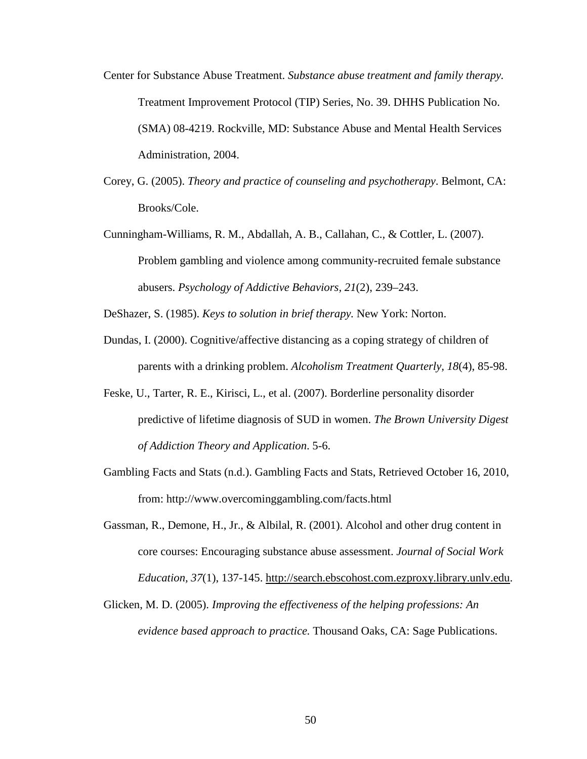Center for Substance Abuse Treatment. *Substance abuse treatment and family therapy.* Treatment Improvement Protocol (TIP) Series, No. 39. DHHS Publication No. (SMA) 08-4219. Rockville, MD: Substance Abuse and Mental Health Services Administration, 2004.

Corey, G. (2005). *Theory and practice of counseling and psychotherapy*. Belmont, CA: Brooks/Cole.

Cunningham-Williams, R. M., Abdallah, A. B., Callahan, C., & Cottler, L. (2007). Problem gambling and violence among community-recruited female substance abusers. *Psychology of Addictive Behaviors, 21*(2), 239–243.

DeShazer, S. (1985). *Keys to solution in brief therapy.* New York: Norton.

Dundas, I. (2000). Cognitive/affective distancing as a coping strategy of children of parents with a drinking problem. *Alcoholism Treatment Quarterly, 18*(4), 85-98.

Feske, U., Tarter, R. E., Kirisci, L., et al. (2007). Borderline personality disorder predictive of lifetime diagnosis of SUD in women. *The Brown University Digest of Addiction Theory and Application*. 5-6.

Gambling Facts and Stats (n.d.). Gambling Facts and Stats, Retrieved October 16, 2010, from: http://www.overcominggambling.com/facts.html

Gassman, R., Demone, H., Jr., & Albilal, R. (2001). Alcohol and other drug content in core courses: Encouraging substance abuse assessment. *Journal of Social Work Education, 37*(1), 137-145. http://search.ebscohost.com.ezproxy.library.unlv.edu.

Glicken, M. D. (2005). *Improving the effectiveness of the helping professions: An evidence based approach to practice.* Thousand Oaks, CA: Sage Publications.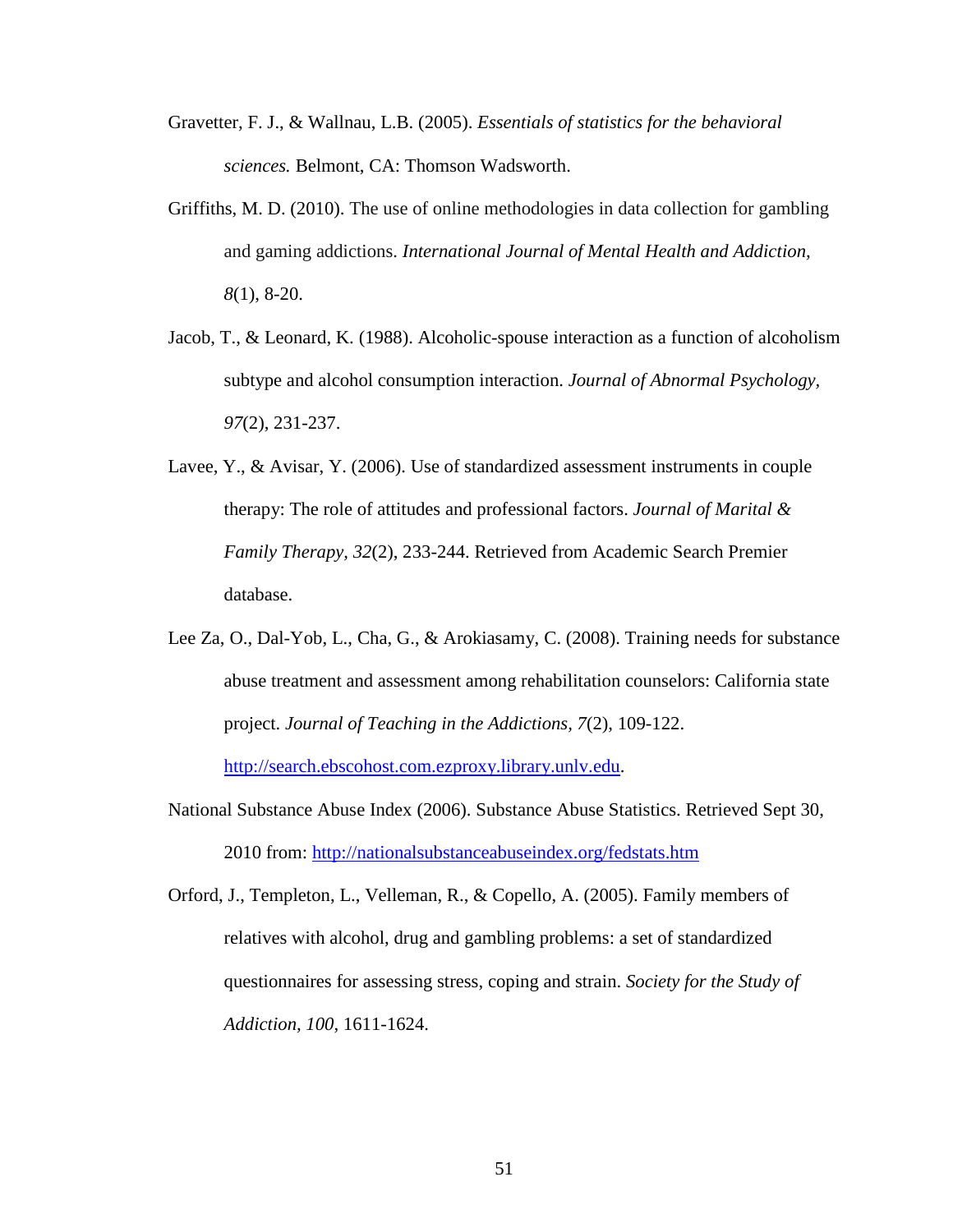Gravetter, F. J., & Wallnau, L.B. (2005). *Essentials of statistics for the behavioral sciences.* Belmont, CA: Thomson Wadsworth.

Griffiths, M. D. (2010). The use of online methodologies in data collection for gambling and gaming addictions. *International Journal of Mental Health and Addiction, 8*(1), 8-20.

Jacob, T., & Leonard, K. (1988). Alcoholic-spouse interaction as a function of alcoholism subtype and alcohol consumption interaction. *Journal of Abnormal Psychology, 97*(2), 231-237.

Lavee, Y., & Avisar, Y. (2006). Use of standardized assessment instruments in couple therapy: The role of attitudes and professional factors. *Journal of Marital & Family Therapy, 32*(2), 233-244. Retrieved from Academic Search Premier database.

Lee Za, O., Dal-Yob, L., Cha, G., & Arokiasamy, C. (2008). Training needs for substance abuse treatment and assessment among rehabilitation counselors: California state project. *Journal of Teaching in the Addictions, 7*(2), 109-122. http://search.ebscohost.com.ezproxy.library.unlv.edu.

National Substance Abuse Index (2006). Substance Abuse Statistics. Retrieved Sept 30, 2010 from: http://nationalsubstanceabuseindex.org/fedstats.htm

Orford, J., Templeton, L., Velleman, R., & Copello, A. (2005). Family members of relatives with alcohol, drug and gambling problems: a set of standardized questionnaires for assessing stress, coping and strain. *Society for the Study of Addiction, 100*, 1611-1624.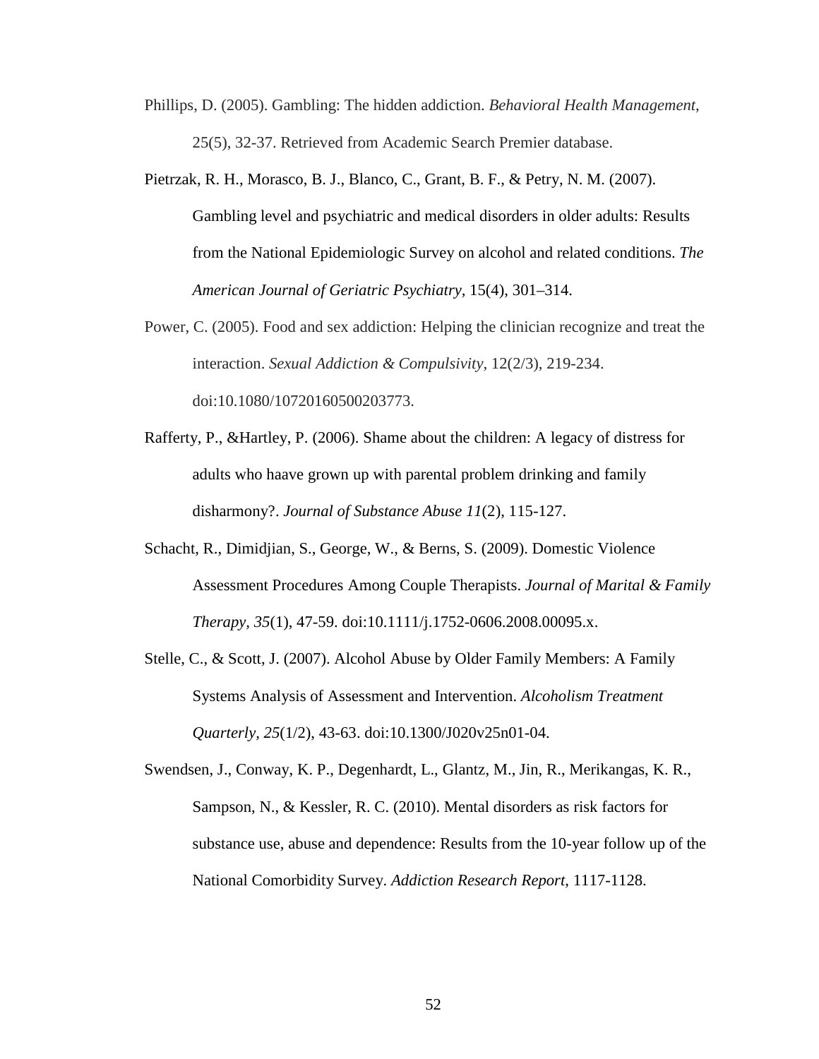Phillips, D. (2005). Gambling: The hidden addiction. *Behavioral Health Management*, 25(5), 32-37. Retrieved from Academic Search Premier database.

Pietrzak, R. H., Morasco, B. J., Blanco, C., Grant, B. F., & Petry, N. M. (2007). Gambling level and psychiatric and medical disorders in older adults: Results from the National Epidemiologic Survey on alcohol and related conditions. *The American Journal of Geriatric Psychiatry*, 15(4), 301–314.

Power, C. (2005). Food and sex addiction: Helping the clinician recognize and treat the interaction. *Sexual Addiction & Compulsivity*, 12(2/3), 219-234. doi:10.1080/10720160500203773.

Rafferty, P., &Hartley, P. (2006). Shame about the children: A legacy of distress for adults who haave grown up with parental problem drinking and family disharmony?. *Journal of Substance Abuse 11*(2), 115-127.

Schacht, R., Dimidjian, S., George, W., & Berns, S. (2009). Domestic Violence Assessment Procedures Among Couple Therapists. *Journal of Marital & Family Therapy*, *35*(1), 47-59. doi:10.1111/j.1752-0606.2008.00095.x.

Stelle, C., & Scott, J. (2007). Alcohol Abuse by Older Family Members: A Family Systems Analysis of Assessment and Intervention. *Alcoholism Treatment Quarterly*, *25*(1/2), 43-63. doi:10.1300/J020v25n01-04.

Swendsen, J., Conway, K. P., Degenhardt, L., Glantz, M., Jin, R., Merikangas, K. R., Sampson, N., & Kessler, R. C. (2010). Mental disorders as risk factors for substance use, abuse and dependence: Results from the 10-year follow up of the National Comorbidity Survey. *Addiction Research Report*, 1117-1128.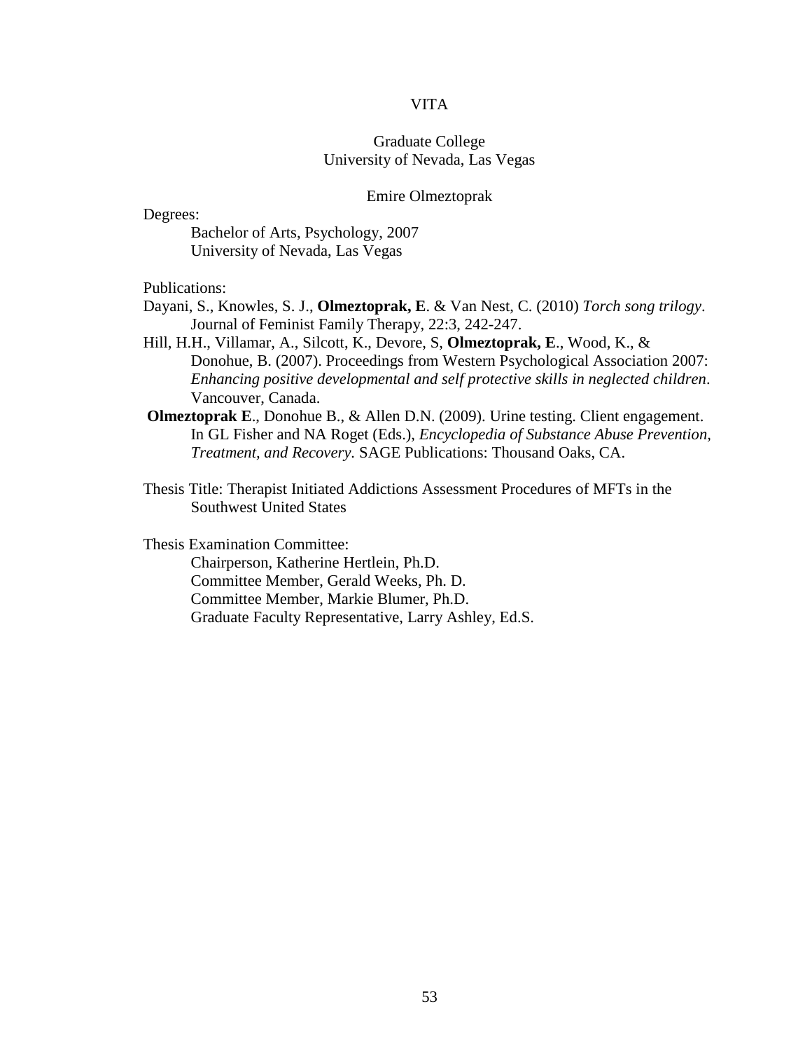# VITA

Graduate College
University of Nevada, Las Vegas

Emire Olmeztoprak

Degrees:

Bachelor of Arts, Psychology, 2007
University of Nevada, Las Vegas

Publications:

Dayani, S., Knowles, S. J., **Olmeztoprak, E**. & Van Nest, C. (2010) *Torch song trilogy*. Journal of Feminist Family Therapy, 22:3, 242-247.

Hill, H.H., Villamar, A., Silcott, K., Devore, S, **Olmeztoprak, E**., Wood, K., & Donohue, B. (2007). Proceedings from Western Psychological Association 2007: *Enhancing positive developmental and self protective skills in neglected children*. Vancouver, Canada.

**Olmeztoprak E**., Donohue B., & Allen D.N. (2009). Urine testing. Client engagement. In GL Fisher and NA Roget (Eds.), *Encyclopedia of Substance Abuse Prevention, Treatment, and Recovery.* SAGE Publications: Thousand Oaks, CA.

Thesis Title: Therapist Initiated Addictions Assessment Procedures of MFTs in the Southwest United States

Thesis Examination Committee:

Chairperson, Katherine Hertlein, Ph.D.
Committee Member, Gerald Weeks, Ph. D.
Committee Member, Markie Blumer, Ph.D.
Graduate Faculty Representative, Larry Ashley, Ed.S.